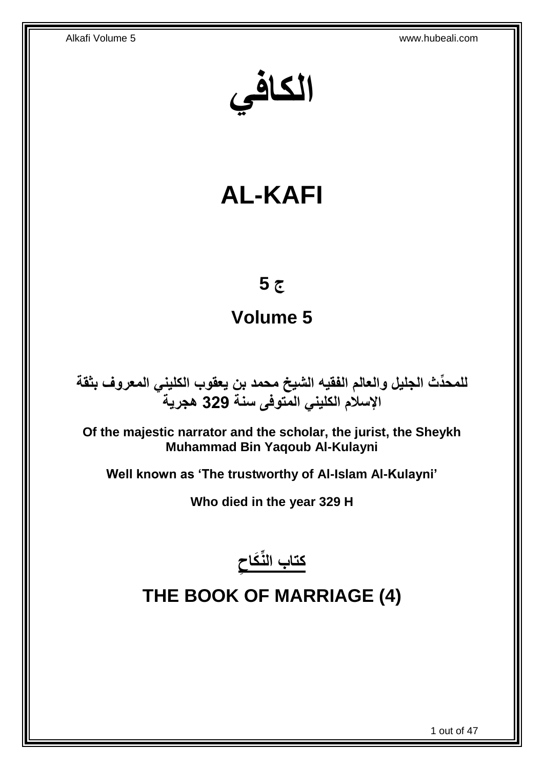# الكافي

# AL-KAFI

## ج 5

## Volume 5

**للمحدِّث الجليل والعالم الفقيه الشيخ محمد بن يعقوب الكليني المعروف بثقة الإسلام الكليني المتوفى سنة 329 هجرية**

**Of the majestic narrator and the scholar, the jurist, the Sheykh Muhammad Bin Yaqoub Al-Kulayni**

**Well known as 'The trustworthy of Al-Islam Al-Kulayni'**

**Who died in the year 329 H**

## كتاب النِّكَاحِ

## THE BOOK OF MARRIAGE (4)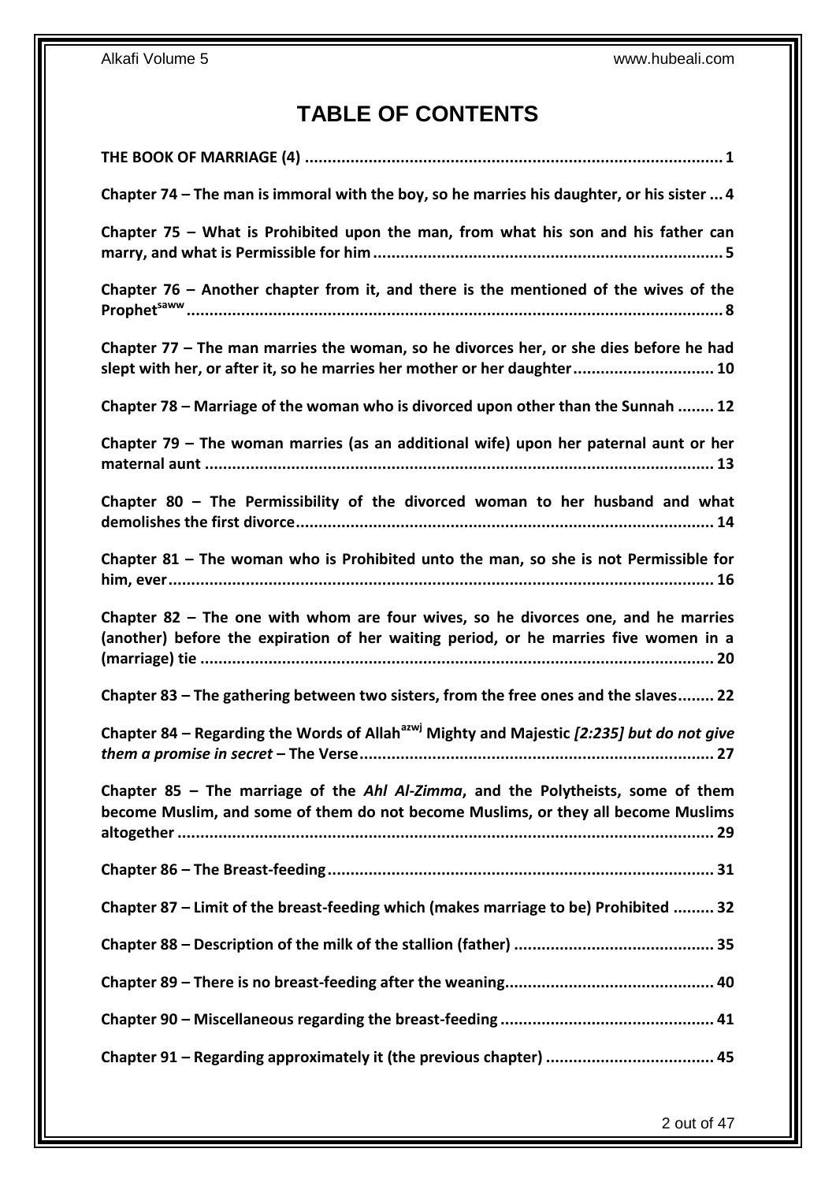# TABLE OF CONTENTS

**THE BOOK OF MARRIAGE (4) ............................................................................................ 1**

**Chapter 74 – The man is immoral with the boy, so he marries his daughter, or his sister ... 4**

**Chapter 75 – What is Prohibited upon the man, from what his son and his father can marry, and what is Permissible for him ............................................................................ 5**

**Chapter 76 – Another chapter from it, and there is the mentioned of the wives of the Prophet[saww] .................................................................................................................... 8**

**Chapter 77 – The man marries the woman, so he divorces her, or she dies before he had slept with her, or after it, so he marries her mother or her daughter ............................... 10**

**Chapter 78 – Marriage of the woman who is divorced upon other than the Sunnah ........ 12**

**Chapter 79 – The woman marries (as an additional wife) upon her paternal aunt or her maternal aunt .............................................................................................................. 13**

**Chapter 80 – The Permissibility of the divorced woman to her husband and what demolishes the first divorce ........................................................................................... 14**

**Chapter 81 – The woman who is Prohibited unto the man, so she is not Permissible for him, ever ....................................................................................................................... 16**

**Chapter 82 – The one with whom are four wives, so he divorces one, and he marries (another) before the expiration of her waiting period, or he marries five women in a (marriage) tie ................................................................................................................ 20**

**Chapter 83 – The gathering between two sisters, from the free ones and the slaves ........ 22**

**Chapter 84 – Regarding the Words of Allah[azwj] Mighty and Majestic *[2:235] but do not give them a promise in secret* – The Verse ............................................................................. 27**

**Chapter 85 – The marriage of the *Ahl Al-Zimma*, and the Polytheists, some of them become Muslim, and some of them do not become Muslims, or they all become Muslims altogether ...................................................................................................................... 29**

**Chapter 86 – The Breast-feeding ..................................................................................... 31**

**Chapter 87 – Limit of the breast-feeding which (makes marriage to be) Prohibited ......... 32**

**Chapter 88 – Description of the milk of the stallion (father) ............................................ 35**

**Chapter 89 – There is no breast-feeding after the weaning.............................................. 40**

**Chapter 90 – Miscellaneous regarding the breast-feeding ............................................... 41**

**Chapter 91 – Regarding approximately it (the previous chapter) ..................................... 45**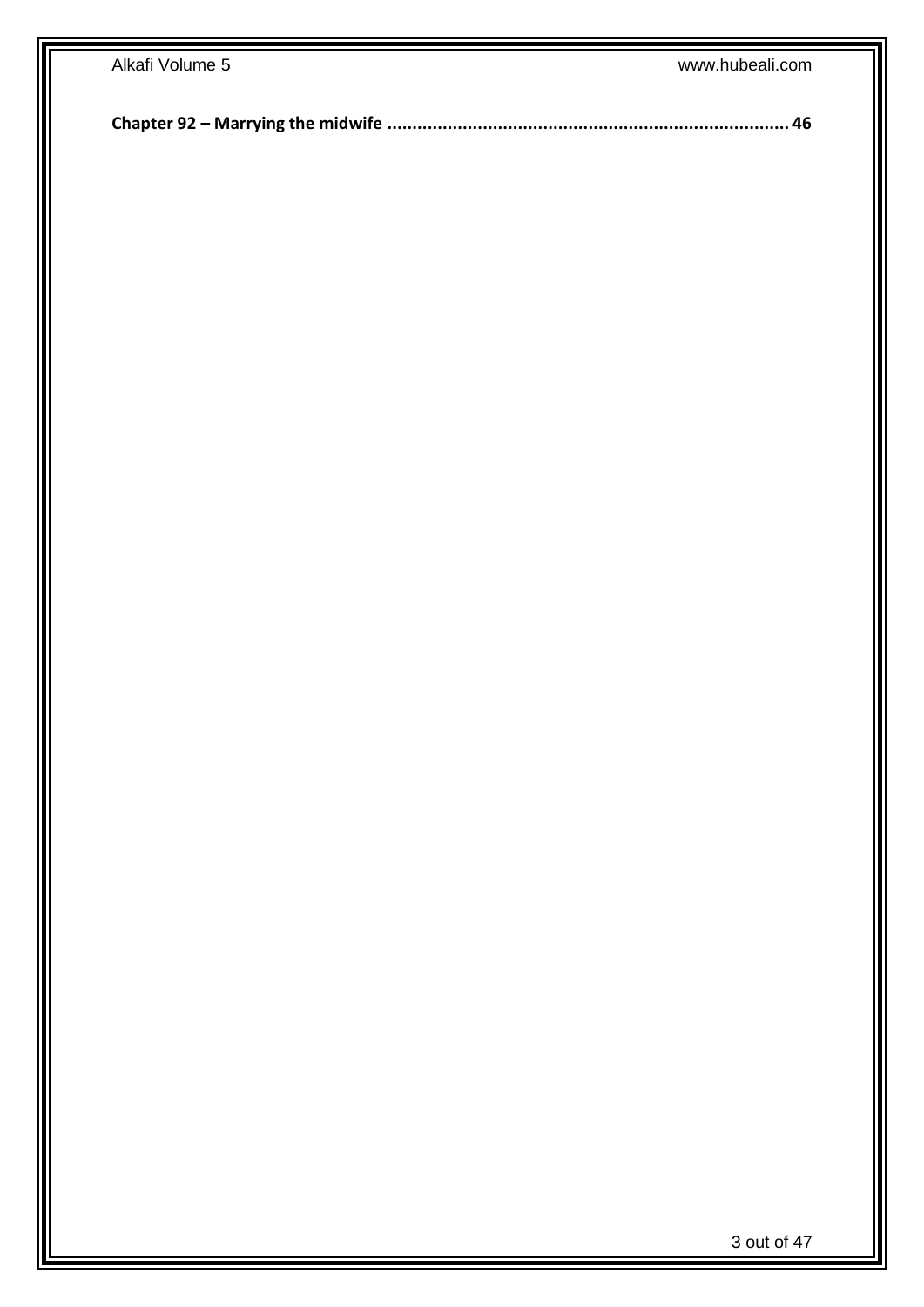**Chapter 92 – Marrying the midwife ............................................................................... 46**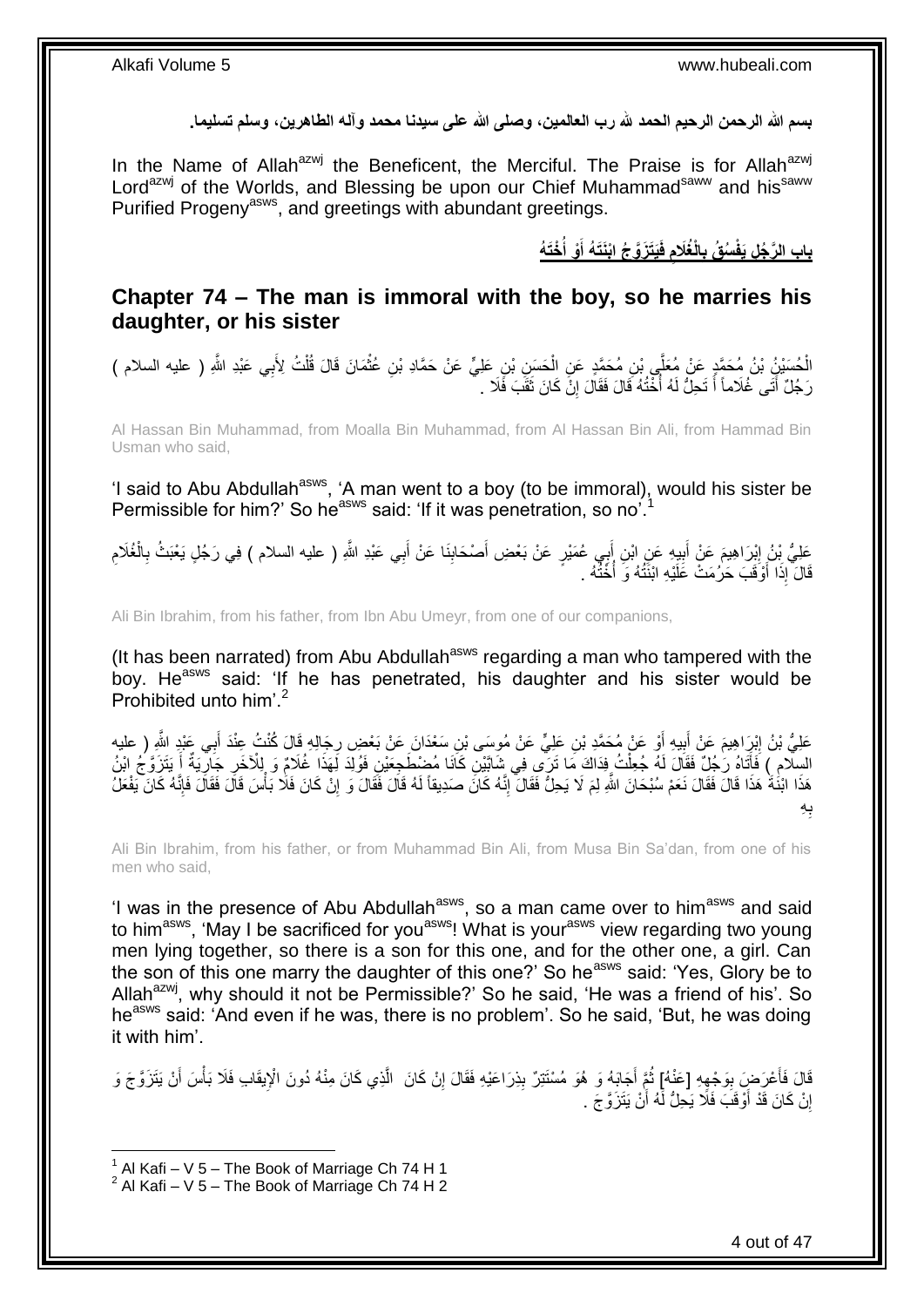بسم الله الرحمن الرحيم الحمد لله رب العالمين، وصلى الله على سيدنا محمد وآله الطاهرين، وسلم تسليما.

In the Name of Allah[azwj] the Beneficent, the Merciful. The Praise is for Allah[azwj] Lord[azwj] of the Worlds, and Blessing be upon our Chief Muhammad[saww] and his[saww] Purified Progeny[asws], and greetings with abundant greetings.

## بَابِ الرَّجُلِ يَفْسُقُ بِالْغُلَامِ فَيَتَزَوَّجُ ابْنَتَهُ أَوْ أُخْتَهُ

## Chapter 74 – The man is immoral with the boy, so he marries his daughter, or his sister

الْحُسَيْنُ بْنُ مُحَمَّدٍ عَنْ مُعَلَّى بْنِ مُحَمَّدٍ عَنِ الْحَسَنِ بْنِ عَلِيٍّ عَنْ حَمَّادِ بْنِ عُثْمَانَ قَالَ قُلْتُ لِأَبِي عَبْدِ اللَّهِ ( عليه السلام ) رَجُلٌ أَتَى غُلَاماً أَ تَحِلُّ لَهُ أُخْتُهُ قَالَ فَقَالَ إِنْ كَانَ ثَقَبَ فَلَا .

Al Hassan Bin Muhammad, from Moalla Bin Muhammad, from Al Hassan Bin Ali, from Hammad Bin Usman who said,

'I said to Abu Abdullah[asws], 'A man went to a boy (to be immoral), would his sister be Permissible for him?' So he[asws] said: 'If it was penetration, so no'.[1]

عَلِيُّ بْنُ إِبْرَاهِيمَ عَنْ أَبِيهِ عَنِ ابْنِ أَبِي عُمَيْرٍ عَنْ بَعْضِ أَصْحَابِنَا عَنْ أَبِي عَبْدِ اللَّهِ ( عليه السلام ) فِي رَجُلٍ يَعْبَثُ بِالْغُلَامِ قَالَ إِذَا أَوْقَبَ حَرُمَتْ عَلَيْهِ ابْنَتُهُ وَ أُخْتُهُ .

Ali Bin Ibrahim, from his father, from Ibn Abu Umeyr, from one of our companions,

(It has been narrated) from Abu Abdullah[asws] regarding a man who tampered with the boy. He[asws] said: 'If he has penetrated, his daughter and his sister would be Prohibited unto him'.[2]

عَلِيُّ بْنُ إِبْرَاهِيمَ عَنْ أَبِيهِ أَوْ عَنْ مُحَمَّدِ بْنِ عَلِيٍّ عَنْ مُوسَى بْنِ سَعْدَانَ عَنْ بَعْضِ رِجَالِهِ قَالَ كُنْتُ عِنْدَ أَبِي عَبْدِ اللَّهِ ( عليه السلام ) فَأَتَاهُ رَجُلٌ فَقَالَ لَهُ جُعِلْتُ فِدَاكَ مَا تَرَى فِي شَابَّيْنِ كَانَا مُضْطَجِعَيْنِ فَوُلِدَ لِهَذَا غُلَامٌ وَ لِلْآخَرِ جَارِيَةٌ أَ يَتَزَوَّجُ ابْنُ هَذَا ابْنَةَ هَذَا قَالَ فَقَالَ نَعَمْ سُبْحَانَ اللَّهِ لِمَ لَا يَحِلُّ فَقَالَ إِنَّهُ كَانَ صَدِيقاً لَهُ قَالَ فَقَالَ وَ إِنْ كَانَ فَلَا بَأْسَ قَالَ فَقَالَ فَإِنَّهُ كَانَ يَفْعَلُ بِهِ

Ali Bin Ibrahim, from his father, or from Muhammad Bin Ali, from Musa Bin Sa'dan, from one of his men who said,

'I was in the presence of Abu Abdullah[asws], so a man came over to him[asws] and said to him[asws], 'May I be sacrificed for you[asws]! What is your[asws] view regarding two young men lying together, so there is a son for this one, and for the other one, a girl. Can the son of this one marry the daughter of this one?' So he[asws] said: 'Yes, Glory be to Allah[azwj], why should it not be Permissible?' So he said, 'He was a friend of his'. So he[asws] said: 'And even if he was, there is no problem'. So he said, 'But, he was doing it with him'.

قَالَ فَأَعْرَضَ بِوَجْهِهِ [عَنْهُ] ثُمَّ أَجَابَهُ وَ هُوَ مُسْتَتِرٌ بِذِرَاعَيْهِ فَقَالَ إِنْ كَانَ الَّذِي كَانَ مِنْهُ دُونَ الْإِيقَابِ فَلَا بَأْسَ أَنْ يَتَزَوَّجَ وَ إِنْ كَانَ قَدْ أَوْقَبَ فَلَا يَحِلُّ لَهُ أَنْ يَتَزَوَّجَ .

---

[1] Al Kafi – V 5 – The Book of Marriage Ch 74 H 1
[2] Al Kafi – V 5 – The Book of Marriage Ch 74 H 2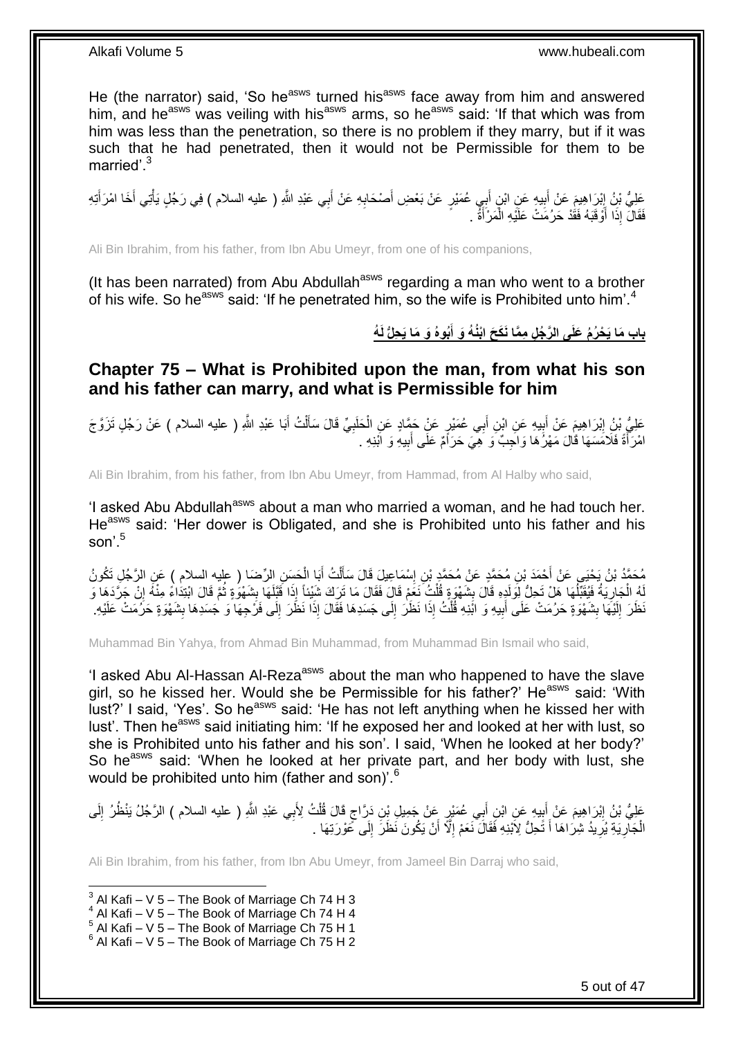He (the narrator) said, 'So he[asws] turned his[asws] face away from him and answered him, and he[asws] was veiling with his[asws] arms, so he[asws] said: 'If that which was from him was less than the penetration, so there is no problem if they marry, but if it was such that he had penetrated, then it would not be Permissible for them to be married'.[3]

عَلِيُّ بْنُ إِبْرَاهِيمَ عَنْ أَبِيهِ عَنِ ابْنِ أَبِي عُمَيْرٍ عَنْ بَعْضِ أَصْحَابِهِ عَنْ أَبِي عَبْدِ اللَّهِ ( عليه السلام ) فِي رَجُلٍ يَأْتِي أَخَا امْرَأَتِهِ فَقَالَ إِذَا أَوْقَبَهُ فَقَدْ حَرُمَتْ عَلَيْهِ الْمَرْأَةُ .

Ali Bin Ibrahim, from his father, from Ibn Abu Umeyr, from one of his companions,

(It has been narrated) from Abu Abdullah[asws] regarding a man who went to a brother of his wife. So he[asws] said: 'If he penetrated him, so the wife is Prohibited unto him'.[4]

## باب مَا يَحْرُمُ عَلَى الرَّجُلِ مِمَّا نَكَحَ ابْنُهُ وَ أَبُوهُ وَ مَا يَحِلُّ لَهُ

## Chapter 75 – What is Prohibited upon the man, from what his son and his father can marry, and what is Permissible for him

عَلِيُّ بْنُ إِبْرَاهِيمَ عَنْ أَبِيهِ عَنِ ابْنِ أَبِي عُمَيْرٍ عَنْ حَمَّادٍ عَنِ الْحَلَبِيِّ قَالَ سَأَلْتُ أَبَا عَبْدِ اللَّهِ ( عليه السلام ) عَنْ رَجُلٍ تَزَوَّجَ امْرَأَةً فَلَامَسَهَا قَالَ مَهْرُهَا وَاجِبٌ وَ هِيَ حَرَامٌ عَلَى أَبِيهِ وَ ابْنِهِ .

Ali Bin Ibrahim, from his father, from Ibn Abu Umeyr, from Hammad, from Al Halby who said,

'I asked Abu Abdullah[asws] about a man who married a woman, and he had touch her. He[asws] said: 'Her dower is Obligated, and she is Prohibited unto his father and his son'.[5]

مُحَمَّدُ بْنُ يَحْيَى عَنْ أَحْمَدَ بْنِ مُحَمَّدٍ عَنْ مُحَمَّدِ بْنِ إِسْمَاعِيلَ قَالَ سَأَلْتُ أَبَا الْحَسَنِ الرِّضَا ( عليه السلام ) عَنِ الرَّجُلِ تَكُونُ لَهُ الْجَارِيَةُ فَيُقَبِّلُهَا هَلْ تَحِلُّ لِوَلَدِهِ قَالَ بِشَهْوَةٍ قُلْتُ نَعَمْ قَالَ فَقَالَ مَا تَرَكَ شَيْئاً إِذَا قَبَّلَهَا بِشَهْوَةٍ ثُمَّ قَالَ ابْتِدَاءً مِنْهُ إِنْ جَرَّدَهَا وَ نَظَرَ إِلَيْهَا بِشَهْوَةٍ حَرُمَتْ عَلَى أَبِيهِ وَ ابْنِهِ قُلْتُ إِذَا نَظَرَ إِلَى جَسَدِهَا فَقَالَ إِذَا نَظَرَ إِلَى فَرْجِهَا وَ جَسَدِهَا بِشَهْوَةٍ حَرُمَتْ عَلَيْهِ .

Muhammad Bin Yahya, from Ahmad Bin Muhammad, from Muhammad Bin Ismail who said,

'I asked Abu Al-Hassan Al-Reza[asws] about the man who happened to have the slave girl, so he kissed her. Would she be Permissible for his father?' He[asws] said: 'With lust?' I said, 'Yes'. So he[asws] said: 'He has not left anything when he kissed her with lust'. Then he[asws] said initiating him: 'If he exposed her and looked at her with lust, so she is Prohibited unto his father and his son'. I said, 'When he looked at her body?' So he[asws] said: 'When he looked at her private part, and her body with lust, she would be prohibited unto him (father and son)'.[6]

عَلِيُّ بْنُ إِبْرَاهِيمَ عَنْ أَبِيهِ عَنِ ابْنِ أَبِي عُمَيْرٍ عَنْ جَمِيلِ بْنِ دَرَّاجٍ قَالَ قُلْتُ لِأَبِي عَبْدِ اللَّهِ ( عليه السلام ) الرَّجُلُ يَنْظُرُ إِلَى الْجَارِيَةِ يُرِيدُ شِرَاهَا أَ تَحِلُّ لِابْنِهِ فَقَالَ نَعَمْ إِلَّا أَنْ يَكُونَ نَظَرَ إِلَى عَوْرَتِهَا .

Ali Bin Ibrahim, from his father, from Ibn Abu Umeyr, from Jameel Bin Darraj who said,

[3] Al Kafi – V 5 – The Book of Marriage Ch 74 H 3
[4] Al Kafi – V 5 – The Book of Marriage Ch 74 H 4
[5] Al Kafi – V 5 – The Book of Marriage Ch 75 H 1
[6] Al Kafi – V 5 – The Book of Marriage Ch 75 H 2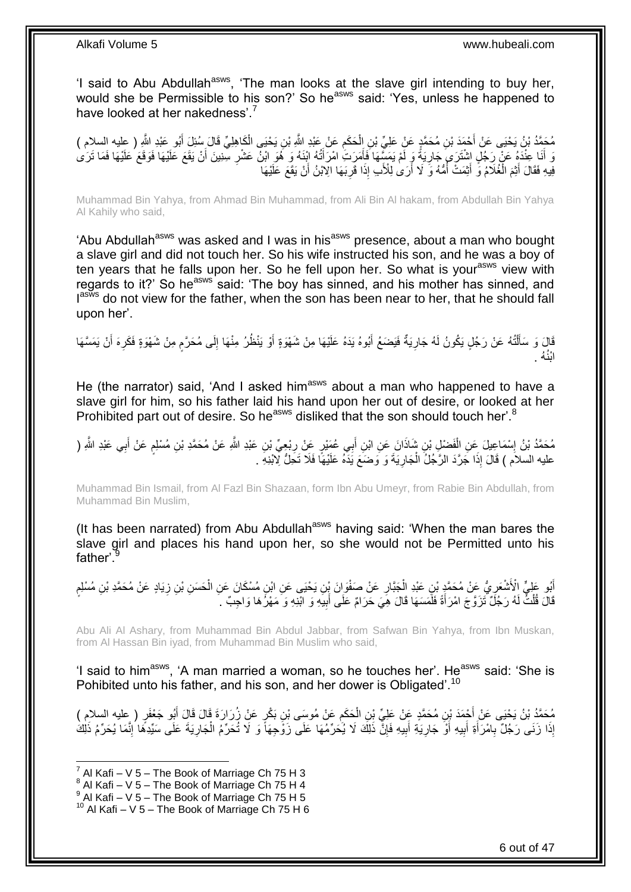'I said to Abu Abdullah[asws], 'The man looks at the slave girl intending to buy her, would she be Permissible to his son?' So he[asws] said: 'Yes, unless he happened to have looked at her nakedness'.[7]

مُحَمَّدُ بْنُ يَحْيَى عَنْ أَحْمَدَ بْنِ مُحَمَّدٍ عَنْ عَلِيِّ بْنِ الْحَكَمِ عَنْ عَبْدِ اللَّهِ بْنِ يَحْيَى الْكَاهِلِيِّ قَالَ سُئِلَ أَبُو عَبْدِ اللَّهِ ( عليه السلام ) وَ أَنَا عِنْدَهُ عَنْ رَجُلٍ اشْتَرَى جَارِيَةً وَ لَمْ يَمَسَّهَا فَأَمَرَتِ امْرَأَتُهُ ابْنَهُ وَ هُوَ ابْنُ عَشْرِ سِنِينَ أَنْ يَقَعَ عَلَيْهَا فَوَقَعَ عَلَيْهَا فَمَا تَرَى فِيهِ فَقَالَ أَثِمَ الْغُلَامُ وَ أَثِمَتْ أُمُّهُ وَ لَا أَرَى لِلْأَبِ إِذَا قَرِبَهَا الِابْنُ أَنْ يَقَعَ عَلَيْهَا

Muhammad Bin Yahya, from Ahmad Bin Muhammad, from Ali Bin Al hakam, from Abdullah Bin Yahya Al Kahily who said,

'Abu Abdullah[asws] was asked and I was in his[asws] presence, about a man who bought a slave girl and did not touch her. So his wife instructed his son, and he was a boy of ten years that he falls upon her. So he fell upon her. So what is your[asws] view with regards to it?' So he[asws] said: 'The boy has sinned, and his mother has sinned, and I[asws] do not view for the father, when the son has been near to her, that he should fall upon her'.

قَالَ وَ سَأَلْتُهُ عَنْ رَجُلٍ يَكُونُ لَهُ جَارِيَةٌ فَيَضَعُ أَبُوهُ يَدَهُ عَلَيْهَا مِنْ شَهْوَةٍ أَوْ يَنْظُرُ مِنْهَا إِلَى مُحَرَّمٍ مِنْ شَهْوَةٍ فَكَرِهَ أَنْ يَمَسَّهَا ابْنُهُ .

He (the narrator) said, 'And I asked him[asws] about a man who happened to have a slave girl for him, so his father laid his hand upon her out of desire, or looked at her Prohibited part out of desire. So he[asws] disliked that the son should touch her'.[8]

مُحَمَّدُ بْنُ إِسْمَاعِيلَ عَنِ الْفَضْلِ بْنِ شَاذَانَ عَنِ ابْنِ أَبِي عُمَيْرٍ عَنْ رِبْعِيِّ بْنِ عَبْدِ اللَّهِ عَنْ مُحَمَّدِ بْنِ مُسْلِمٍ عَنْ أَبِي عَبْدِ اللَّهِ ( عليه السلام ) قَالَ إِذَا جَرَّدَ الرَّجُلُ الْجَارِيَةَ وَ وَضَعَ يَدَهُ عَلَيْهَا فَلَا تَحِلُّ لِابْنِهِ .

Muhammad Bin Ismail, from Al Fazl Bin Shazaan, form Ibn Abu Umeyr, from Rabie Bin Abdullah, from Muhammad Bin Muslim,

(It has been narrated) from Abu Abdullah[asws] having said: 'When the man bares the slave girl and places his hand upon her, so she would not be Permitted unto his father'.[9]

أَبُو عَلِيٍّ الْأَشْعَرِيُّ عَنْ مُحَمَّدِ بْنِ عَبْدِ الْجَبَّارِ عَنْ صَفْوَانَ بْنِ يَحْيَى عَنِ ابْنِ مُسْكَانَ عَنِ الْحَسَنِ بْنِ زِيَادٍ عَنْ مُحَمَّدِ بْنِ مُسْلِمٍ قَالَ قُلْتُ لَهُ رَجُلٌ تَزَوَّجَ امْرَأَةً فَلَمَسَهَا قَالَ هِيَ حَرَامٌ عَلَى أَبِيهِ وَ ابْنِهِ وَ مَهْرُهَا وَاجِبٌ .

Abu Ali Al Ashary, from Muhammad Bin Abdul Jabbar, from Safwan Bin Yahya, from Ibn Muskan, from Al Hassan Bin iyad, from Muhammad Bin Muslim who said,

'I said to him[asws], 'A man married a woman, so he touches her'. He[asws] said: 'She is Pohibited unto his father, and his son, and her dower is Obligated'.[10]

مُحَمَّدُ بْنُ يَحْيَى عَنْ أَحْمَدَ بْنِ مُحَمَّدٍ عَنْ عَلِيِّ بْنِ الْحَكَمِ عَنْ مُوسَى بْنِ بَكْرٍ عَنْ زُرَارَةَ قَالَ قَالَ أَبُو جَعْفَرٍ ( عليه السلام ) إِذَا زَنَى رَجُلٌ بِامْرَأَةِ أَبِيهِ أَوْ جَارِيَةِ أَبِيهِ فَإِنَّ ذَلِكَ لَا يُحَرِّمُهَا عَلَى زَوْجِهَا وَ لَا تُحَرِّمُ الْجَارِيَةَ عَلَى سَيِّدِهَا إِنَّمَا يُحَرِّمُ ذَلِكَ

[7] Al Kafi – V 5 – The Book of Marriage Ch 75 H 3
[8] Al Kafi – V 5 – The Book of Marriage Ch 75 H 4
[9] Al Kafi – V 5 – The Book of Marriage Ch 75 H 5
[10] Al Kafi – V 5 – The Book of Marriage Ch 75 H 6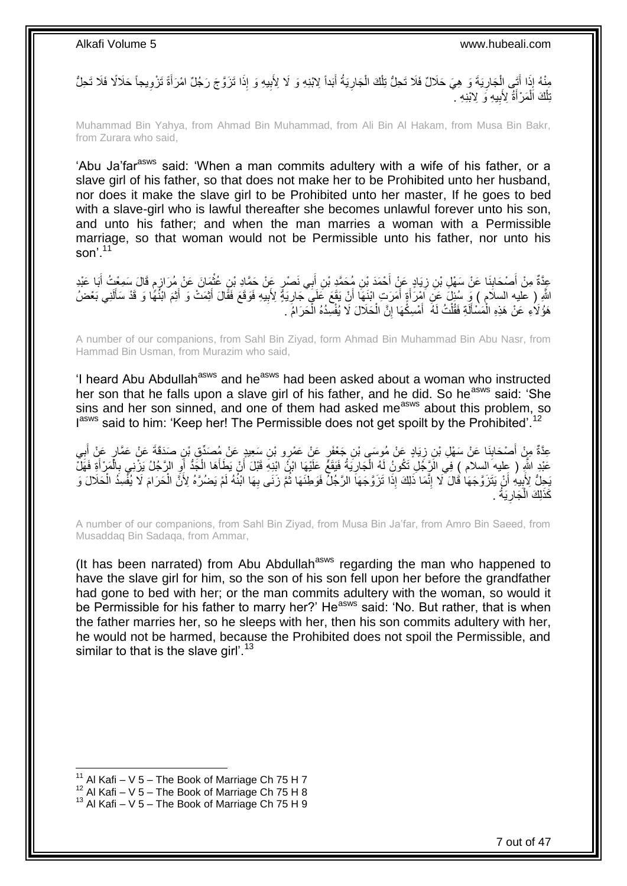مِنْهُ إِذَا أَتَى الْجَارِيَةَ وَ هِيَ حَلَالٌ فَلَا تَحِلُّ تِلْكَ الْجَارِيَةُ أَبَداً لِابْنِهِ وَ لَا لِأَبِيهِ وَ إِذَا تَزَوَّجَ رَجُلٌ امْرَأَةً تَزْوِيجاً حَلَالًا فَلَا تَحِلُّ تِلْكَ الْمَرْأَةُ لِأَبِيهِ وَ لَا لِابْنِهِ .

Muhammad Bin Yahya, from Ahmad Bin Muhammad, from Ali Bin Al Hakam, from Musa Bin Bakr, from Zurara who said,

'Abu Ja'far[asws] said: 'When a man commits adultery with a wife of his father, or a slave girl of his father, so that does not make her to be Prohibited unto her husband, nor does it make the slave girl to be Prohibited unto her master, If he goes to bed with a slave-girl who is lawful thereafter she becomes unlawful forever unto his son, and unto his father; and when the man marries a woman with a Permissible marriage, so that woman would not be Permissible unto his father, nor unto his son'.[11]

عِدَّةٌ مِنْ أَصْحَابِنَا عَنْ سَهْلِ بْنِ زِيَادٍ عَنْ أَحْمَدَ بْنِ مُحَمَّدِ بْنِ أَبِي نَصْرٍ عَنْ حَمَّادِ بْنِ عُثْمَانَ عَنْ مُرَازِمٍ قَالَ سَمِعْتُ أَبَا عَبْدِ اللَّهِ ( عليه السلام ) وَ سُئِلَ عَنِ امْرَأَةٍ أَمَرَتِ ابْنَهَا أَنْ يَقَعَ عَلَى جَارِيَةٍ لِأَبِيهِ فَوَقَعَ فَقَالَ أَثِمَتْ وَ أَثِمَ ابْنُهَا وَ قَدْ سَأَلَنِي بَعْضُ هَؤُلَاءِ عَنْ هَذِهِ الْمَسْأَلَةِ فَقُلْتُ لَهُ أَمْسِكْهَا إِنَّ الْحَلَالَ لَا يُفْسِدُهُ الْحَرَامُ .

A number of our companions, from Sahl Bin Ziyad, form Ahmad Bin Muhammad Bin Abu Nasr, from Hammad Bin Usman, from Murazim who said,

'I heard Abu Abdullah[asws] and he[asws] had been asked about a woman who instructed her son that he falls upon a slave girl of his father, and he did. So he[asws] said: 'She sins and her son sinned, and one of them had asked me[asws] about this problem, so I[asws] said to him: 'Keep her! The Permissible does not get spoilt by the Prohibited'.[12]

عِدَّةٌ مِنْ أَصْحَابِنَا عَنْ سَهْلِ بْنِ زِيَادٍ عَنْ مُوسَى بْنِ جَعْفَرٍ عَنْ عَمْرِو بْنِ سَعِيدٍ عَنْ مُصَدِّقِ بْنِ صَدَقَةَ عَنْ عَمَّارٍ عَنْ أَبِي عَبْدِ اللَّهِ ( عليه السلام ) فِي الرَّجُلِ تَكُونُ لَهُ الْجَارِيَةُ فَيَقَعُ عَلَيْهَا ابْنُ ابْنِهِ قَبْلَ أَنْ يَطَأَهَا الْجَدُّ أَوِ الرَّجُلُ يَزْنِي بِالْمَرْأَةِ فَهَلْ يَحِلُّ لِأَبِيهِ أَنْ يَتَزَوَّجَهَا قَالَ لَا إِنَّمَا ذَلِكَ إِذَا تَزَوَّجَهَا الرَّجُلُ فَوَطِئَهَا ثُمَّ زَنَى بِهَا ابْنُهُ لَمْ يَضُرَّهُ لِأَنَّ الْحَرَامَ لَا يُفْسِدُ الْحَلَالَ وَ كَذَلِكَ الْجَارِيَةُ .

A number of our companions, from Sahl Bin Ziyad, from Musa Bin Ja'far, from Amro Bin Saeed, from Musaddaq Bin Sadaqa, from Ammar,

(It has been narrated) from Abu Abdullah[asws] regarding the man who happened to have the slave girl for him, so the son of his son fell upon her before the grandfather had gone to bed with her; or the man commits adultery with the woman, so would it be Permissible for his father to marry her?' He[asws] said: 'No. But rather, that is when the father marries her, so he sleeps with her, then his son commits adultery with her, he would not be harmed, because the Prohibited does not spoil the Permissible, and similar to that is the slave girl'.[13]

[11] Al Kafi – V 5 – The Book of Marriage Ch 75 H 7
[12] Al Kafi – V 5 – The Book of Marriage Ch 75 H 8
[13] Al Kafi – V 5 – The Book of Marriage Ch 75 H 9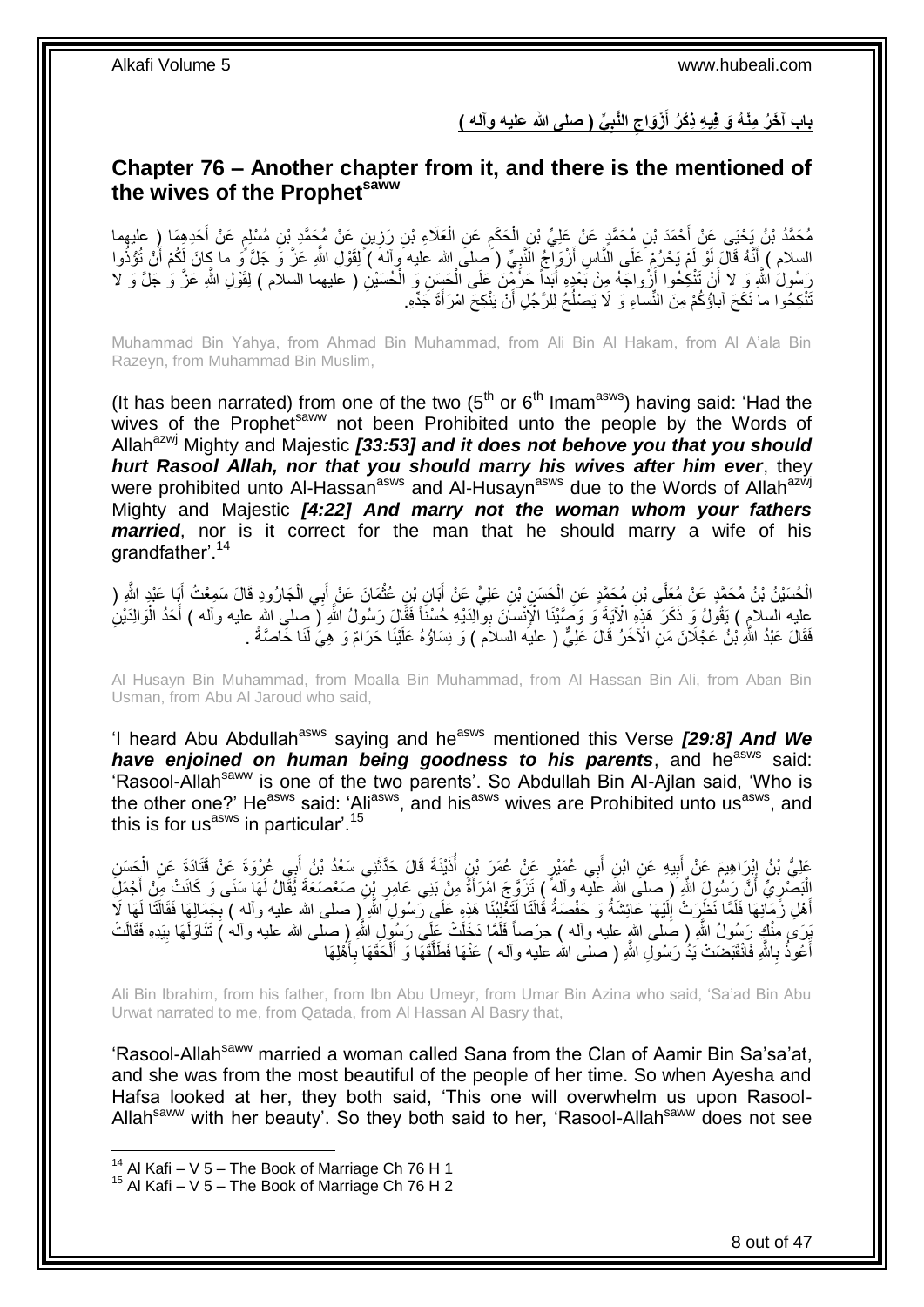## بابٌ آخَرُ مِنْهُ وَ فِيهِ ذِكْرُ أَزْوَاجِ النَّبِيِّ ( صلى الله عليه وآله )

## Chapter 76 – Another chapter from it, and there is the mentioned of the wives of the Prophet[saww]

مُحَمَّدُ بْنُ يَحْيَى عَنْ أَحْمَدَ بْنِ مُحَمَّدٍ عَنْ عَلِيِّ بْنِ الْحَكَمِ عَنِ الْعَلَاءِ بْنِ رَزِينٍ عَنْ مُحَمَّدِ بْنِ مُسْلِمٍ عَنْ أَحَدِهِمَا ( عليهما السلام ) أَنَّهُ قَالَ لَوْ لَمْ يَحْرُمْ عَلَى النَّاسِ أَزْوَاجُ النَّبِيِّ ( صلى الله عليه وآله ) لِقَوْلِ اللَّهِ عَزَّ وَ جَلَّ وَ ما كانَ لَكُمْ أَنْ تُؤْذُوا رَسُولَ اللَّهِ وَ لا أَنْ تَنْكِحُوا أَزْواجَهُ مِنْ بَعْدِهِ أَبَداً حَرُمْنَ عَلَى الْحَسَنِ وَ الْحُسَيْنِ ( عليهما السلام ) لِقَوْلِ اللَّهِ عَزَّ وَ جَلَّ وَ لا تَنْكِحُوا ما نَكَحَ آباؤُكُمْ مِنَ النِّساءِ وَ لَا يَصْلُحُ لِلرَّجُلِ أَنْ يَنْكِحَ امْرَأَةَ جَدِّهِ.

Muhammad Bin Yahya, from Ahmad Bin Muhammad, from Ali Bin Al Hakam, from Al A'ala Bin Razeyn, from Muhammad Bin Muslim,

(It has been narrated) from one of the two (5[th] or 6[th] Imam[asws]) having said: 'Had the wives of the Prophet[saww] not been Prohibited unto the people by the Words of Allah[azwj] Mighty and Majestic *[33:53] and it does not behove you that you should hurt Rasool Allah, nor that you should marry his wives after him ever*, they were prohibited unto Al-Hassan[asws] and Al-Husayn[asws] due to the Words of Allah[azwj] Mighty and Majestic *[4:22] And marry not the woman whom your fathers married*, nor is it correct for the man that he should marry a wife of his grandfather'.[14]

الْحُسَيْنُ بْنُ مُحَمَّدٍ عَنْ مُعَلَّى بْنِ مُحَمَّدٍ عَنِ الْحَسَنِ بْنِ عَلِيٍّ عَنْ أَبَانِ بْنِ عُثْمَانَ عَنْ أَبِي الْجَارُودِ قَالَ سَمِعْتُ أَبَا عَبْدِ اللَّهِ ( عليه السلام ) يَقُولُ وَ ذَكَرَ هَذِهِ الْآيَةَ وَ وَصَّيْنَا الْإِنْسانَ بِوالِدَيْهِ حُسْناً فَقَالَ رَسُولُ اللَّهِ ( صلى الله عليه وآله ) أَحَدُ الْوَالِدَيْنِ فَقَالَ عَبْدُ اللَّهِ بْنُ عَجْلَانَ مَنِ الْآخَرُ قَالَ عَلِيٌّ ( عليه السلام ) وَ نِسَاؤُهُ عَلَيْنَا حَرَامٌ وَ هِيَ لَنَا خَاصَّةً .

Al Husayn Bin Muhammad, from Moalla Bin Muhammad, from Al Hassan Bin Ali, from Aban Bin Usman, from Abu Al Jaroud who said,

'I heard Abu Abdullah[asws] saying and he[asws] mentioned this Verse *[29:8] And We have enjoined on human being goodness to his parents*, and he[asws] said: 'Rasool-Allah[saww] is one of the two parents'. So Abdullah Bin Al-Ajlan said, 'Who is the other one?' He[asws] said: 'Ali[asws], and his[asws] wives are Prohibited unto us[asws], and this is for us[asws] in particular'.[15]

عَلِيُّ بْنُ إِبْرَاهِيمَ عَنْ أَبِيهِ عَنِ ابْنِ أَبِي عُمَيْرٍ عَنْ عُمَرَ بْنِ أُذَيْنَةَ قَالَ حَدَّثَنِي سَعْدُ بْنُ أَبِي عُرْوَةَ عَنْ قَتَادَةَ عَنِ الْحَسَنِ الْبَصْرِيِّ أَنَّ رَسُولَ اللَّهِ ( صلى الله عليه وآله ) تَزَوَّجَ امْرَأَةً مِنْ بَنِي عَامِرِ بْنِ صَعْصَعَةَ يُقَالُ لَهَا سَنَى وَ كَانَتْ مِنْ أَجْمَلِ أَهْلِ زَمَانِهَا فَلَمَّا نَظَرَتْ إِلَيْهَا عَائِشَةُ وَ حَفْصَةُ قَالَتَا لَتَغْلِبُنَا هَذِهِ عَلَى رَسُولِ اللَّهِ ( صلى الله عليه وآله ) بِجَمَالِهَا فَقَالَتَا لَهَا لَا يَرَى مِنْكِ رَسُولُ اللَّهِ ( صلى الله عليه وآله ) حِرْصاً فَلَمَّا دَخَلَتْ عَلَى رَسُولِ اللَّهِ ( صلى الله عليه وآله ) تَنَاوَلَهَا بِيَدِهِ فَقَالَتْ أَعُوذُ بِاللَّهِ فَانْقَبَضَتْ يَدُ رَسُولِ اللَّهِ ( صلى الله عليه وآله ) عَنْهَا فَطَلَّقَهَا وَ أَلْحَقَهَا بِأَهْلِهَا

Ali Bin Ibrahim, from his father, from Ibn Abu Umeyr, from Umar Bin Azina who said, 'Sa'ad Bin Abu Urwat narrated to me, from Qatada, from Al Hassan Al Basry that,

'Rasool-Allah[saww] married a woman called Sana from the Clan of Aamir Bin Sa'sa'at, and she was from the most beautiful of the people of her time. So when Ayesha and Hafsa looked at her, they both said, 'This one will overwhelm us upon Rasool-Allah[saww] with her beauty'. So they both said to her, 'Rasool-Allah[saww] does not see

---

[14] Al Kafi – V 5 – The Book of Marriage Ch 76 H 1
[15] Al Kafi – V 5 – The Book of Marriage Ch 76 H 2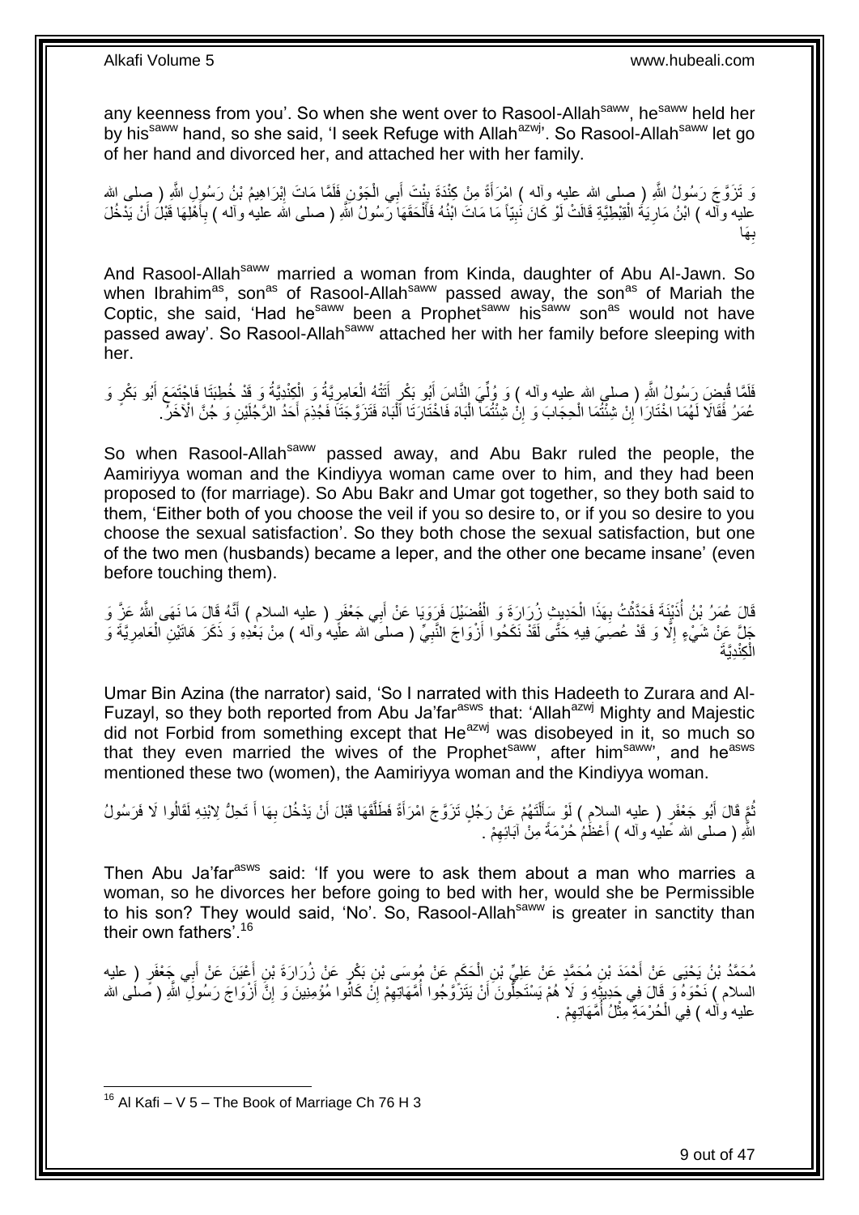any keenness from you'. So when she went over to Rasool-Allah[saww], he[saww] held her by his[saww] hand, so she said, 'I seek Refuge with Allah[azwj]'. So Rasool-Allah[saww] let go of her hand and divorced her, and attached her with her family.

وَ تَزَوَّجَ رَسُولُ اللَّهِ ( صلى الله عليه وآله ) امْرَأَةً مِنْ كِنْدَةَ بِنْتَ أَبِي الْجَوْنِ فَلَمَّا مَاتَ إِبْرَاهِيمُ بْنُ رَسُولِ اللَّهِ ( صلى الله عليه وآله ) ابْنُ مَارِيَةَ الْقِبْطِيَّةِ قَالَتْ لَوْ كَانَ نَبِيّاً مَا مَاتَ ابْنُهُ فَأَلْحَقَهَا رَسُولُ اللَّهِ ( صلى الله عليه وآله ) بِأَهْلِهَا قَبْلَ أَنْ يَدْخُلَ بِهَا

And Rasool-Allah[saww] married a woman from Kinda, daughter of Abu Al-Jawn. So when Ibrahim[as], son[as] of Rasool-Allah[saww] passed away, the son[as] of Mariah the Coptic, she said, 'Had he[saww] been a Prophet[saww] his[saww] son[as] would not have passed away'. So Rasool-Allah[saww] attached her with her family before sleeping with her.

فَلَمَّا قُبِضَ رَسُولُ اللَّهِ ( صلى الله عليه وآله ) وَ وُلِّيَ النَّاسَ أَبُو بَكْرٍ أَتَتْهُ الْعَامِرِيَّةُ وَ الْكِنْدِيَّةُ وَ قَدْ خُطِبَتَا فَاجْتَمَعَ أَبُو بَكْرٍ وَ عُمَرُ فَقَالَا لَهُمَا اخْتَارَا إِنْ شِئْتُمَا الْحِجَابَ وَ إِنْ شِئْتُمَا الْبَاهَ فَاخْتَارَتَا الْبَاهَ فَتَزَوَّجَتَا فَجُذِمَ أَحَدُ الرَّجُلَيْنِ وَ جُنَّ الْآخَرُ.

So when Rasool-Allah[saww] passed away, and Abu Bakr ruled the people, the Aamiriyya woman and the Kindiyya woman came over to him, and they had been proposed to (for marriage). So Abu Bakr and Umar got together, so they both said to them, 'Either both of you choose the veil if you so desire to, or if you so desire to you choose the sexual satisfaction'. So they both chose the sexual satisfaction, but one of the two men (husbands) became a leper, and the other one became insane' (even before touching them).

قَالَ عُمَرُ بْنُ أُذَيْنَةَ فَحَدَّثْتُ بِهَذَا الْحَدِيثِ زُرَارَةَ وَ الْفُضَيْلَ فَرَوَيَا عَنْ أَبِي جَعْفَرٍ ( عليه السلام ) أَنَّهُ قَالَ مَا نَهَى اللَّهُ عَزَّ وَ جَلَّ عَنْ شَيْءٍ إِلَّا وَ قَدْ عُصِيَ فِيهِ حَتَّى لَقَدْ نَكَحُوا أَزْوَاجَ النَّبِيِّ ( صلى الله عليه وآله ) مِنْ بَعْدِهِ وَ ذَكَرَ هَاتَيْنِ الْعَامِرِيَّةَ وَ الْكِنْدِيَّةَ

Umar Bin Azina (the narrator) said, 'So I narrated with this Hadeeth to Zurara and Al-Fuzayl, so they both reported from Abu Ja'far[asws] that: 'Allah[azwj] Mighty and Majestic did not Forbid from something except that He[azwj] was disobeyed in it, so much so that they even married the wives of the Prophet[saww], after him[saww]', and he[asws] mentioned these two (women), the Aamiriyya woman and the Kindiyya woman.

ثُمَّ قَالَ أَبُو جَعْفَرٍ ( عليه السلام ) لَوْ سَأَلْتَهُمْ عَنْ رَجُلٍ تَزَوَّجَ امْرَأَةً فَطَلَّقَهَا قَبْلَ أَنْ يَدْخُلَ بِهَا أَ تَحِلُّ لِابْنِهِ لَقَالُوا لَا فَرَسُولُ اللَّهِ ( صلى الله عليه وآله ) أَعْظَمُ حُرْمَةً مِنْ آبَائِهِمْ .

Then Abu Ja'far[asws] said: 'If you were to ask them about a man who marries a woman, so he divorces her before going to bed with her, would she be Permissible to his son? They would said, 'No'. So, Rasool-Allah[saww] is greater in sanctity than their own fathers'.[16]

مُحَمَّدُ بْنُ يَحْيَى عَنْ أَحْمَدَ بْنِ مُحَمَّدٍ عَنْ عَلِيِّ بْنِ الْحَكَمِ عَنْ مُوسَى بْنِ بَكْرٍ عَنْ زُرَارَةَ بْنِ أَعْيَنَ عَنْ أَبِي جَعْفَرٍ ( عليه السلام ) نَحْوَهُ وَ قَالَ فِي حَدِيثِهِ وَ لَا هُمْ يَسْتَحِلُّونَ أَنْ يَتَزَوَّجُوا أُمَّهَاتِهِمْ إِنْ كَانُوا مُؤْمِنِينَ وَ إِنَّ أَزْوَاجَ رَسُولِ اللَّهِ ( صلى الله عليه وآله ) فِي الْحُرْمَةِ مِثْلُ أُمَّهَاتِهِمْ .

[16] Al Kafi – V 5 – The Book of Marriage Ch 76 H 3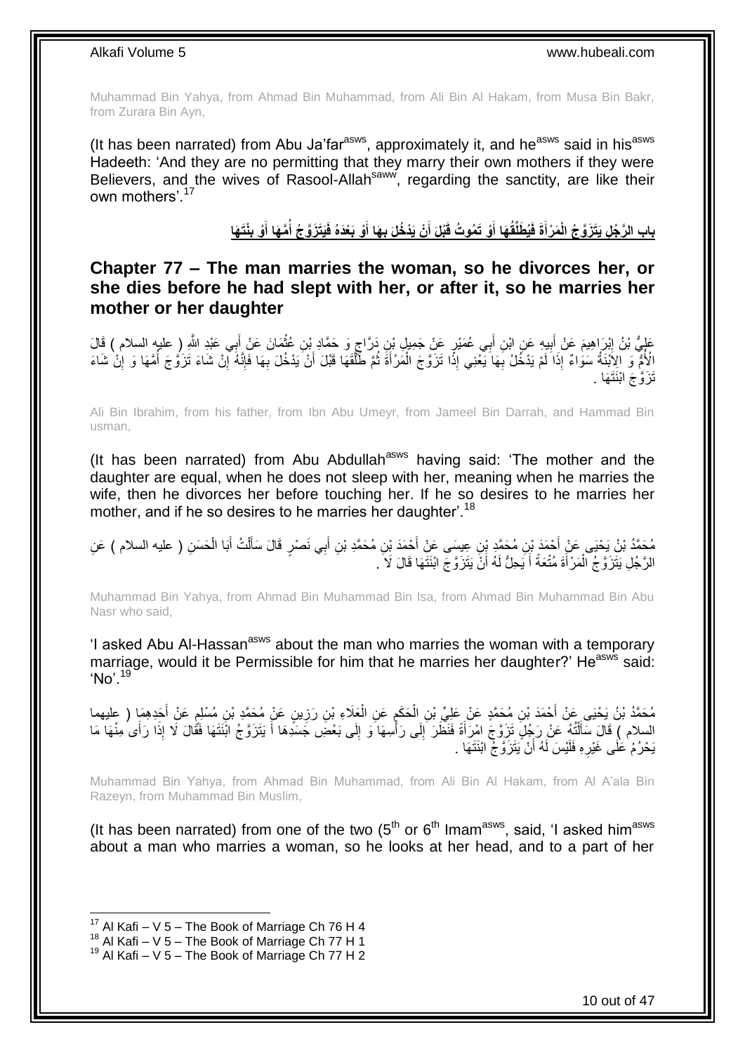Muhammad Bin Yahya, from Ahmad Bin Muhammad, from Ali Bin Al Hakam, from Musa Bin Bakr, from Zurara Bin Ayn,

(It has been narrated) from Abu Ja'far[asws], approximately it, and he[asws] said in his[asws] Hadeeth: 'And they are no permitting that they marry their own mothers if they were Believers, and the wives of Rasool-Allah[saww], regarding the sanctity, are like their own mothers'.[17]

## باب الرَّجُلِ يَتَزَوَّجُ الْمَرْأَةَ فَيُطَلِّقُهَا أَوْ تَمُوتُ قَبْلَ أَنْ يَدْخُلَ بِهَا أَوْ بَعْدَهُ فَيَتَزَوَّجُ أُمَّهَا أَوْ بِنْتَهَا

## Chapter 77 – The man marries the woman, so he divorces her, or she dies before he had slept with her, or after it, so he marries her mother or her daughter

عَلِيُّ بْنُ إِبْرَاهِيمَ عَنْ أَبِيهِ عَنِ ابْنِ أَبِي عُمَيْرٍ عَنْ جَمِيلِ بْنِ دَرَّاجٍ وَ حَمَّادِ بْنِ عُثْمَانَ عَنْ أَبِي عَبْدِ اللَّهِ ( عليه السلام ) قَالَ الْأُمُّ وَ الِابْنَةُ سَوَاءٌ إِذَا لَمْ يَدْخُلْ بِهَا يَعْنِي إِذَا تَزَوَّجَ الْمَرْأَةَ ثُمَّ طَلَّقَهَا قَبْلَ أَنْ يَدْخُلَ بِهَا فَإِنَّهُ إِنْ شَاءَ تَزَوَّجَ أُمَّهَا وَ إِنْ شَاءَ تَزَوَّجَ ابْنَتَهَا .

Ali Bin Ibrahim, from his father, from Ibn Abu Umeyr, from Jameel Bin Darrah, and Hammad Bin usman,

(It has been narrated) from Abu Abdullah[asws] having said: 'The mother and the daughter are equal, when he does not sleep with her, meaning when he marries the wife, then he divorces her before touching her. If he so desires to he marries her mother, and if he so desires to he marries her daughter'.[18]

مُحَمَّدُ بْنُ يَحْيَى عَنْ أَحْمَدَ بْنِ مُحَمَّدِ بْنِ عِيسَى عَنْ أَحْمَدَ بْنِ مُحَمَّدِ بْنِ أَبِي نَصْرٍ قَالَ سَأَلْتُ أَبَا الْحَسَنِ ( عليه السلام ) عَنِ الرَّجُلِ يَتَزَوَّجُ الْمَرْأَةَ مُتْعَةً أَ يَحِلُّ لَهُ أَنْ يَتَزَوَّجَ ابْنَتَهَا قَالَ لَا .

Muhammad Bin Yahya, from Ahmad Bin Muhammad Bin Isa, from Ahmad Bin Muhammad Bin Abu Nasr who said,

'I asked Abu Al-Hassan[asws] about the man who marries the woman with a temporary marriage, would it be Permissible for him that he marries her daughter?' He[asws] said: 'No'.[19]

مُحَمَّدُ بْنُ يَحْيَى عَنْ أَحْمَدَ بْنِ مُحَمَّدٍ عَنْ عَلِيِّ بْنِ الْحَكَمِ عَنِ الْعَلَاءِ بْنِ رَزِينٍ عَنْ مُحَمَّدِ بْنِ مُسْلِمٍ عَنْ أَحَدِهِمَا ( عليهما السلام ) قَالَ سَأَلْتُهُ عَنْ رَجُلٍ تَزَوَّجَ امْرَأَةً فَنَظَرَ إِلَى رَأْسِهَا وَ إِلَى بَعْضِ جَسَدِهَا أَ يَتَزَوَّجُ ابْنَتَهَا فَقَالَ لَا إِذَا رَأَى مِنْهَا مَا يَحْرُمُ عَلَى غَيْرِهِ فَلَيْسَ لَهُ أَنْ يَتَزَوَّجَ ابْنَتَهَا .

Muhammad Bin Yahya, from Ahmad Bin Muhammad, from Ali Bin Al Hakam, from Al A'ala Bin Razeyn, from Muhammad Bin Muslim,

(It has been narrated) from one of the two (5th or 6th Imam[asws], said, 'I asked him[asws] about a man who marries a woman, so he looks at her head, and to a part of her

---

[17] Al Kafi – V 5 – The Book of Marriage Ch 76 H 4
[18] Al Kafi – V 5 – The Book of Marriage Ch 77 H 1
[19] Al Kafi – V 5 – The Book of Marriage Ch 77 H 2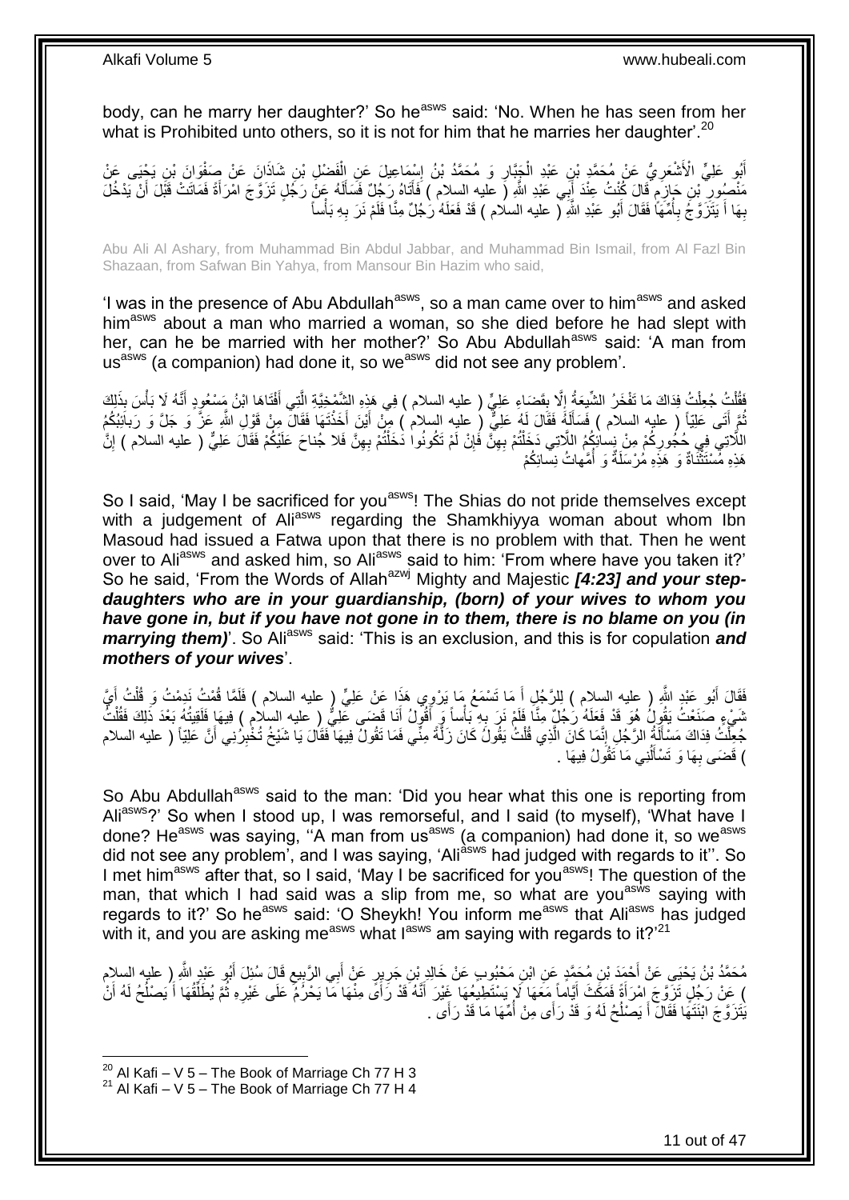body, can he marry her daughter?' So he[asws] said: 'No. When he has seen from her what is Prohibited unto others, so it is not for him that he marries her daughter'.[20]

أَبُو عَلِيٍّ الْأَشْعَرِيُّ عَنْ مُحَمَّدِ بْنِ عَبْدِ الْجَبَّارِ وَ مُحَمَّدُ بْنُ إِسْمَاعِيلَ عَنِ الْفَضْلِ بْنِ شَاذَانَ عَنْ صَفْوَانَ بْنِ يَحْيَى عَنْ مَنْصُورِ بْنِ حَازِمٍ قَالَ كُنْتُ عِنْدَ أَبِي عَبْدِ اللَّهِ ( عليه السلام ) فَأَتَاهُ رَجُلٌ فَسَأَلَهُ عَنْ رَجُلٍ تَزَوَّجَ امْرَأَةً فَمَاتَتْ قَبْلَ أَنْ يَدْخُلَ بِهَا أَ يَتَزَوَّجُ بِأُمِّهَا فَقَالَ أَبُو عَبْدِ اللَّهِ ( عليه السلام ) قَدْ فَعَلَهُ رَجُلٌ مِنَّا فَلَمْ نَرَ بِهِ بَأْساً

Abu Ali Al Ashary, from Muhammad Bin Abdul Jabbar, and Muhammad Bin Ismail, from Al Fazl Bin Shazaan, from Safwan Bin Yahya, from Mansour Bin Hazim who said,

'I was in the presence of Abu Abdullah[asws], so a man came over to him[asws] and asked him[asws] about a man who married a woman, so she died before he had slept with her, can he be married with her mother?' So Abu Abdullah[asws] said: 'A man from us[asws] (a companion) had done it, so we[asws] did not see any problem'.

فَقُلْتُ جُعِلْتُ فِدَاكَ مَا تَفْخَرُ الشِّيعَةُ إِلَّا بِقَضَاءِ عَلِيٍّ ( عليه السلام ) فِي هَذِهِ الشَّمْخِيَّةِ الَّتِي أَفْتَاهَا ابْنُ مَسْعُودٍ أَنَّهُ لَا بَأْسَ بِذَلِكَ ثُمَّ أَتَى عَلِيّاً ( عليه السلام ) فَسَأَلَهُ فَقَالَ لَهُ عَلِيٌّ ( عليه السلام ) مِنْ أَيْنَ أَخَذْتَهَا فَقَالَ مِنْ قَوْلِ اللَّهِ عَزَّ وَ جَلَّ وَ رَبائِبُكُمُ اللَّاتِي فِي حُجُورِكُمْ مِنْ نِسائِكُمُ اللَّاتِي دَخَلْتُمْ بِهِنَّ فَإِنْ لَمْ تَكُونُوا دَخَلْتُمْ بِهِنَّ فَلا جُناحَ عَلَيْكُمْ فَقَالَ عَلِيٌّ ( عليه السلام ) إِنَّ هَذِهِ مُسْتَثْنَاةٌ وَ هَذِهِ مُرْسَلَةٌ وَ أُمَّهاتُ نِسائِكُمْ

So I said, 'May I be sacrificed for you[asws]! The Shias do not pride themselves except with a judgement of Ali[asws] regarding the Shamkhiyya woman about whom Ibn Masoud had issued a Fatwa upon that there is no problem with that. Then he went over to Ali[asws] and asked him, so Ali[asws] said to him: 'From where have you taken it?' So he said, 'From the Words of Allah[azwj] Mighty and Majestic ***[4:23] and your step-daughters who are in your guardianship, (born) of your wives to whom you have gone in, but if you have not gone in to them, there is no blame on you (in marrying them)***'. So Ali[asws] said: 'This is an exclusion, and this is for copulation ***and mothers of your wives***'.

فَقَالَ أَبُو عَبْدِ اللَّهِ ( عليه السلام ) لِلرَّجُلِ أَ مَا تَسْمَعُ مَا يَرْوِي هَذَا عَنْ عَلِيٍّ ( عليه السلام ) فَلَمَّا قُمْتُ نَدِمْتُ وَ قُلْتُ أَيَّ شَيْءٍ صَنَعْتُ يَقُولُ هُوَ قَدْ فَعَلَهُ رَجُلٌ مِنَّا فَلَمْ نَرَ بِهِ بَأْساً وَ أَقُولُ أَنَا قَضَى عَلِيٌّ ( عليه السلام ) فِيهَا فَلَقِيتُهُ بَعْدَ ذَلِكَ فَقُلْتُ جُعِلْتُ فِدَاكَ مَسْأَلَةُ الرَّجُلِ إِنَّمَا كَانَ الَّذِي قُلْتُ يَقُولُ كَانَ زَلَّةً مِنِّي فَمَا تَقُولُ فِيهَا فَقَالَ يَا شَيْخُ تُخْبِرُنِي أَنَّ عَلِيّاً ( عليه السلام ) قَضَى بِهَا وَ تَسْأَلُنِي مَا تَقُولُ فِيهَا .

So Abu Abdullah[asws] said to the man: 'Did you hear what this one is reporting from Ali[asws]?' So when I stood up, I was remorseful, and I said (to myself), 'What have I done? He[asws] was saying, ''A man from us[asws] (a companion) had done it, so we[asws] did not see any problem', and I was saying, 'Ali[asws] had judged with regards to it''. So I met him[asws] after that, so I said, 'May I be sacrificed for you[asws]! The question of the man, that which I had said was a slip from me, so what are you[asws] saying with regards to it?' So he[asws] said: 'O Sheykh! You inform me[asws] that Ali[asws] has judged with it, and you are asking me[asws] what I[asws] am saying with regards to it?'[21]

مُحَمَّدُ بْنُ يَحْيَى عَنْ أَحْمَدَ بْنِ مُحَمَّدٍ عَنِ ابْنِ مَحْبُوبٍ عَنْ خَالِدِ بْنِ جَرِيرٍ عَنْ أَبِي الرَّبِيعِ قَالَ سُئِلَ أَبُو عَبْدِ اللَّهِ ( عليه السلام ) عَنْ رَجُلٍ تَزَوَّجَ امْرَأَةً فَمَكَثَ أَيَّاماً مَعَهَا لَا يَسْتَطِيعُهَا غَيْرَ أَنَّهُ قَدْ رَأَى مِنْهَا مَا يَحْرُمُ عَلَى غَيْرِهِ ثُمَّ يُطَلِّقُهَا أَ يَصْلُحُ لَهُ أَنْ يَتَزَوَّجَ ابْنَتَهَا فَقَالَ أَ يَصْلُحُ لَهُ وَ قَدْ رَأَى مِنْ أُمِّهَا مَا قَدْ رَأَى .

[20] Al Kafi – V 5 – The Book of Marriage Ch 77 H 3
[21] Al Kafi – V 5 – The Book of Marriage Ch 77 H 4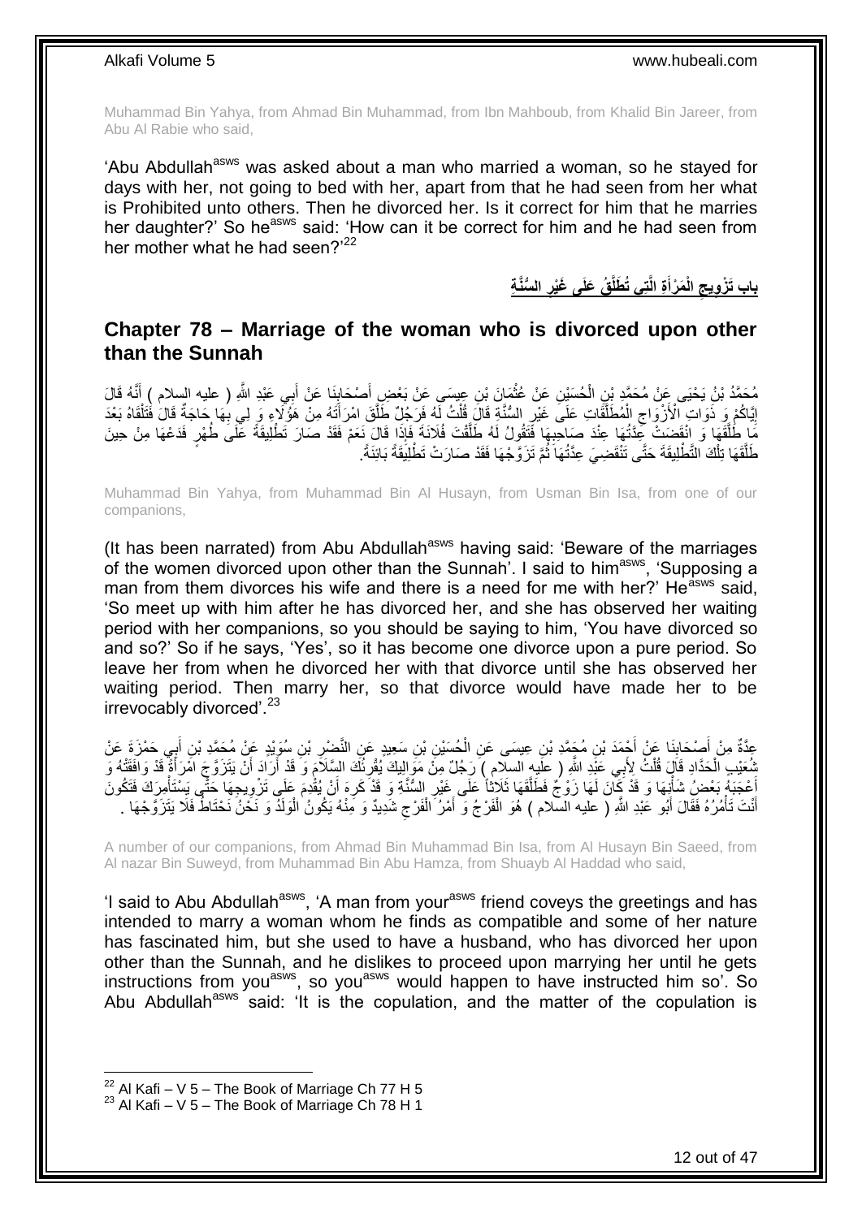Muhammad Bin Yahya, from Ahmad Bin Muhammad, from Ibn Mahboub, from Khalid Bin Jareer, from Abu Al Rabie who said,

'Abu Abdullah[asws] was asked about a man who married a woman, so he stayed for days with her, not going to bed with her, apart from that he had seen from her what is Prohibited unto others. Then he divorced her. Is it correct for him that he marries her daughter?' So he[asws] said: 'How can it be correct for him and he had seen from her mother what he had seen?'[22]

## باب تَزْوِيجِ الْمَرْأَةِ الَّتِي تُطَلَّقُ عَلَى غَيْرِ السُّنَّةِ

## Chapter 78 – Marriage of the woman who is divorced upon other than the Sunnah

مُحَمَّدُ بْنُ يَحْيَى عَنْ مُحَمَّدِ بْنِ الْحُسَيْنِ عَنْ عُثْمَانَ بْنِ عِيسَى عَنْ بَعْضِ أَصْحَابِنَا عَنْ أَبِي عَبْدِ اللَّهِ ( عليه السلام ) أَنَّهُ قَالَ إِيَّاكُمْ وَ ذَوَاتِ الْأَزْوَاجِ الْمُطَلَّقَاتِ عَلَى غَيْرِ السُّنَّةِ قَالَ قُلْتُ لَهُ فَرَجُلٌ طَلَّقَ امْرَأَتَهُ مِنْ هَؤُلَاءِ وَ لِي بِهَا حَاجَةٌ قَالَ فَتَلْقَاهُ بَعْدَ مَا طَلَّقَهَا وَ انْقَضَتْ عِدَّتُهَا عِنْدَ صَاحِبِهَا فَتَقُولُ لَهُ طَلَّقْتَ فُلَانَةَ فَإِذَا قَالَ نَعَمْ فَقَدْ صَارَ تَطْلِيقَةً عَلَى طُهْرٍ فَدَعْهَا مِنْ حِينَ طَلَّقَهَا تِلْكَ التَّطْلِيقَةَ حَتَّى تَنْقَضِيَ عِدَّتُهَا ثُمَّ تَزَوَّجْهَا فَقَدْ صَارَتْ تَطْلِيقَةً بَائِنَةً.

Muhammad Bin Yahya, from Muhammad Bin Al Husayn, from Usman Bin Isa, from one of our companions,

(It has been narrated) from Abu Abdullah[asws] having said: 'Beware of the marriages of the women divorced upon other than the Sunnah'. I said to him[asws], 'Supposing a man from them divorces his wife and there is a need for me with her?' He[asws] said, 'So meet up with him after he has divorced her, and she has observed her waiting period with her companions, so you should be saying to him, 'You have divorced so and so?' So if he says, 'Yes', so it has become one divorce upon a pure period. So leave her from when he divorced her with that divorce until she has observed her waiting period. Then marry her, so that divorce would have made her to be irrevocably divorced'.[23]

عِدَّةٌ مِنْ أَصْحَابِنَا عَنْ أَحْمَدَ بْنِ مُحَمَّدِ بْنِ عِيسَى عَنِ الْحُسَيْنِ بْنِ سَعِيدٍ عَنِ النَّضْرِ بْنِ سُوَيْدٍ عَنْ مُحَمَّدِ بْنِ أَبِي حَمْزَةَ عَنْ شُعَيْبٍ الْحَدَّادِ قَالَ قُلْتُ لِأَبِي عَبْدِ اللَّهِ ( عليه السلام ) رَجُلٌ مِنْ مَوَالِيكَ يُقْرِئُكَ السَّلَامَ وَ قَدْ أَرَادَ أَنْ يَتَزَوَّجَ امْرَأَةً قَدْ وَافَقَتْهُ وَ أَعْجَبَهُ بَعْضُ شَأْنِهَا وَ قَدْ كَانَ لَهَا زَوْجٌ فَطَلَّقَهَا ثَلَاثاً عَلَى غَيْرِ السُّنَّةِ وَ قَدْ كَرِهَ أَنْ يُقْدِمَ عَلَى تَزْوِيجِهَا حَتَّى يَسْتَأْمِرَكَ فَتَكُونَ أَنْتَ تَأْمُرُهُ فَقَالَ أَبُو عَبْدِ اللَّهِ ( عليه السلام ) هُوَ الْفَرْجُ وَ أَمْرُ الْفَرْجِ شَدِيدٌ وَ مِنْهُ يَكُونُ الْوَلَدُ وَ نَحْنُ نَحْتَاطُ فَلَا يَتَزَوَّجْهَا .

A number of our companions, from Ahmad Bin Muhammad Bin Isa, from Al Husayn Bin Saeed, from Al nazar Bin Suweyd, from Muhammad Bin Abu Hamza, from Shuayb Al Haddad who said,

'I said to Abu Abdullah[asws], 'A man from your[asws] friend coveys the greetings and has intended to marry a woman whom he finds as compatible and some of her nature has fascinated him, but she used to have a husband, who has divorced her upon other than the Sunnah, and he dislikes to proceed upon marrying her until he gets instructions from you[asws], so you[asws] would happen to have instructed him so'. So Abu Abdullah[asws] said: 'It is the copulation, and the matter of the copulation is

[22] Al Kafi – V 5 – The Book of Marriage Ch 77 H 5
[23] Al Kafi – V 5 – The Book of Marriage Ch 78 H 1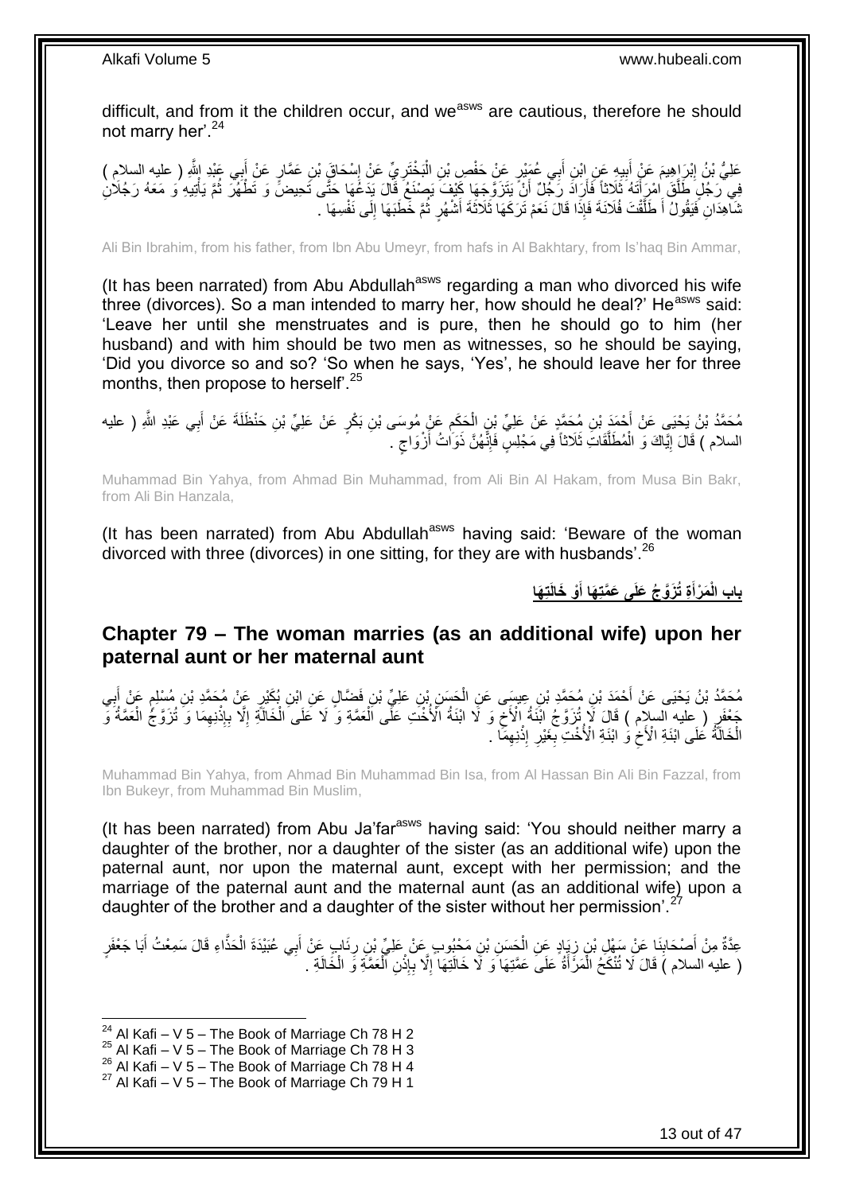difficult, and from it the children occur, and we[asws] are cautious, therefore he should not marry her'.[24]

عَلِيُّ بْنُ إِبْرَاهِيمَ عَنْ أَبِيهِ عَنِ ابْنِ أَبِي عُمَيْرٍ عَنْ حَفْصِ بْنِ الْبَخْتَرِيِّ عَنْ إِسْحَاقَ بْنِ عَمَّارٍ عَنْ أَبِي عَبْدِ اللَّهِ ( عليه السلام ) فِي رَجُلٍ طَلَّقَ امْرَأَتَهُ ثَلَاثاً فَأَرَادَ رَجُلٌ أَنْ يَتَزَوَّجَهَا كَيْفَ يَصْنَعُ قَالَ يَدَعُهَا حَتَّى تَحِيضَ وَ تَطْهُرَ ثُمَّ يَأْتِيهِ وَ مَعَهُ رَجُلَانِ شَاهِدَانِ فَيَقُولُ أَ طَلَّقْتَ فُلَانَةَ فَإِذَا قَالَ نَعَمْ تَرَكَهَا ثَلَاثَةَ أَشْهُرٍ ثُمَّ خَطَبَهَا إِلَى نَفْسِهَا .

Ali Bin Ibrahim, from his father, from Ibn Abu Umeyr, from hafs in Al Bakhtary, from Is'haq Bin Ammar,

(It has been narrated) from Abu Abdullah[asws] regarding a man who divorced his wife three (divorces). So a man intended to marry her, how should he deal?' He[asws] said: 'Leave her until she menstruates and is pure, then he should go to him (her husband) and with him should be two men as witnesses, so he should be saying, 'Did you divorce so and so? 'So when he says, 'Yes', he should leave her for three months, then propose to herself'.[25]

مُحَمَّدُ بْنُ يَحْيَى عَنْ أَحْمَدَ بْنِ مُحَمَّدٍ عَنْ عَلِيِّ بْنِ الْحَكَمِ عَنْ مُوسَى بْنِ بَكْرٍ عَنْ عَلِيِّ بْنِ حَنْظَلَةَ عَنْ أَبِي عَبْدِ اللَّهِ ( عليه السلام ) قَالَ إِيَّاكَ وَ الْمُطَلَّقَاتِ ثَلَاثاً فِي مَجْلِسٍ فَإِنَّهُنَّ ذَوَاتُ أَزْوَاجٍ .

Muhammad Bin Yahya, from Ahmad Bin Muhammad, from Ali Bin Al Hakam, from Musa Bin Bakr, from Ali Bin Hanzala,

(It has been narrated) from Abu Abdullah[asws] having said: 'Beware of the woman divorced with three (divorces) in one sitting, for they are with husbands'.[26]

## باب الْمَرْأَةِ تُزَوَّجُ عَلَى عَمَّتِهَا أَوْ خَالَتِهَا

## Chapter 79 – The woman marries (as an additional wife) upon her paternal aunt or her maternal aunt

مُحَمَّدُ بْنُ يَحْيَى عَنْ أَحْمَدَ بْنِ مُحَمَّدِ بْنِ عِيسَى عَنِ الْحَسَنِ بْنِ عَلِيِّ بْنِ فَضَّالٍ عَنِ ابْنِ بُكَيْرٍ عَنْ مُحَمَّدِ بْنِ مُسْلِمٍ عَنْ أَبِي جَعْفَرٍ ( عليه السلام ) قَالَ لَا تُزَوَّجُ ابْنَةُ الْأَخِ وَ لَا ابْنَةُ الْأُخْتِ عَلَى الْعَمَّةِ وَ لَا عَلَى الْخَالَةِ إِلَّا بِإِذْنِهِمَا وَ تُزَوَّجُ الْعَمَّةُ وَ الْخَالَةُ عَلَى ابْنَةِ الْأَخِ وَ ابْنَةِ الْأُخْتِ بِغَيْرِ إِذْنِهِمَا .

Muhammad Bin Yahya, from Ahmad Bin Muhammad Bin Isa, from Al Hassan Bin Ali Bin Fazzal, from Ibn Bukeyr, from Muhammad Bin Muslim,

(It has been narrated) from Abu Ja'far[asws] having said: 'You should neither marry a daughter of the brother, nor a daughter of the sister (as an additional wife) upon the paternal aunt, nor upon the maternal aunt, except with her permission; and the marriage of the paternal aunt and the maternal aunt (as an additional wife) upon a daughter of the brother and a daughter of the sister without her permission'.[27]

عِدَّةٌ مِنْ أَصْحَابِنَا عَنْ سَهْلِ بْنِ زِيَادٍ عَنِ الْحَسَنِ بْنِ مَحْبُوبٍ عَنْ عَلِيِّ بْنِ رِئَابٍ عَنْ أَبِي عُبَيْدَةَ الْحَذَّاءِ قَالَ سَمِعْتُ أَبَا جَعْفَرٍ ( عليه السلام ) قَالَ لَا تُنْكَحُ الْمَرْأَةُ عَلَى عَمَّتِهَا وَ لَا خَالَتِهَا إِلَّا بِإِذْنِ الْعَمَّةِ وَ الْخَالَةِ .

[24] Al Kafi – V 5 – The Book of Marriage Ch 78 H 2
[25] Al Kafi – V 5 – The Book of Marriage Ch 78 H 3
[26] Al Kafi – V 5 – The Book of Marriage Ch 78 H 4
[27] Al Kafi – V 5 – The Book of Marriage Ch 79 H 1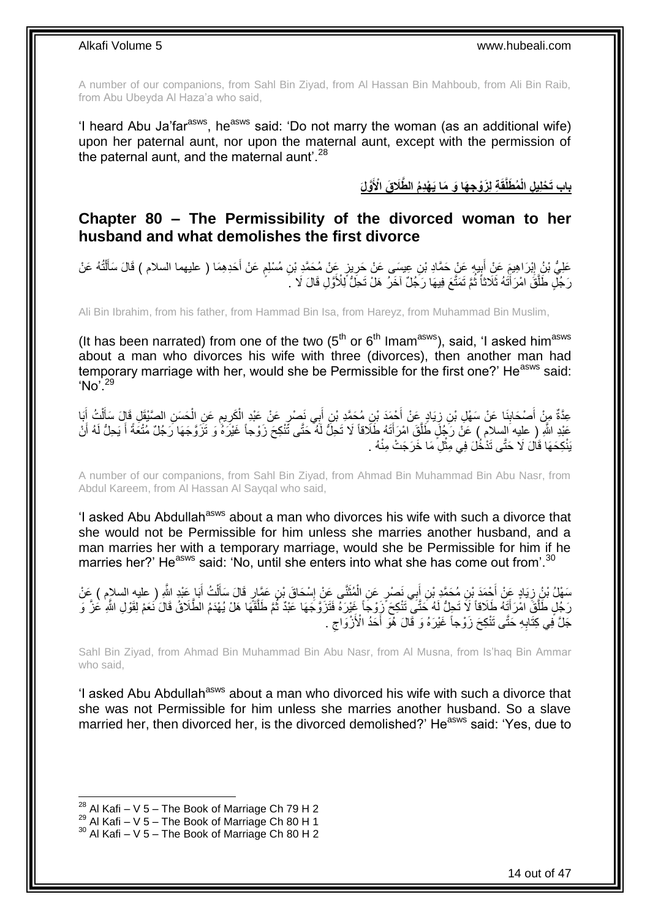A number of our companions, from Sahl Bin Ziyad, from Al Hassan Bin Mahboub, from Ali Bin Raib, from Abu Ubeyda Al Haza'a who said,

'I heard Abu Ja'far[asws], he[asws] said: 'Do not marry the woman (as an additional wife) upon her paternal aunt, nor upon the maternal aunt, except with the permission of the paternal aunt, and the maternal aunt'.[28]

## بابِ تَحْلِيلِ الْمُطَلَّقَةِ لِزَوْجِهَا وَ مَا يَهْدِمُ الطَّلَاقَ الْأَوَّلَ

## Chapter 80 – The Permissibility of the divorced woman to her husband and what demolishes the first divorce

عَلِيُّ بْنُ إِبْرَاهِيمَ عَنْ أَبِيهِ عَنْ حَمَّادِ بْنِ عِيسَى عَنْ حَرِيزٍ عَنْ مُحَمَّدِ بْنِ مُسْلِمٍ عَنْ أَحَدِهِمَا ( عليهما السلام ) قَالَ سَأَلْتُهُ عَنْ رَجُلٍ طَلَّقَ امْرَأَتَهُ ثَلَاثاً ثُمَّ تَمَتَّعَ فِيهَا رَجُلٌ آخَرُ هَلْ تَحِلُّ لِلْأَوَّلِ قَالَ لَا .

Ali Bin Ibrahim, from his father, from Hammad Bin Isa, from Hareyz, from Muhammad Bin Muslim,

(It has been narrated) from one of the two (5th or 6th Imam[asws]), said, 'I asked him[asws] about a man who divorces his wife with three (divorces), then another man had temporary marriage with her, would she be Permissible for the first one?' He[asws] said: 'No'.[29]

عِدَّةٌ مِنْ أَصْحَابِنَا عَنْ سَهْلِ بْنِ زِيَادٍ عَنْ أَحْمَدَ بْنِ مُحَمَّدِ بْنِ أَبِي نَصْرٍ عَنْ عَبْدِ الْكَرِيمِ عَنِ الْحَسَنِ الصَّيْقَلِ قَالَ سَأَلْتُ أَبَا عَبْدِ اللَّهِ ( عليه السلام ) عَنْ رَجُلٍ طَلَّقَ امْرَأَتَهُ طَلَاقاً لَا تَحِلُّ لَهُ حَتَّى تَنْكِحَ زَوْجاً غَيْرَهُ وَ تَزَوَّجَهَا رَجُلٌ مُتْعَةً أَ يَحِلُّ لَهُ أَنْ يَنْكِحَهَا قَالَ لَا حَتَّى تَدْخُلَ فِي مِثْلِ مَا خَرَجَتْ مِنْهُ .

A number of our companions, from Sahl Bin Ziyad, from Ahmad Bin Muhammad Bin Abu Nasr, from Abdul Kareem, from Al Hassan Al Sayqal who said,

'I asked Abu Abdullah[asws] about a man who divorces his wife with such a divorce that she would not be Permissible for him unless she marries another husband, and a man marries her with a temporary marriage, would she be Permissible for him if he marries her?' He[asws] said: 'No, until she enters into what she has come out from'.[30]

سَهْلُ بْنُ زِيَادٍ عَنْ أَحْمَدَ بْنِ مُحَمَّدِ بْنِ أَبِي نَصْرٍ عَنِ الْمُثَنَّى عَنْ إِسْحَاقَ بْنِ عَمَّارٍ قَالَ سَأَلْتُ أَبَا عَبْدِ اللَّهِ ( عليه السلام ) عَنْ رَجُلٍ طَلَّقَ امْرَأَتَهُ طَلَاقاً لَا تَحِلُّ لَهُ حَتَّى تَنْكِحَ زَوْجاً غَيْرَهُ فَتَزَوَّجَهَا عَبْدٌ ثُمَّ طَلَّقَهَا هَلْ يُهْدَمُ الطَّلَاقُ قَالَ نَعَمْ لِقَوْلِ اللَّهِ عَزَّ وَ جَلَّ فِي كِتَابِهِ حَتَّى تَنْكِحَ زَوْجاً غَيْرَهُ وَ قَالَ هُوَ أَحَدُ الْأَزْوَاجِ .

Sahl Bin Ziyad, from Ahmad Bin Muhammad Bin Abu Nasr, from Al Musna, from Is'haq Bin Ammar who said,

'I asked Abu Abdullah[asws] about a man who divorced his wife with such a divorce that she was not Permissible for him unless she marries another husband. So a slave married her, then divorced her, is the divorced demolished?' He[asws] said: 'Yes, due to

[28] Al Kafi – V 5 – The Book of Marriage Ch 79 H 2
[29] Al Kafi – V 5 – The Book of Marriage Ch 80 H 1
[30] Al Kafi – V 5 – The Book of Marriage Ch 80 H 2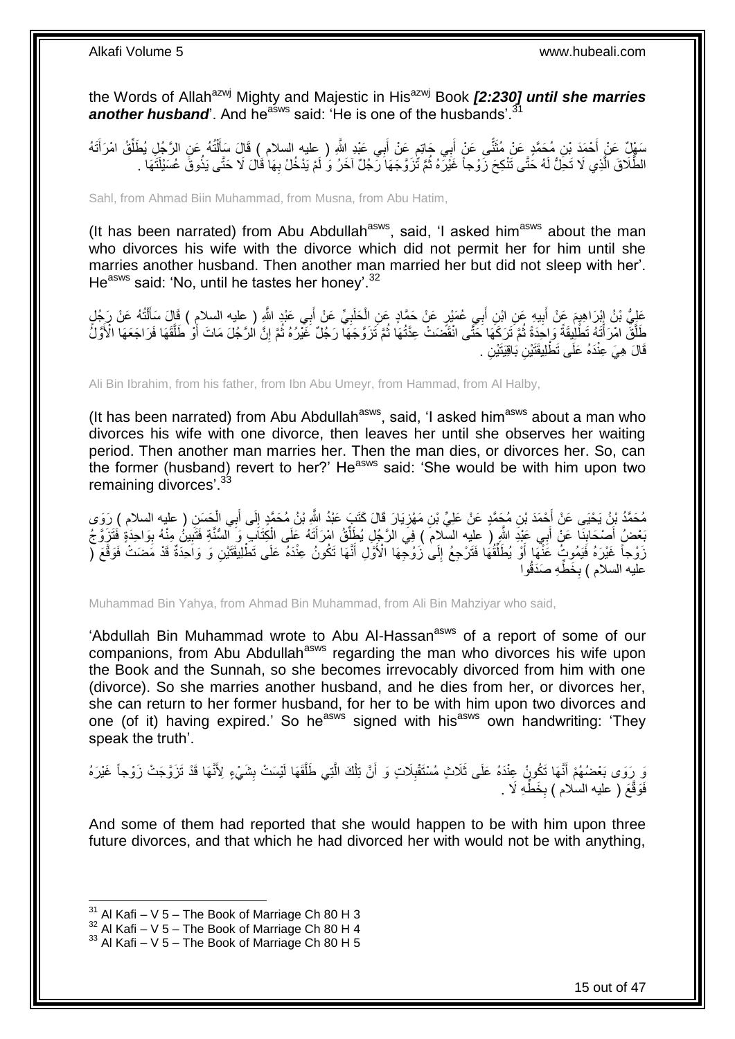the Words of Allah[azwj] Mighty and Majestic in His[azwj] Book ***[2:230] until she marries another husband***'. And he[asws] said: 'He is one of the husbands'.[31]

سَهْلٌ عَنْ أَحْمَدَ بْنِ مُحَمَّدٍ عَنْ مُثَنًّى عَنْ أَبِي حَاتِمٍ عَنْ أَبِي عَبْدِ اللَّهِ ( عليه السلام ) قَالَ سَأَلْتُهُ عَنِ الرَّجُلِ يُطَلِّقُ امْرَأَتَهُ الطَّلَاقَ الَّذِي لَا تَحِلُّ لَهُ حَتَّى تَنْكِحَ زَوْجاً غَيْرَهُ ثُمَّ تَزَوَّجَهَا رَجُلٌ آخَرُ وَ لَمْ يَدْخُلْ بِهَا قَالَ لَا حَتَّى يَذُوقَ عُسَيْلَتَهَا .

Sahl, from Ahmad Biin Muhammad, from Musna, from Abu Hatim,

(It has been narrated) from Abu Abdullah[asws], said, 'I asked him[asws] about the man who divorces his wife with the divorce which did not permit her for him until she marries another husband. Then another man married her but did not sleep with her'. He[asws] said: 'No, until he tastes her honey'.[32]

عَلِيُّ بْنُ إِبْرَاهِيمَ عَنْ أَبِيهِ عَنِ ابْنِ أَبِي عُمَيْرٍ عَنْ حَمَّادٍ عَنِ الْحَلَبِيِّ عَنْ أَبِي عَبْدِ اللَّهِ ( عليه السلام ) قَالَ سَأَلْتُهُ عَنْ رَجُلٍ طَلَّقَ امْرَأَتَهُ تَطْلِيقَةً وَاحِدَةً ثُمَّ تَرَكَهَا حَتَّى انْقَضَتْ عِدَّتُهَا ثُمَّ تَزَوَّجَهَا رَجُلٌ غَيْرُهُ ثُمَّ إِنَّ الرَّجُلَ مَاتَ أَوْ طَلَّقَهَا فَرَاجَعَهَا الْأَوَّلُ قَالَ هِيَ عِنْدَهُ عَلَى تَطْلِيقَتَيْنِ بَاقِيَتَيْنِ .

Ali Bin Ibrahim, from his father, from Ibn Abu Umeyr, from Hammad, from Al Halby,

(It has been narrated) from Abu Abdullah[asws], said, 'I asked him[asws] about a man who divorces his wife with one divorce, then leaves her until she observes her waiting period. Then another man marries her. Then the man dies, or divorces her. So, can the former (husband) revert to her?' He[asws] said: 'She would be with him upon two remaining divorces'.[33]

مُحَمَّدُ بْنُ يَحْيَى عَنْ أَحْمَدَ بْنِ مُحَمَّدٍ عَنْ عَلِيِّ بْنِ مَهْزِيَارَ قَالَ كَتَبَ عَبْدُ اللَّهِ بْنُ مُحَمَّدٍ إِلَى أَبِي الْحَسَنِ ( عليه السلام ) رَوَى بَعْضُ أَصْحَابِنَا عَنْ أَبِي عَبْدِ اللَّهِ ( عليه السلام ) فِي الرَّجُلِ يُطَلِّقُ امْرَأَتَهُ عَلَى الْكِتَابِ وَ السُّنَّةِ فَتَبِينُ مِنْهُ بِوَاحِدَةٍ فَتَزَوَّجُ زَوْجاً غَيْرَهُ فَيَمُوتُ عَنْهَا أَوْ يُطَلِّقُهَا فَتَرْجِعُ إِلَى زَوْجِهَا الْأَوَّلِ أَنَّهَا تَكُونُ عِنْدَهُ عَلَى تَطْلِيقَتَيْنِ وَ وَاحِدَةٌ قَدْ مَضَتْ فَوَقَّعَ ( عليه السلام ) بِخَطِّهِ صَدَقُوا

Muhammad Bin Yahya, from Ahmad Bin Muhammad, from Ali Bin Mahziyar who said,

'Abdullah Bin Muhammad wrote to Abu Al-Hassan[asws] of a report of some of our companions, from Abu Abdullah[asws] regarding the man who divorces his wife upon the Book and the Sunnah, so she becomes irrevocably divorced from him with one (divorce). So she marries another husband, and he dies from her, or divorces her, she can return to her former husband, for her to be with him upon two divorces and one (of it) having expired.' So he[asws] signed with his[asws] own handwriting: 'They speak the truth'.

وَ رَوَى بَعْضُهُمْ أَنَّهَا تَكُونُ عِنْدَهُ عَلَى ثَلَاثٍ مُسْتَقْبِلَاتٍ وَ أَنَّ تِلْكَ الَّتِي طَلَّقَهَا لَيْسَتْ بِشَيْءٍ لِأَنَّهَا قَدْ تَزَوَّجَتْ زَوْجاً غَيْرَهُ فَوَقَّعَ ( عليه السلام ) بِخَطِّهِ لَا .

And some of them had reported that she would happen to be with him upon three future divorces, and that which he had divorced her with would not be with anything,

[31] Al Kafi – V 5 – The Book of Marriage Ch 80 H 3
[32] Al Kafi – V 5 – The Book of Marriage Ch 80 H 4
[33] Al Kafi – V 5 – The Book of Marriage Ch 80 H 5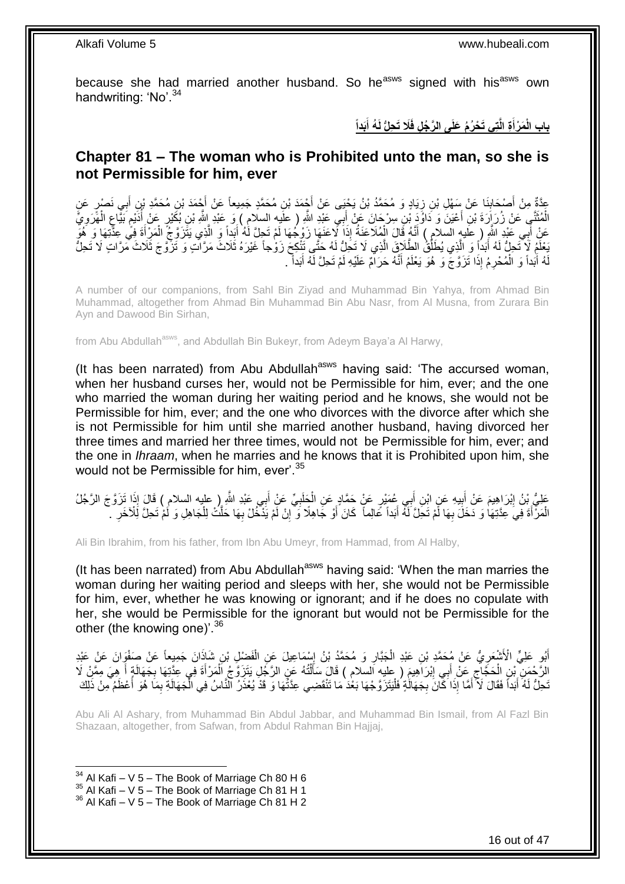because she had married another husband. So he[asws] signed with his[asws] own handwriting: 'No'.[34]

## باب الْمَرْأَةِ الَّتِي تَحْرُمُ عَلَى الرَّجُلِ فَلَا تَحِلُّ لَهُ أَبَداً

## Chapter 81 – The woman who is Prohibited unto the man, so she is not Permissible for him, ever

عِدَّةٌ مِنْ أَصْحَابِنَا عَنْ سَهْلِ بْنِ زِيَادٍ وَ مُحَمَّدُ بْنُ يَحْيَى عَنْ أَحْمَدَ بْنِ مُحَمَّدٍ جَمِيعاً عَنْ أَحْمَدَ بْنِ مُحَمَّدِ بْنِ أَبِي نَصْرٍ عَنِ الْمُثَنَّى عَنْ زُرَارَةَ بْنِ أَعْيَنَ وَ دَاوُدَ بْنِ سِرْحَانَ عَنْ أَبِي عَبْدِ اللَّهِ ( عليه السلام ) وَ عَبْدِ اللَّهِ بْنِ بُكَيْرٍ عَنْ أُدَيْمٍ بَيَّاعِ الْهَرَوِيِّ عَنْ أَبِي عَبْدِ اللَّهِ ( عليه السلام ) أَنَّهُ قَالَ الْمُلَاعَنَةُ إِذَا لَاعَنَهَا زَوْجُهَا لَمْ تَحِلَّ لَهُ أَبَداً وَ الَّذِي يَتَزَوَّجُ الْمَرْأَةَ فِي عِدَّتِهَا وَ هُوَ يَعْلَمُ لَا تَحِلُّ لَهُ أَبَداً وَ الَّذِي يُطَلِّقُ الطَّلَاقَ الَّذِي لَا تَحِلُّ لَهُ حَتَّى تَنْكِحَ زَوْجاً غَيْرَهُ ثَلَاثَ مَرَّاتٍ وَ تَزَوَّجَ ثَلَاثَ مَرَّاتٍ لَا تَحِلُّ لَهُ أَبَداً وَ الْمُحْرِمُ إِذَا تَزَوَّجَ وَ هُوَ يَعْلَمُ أَنَّهُ حَرَامٌ عَلَيْهِ لَمْ تَحِلَّ لَهُ أَبَداً .

A number of our companions, from Sahl Bin Ziyad and Muhammad Bin Yahya, from Ahmad Bin Muhammad, altogether from Ahmad Bin Muhammad Bin Abu Nasr, from Al Musna, from Zurara Bin Ayn and Dawood Bin Sirhan,

from Abu Abdullah[asws], and Abdullah Bin Bukeyr, from Adeym Baya'a Al Harwy,

(It has been narrated) from Abu Abdullah[asws] having said: 'The accursed woman, when her husband curses her, would not be Permissible for him, ever; and the one who married the woman during her waiting period and he knows, she would not be Permissible for him, ever; and the one who divorces with the divorce after which she is not Permissible for him until she married another husband, having divorced her three times and married her three times, would not be Permissible for him, ever; and the one in *Ihraam*, when he marries and he knows that it is Prohibited upon him, she would not be Permissible for him, ever'.[35]

عَلِيُّ بْنُ إِبْرَاهِيمَ عَنْ أَبِيهِ عَنِ ابْنِ أَبِي عُمَيْرٍ عَنْ حَمَّادٍ عَنِ الْحَلَبِيِّ عَنْ أَبِي عَبْدِ اللَّهِ ( عليه السلام ) قَالَ إِذَا تَزَوَّجَ الرَّجُلُ الْمَرْأَةَ فِي عِدَّتِهَا وَ دَخَلَ بِهَا لَمْ تَحِلَّ لَهُ أَبَداً عَالِماً كَانَ أَوْ جَاهِلًا وَ إِنْ لَمْ يَدْخُلْ بِهَا حَلَّتْ لِلْجَاهِلِ وَ لَمْ تَحِلَّ لِلْآخَرِ .

Ali Bin Ibrahim, from his father, from Ibn Abu Umeyr, from Hammad, from Al Halby,

(It has been narrated) from Abu Abdullah[asws] having said: 'When the man marries the woman during her waiting period and sleeps with her, she would not be Permissible for him, ever, whether he was knowing or ignorant; and if he does no copulate with her, she would be Permissible for the ignorant but would not be Permissible for the other (the knowing one)'.[36]

أَبُو عَلِيٍّ الْأَشْعَرِيُّ عَنْ مُحَمَّدِ بْنِ عَبْدِ الْجَبَّارِ وَ مُحَمَّدُ بْنُ إِسْمَاعِيلَ عَنِ الْفَضْلِ بْنِ شَاذَانَ جَمِيعاً عَنْ صَفْوَانَ عَنْ عَبْدِ الرَّحْمَنِ بْنِ الْحَجَّاجِ عَنْ أَبِي إِبْرَاهِيمَ ( عليه السلام ) قَالَ سَأَلْتُهُ عَنِ الرَّجُلِ يَتَزَوَّجُ الْمَرْأَةَ فِي عِدَّتِهَا بِجَهَالَةٍ أَ هِيَ مِمَّنْ لَا تَحِلُّ لَهُ أَبَداً فَقَالَ لَا أَمَّا إِذَا كَانَ بِجَهَالَةٍ فَلْيَتَزَوَّجْهَا بَعْدَ مَا تَنْقَضِي عِدَّتُهَا وَ قَدْ يُعْذَرُ النَّاسُ فِي الْجَهَالَةِ بِمَا هُوَ أَعْظَمُ مِنْ ذَلِكَ

Abu Ali Al Ashary, from Muhammad Bin Abdul Jabbar, and Muhammad Bin Ismail, from Al Fazl Bin Shazaan, altogether, from Safwan, from Abdul Rahman Bin Hajjaj,

[34] Al Kafi – V 5 – The Book of Marriage Ch 80 H 6
[35] Al Kafi – V 5 – The Book of Marriage Ch 81 H 1
[36] Al Kafi – V 5 – The Book of Marriage Ch 81 H 2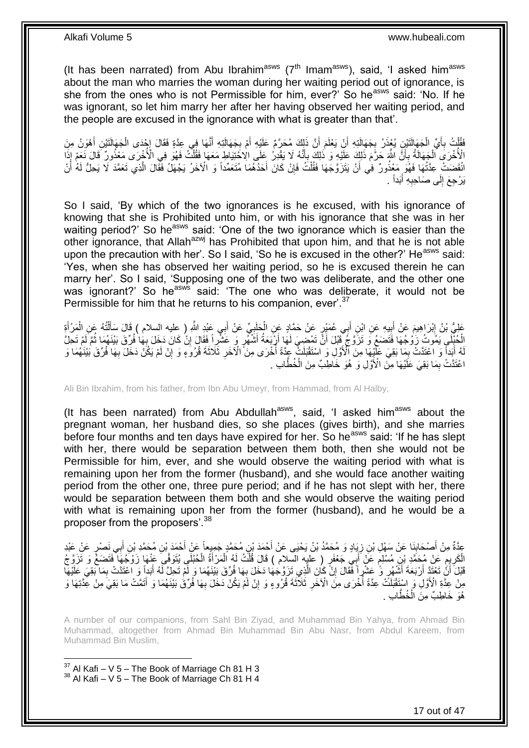(It has been narrated) from Abu Ibrahim[asws] (7[th] Imam[asws]), said, 'I asked him[asws] about the man who marries the woman during her waiting period out of ignorance, is she from the ones who is not Permissible for him, ever?' So he[asws] said: 'No. If he was ignorant, so let him marry her after her having observed her waiting period, and the people are excused in the ignorance with what is greater than that'.

فَقُلْتُ بِأَيِّ الْجَهَالَتَيْنِ يُعْذَرُ بِجَهَالَتِهِ أَنْ يَعْلَمَ أَنَّ ذَلِكَ مُحَرَّمٌ عَلَيْهِ أَمْ بِجَهَالَتِهِ أَنَّهَا فِي عِدَّةٍ فَقَالَ إِحْدَى الْجَهَالَتَيْنِ أَهْوَنُ مِنَ الْأُخْرَى الْجَهَالَةُ بِأَنَّ اللَّهَ حَرَّمَ ذَلِكَ عَلَيْهِ وَ ذَلِكَ بِأَنَّهُ لَا يَقْدِرُ عَلَى الِاحْتِيَاطِ مَعَهَا فَقُلْتُ فَهُوَ فِي الْأُخْرَى مَعْذُورٌ قَالَ نَعَمْ إِذَا انْقَضَتْ عِدَّتُهَا فَهُوَ مَعْذُورٌ فِي أَنْ يَتَزَوَّجَهَا فَقُلْتُ فَإِنْ كَانَ أَحَدُهُمَا مُتَعَمِّداً وَ الْآخَرُ يَجْهَلُ فَقَالَ الَّذِي تَعَمَّدَ لَا يَحِلُّ لَهُ أَنْ يَرْجِعَ إِلَى صَاحِبِهِ أَبَداً .

So I said, 'By which of the two ignorances is he excused, with his ignorance of knowing that she is Prohibited unto him, or with his ignorance that she was in her waiting period?' So he[asws] said: 'One of the two ignorance which is easier than the other ignorance, that Allah[azwj] has Prohibited that upon him, and that he is not able upon the precaution with her'. So I said, 'So he is excused in the other?' He[asws] said: 'Yes, when she has observed her waiting period, so he is excused therein he can marry her'. So I said, 'Supposing one of the two was deliberate, and the other one was ignorant?' So he[asws] said: 'The one who was deliberate, it would not be Permissible for him that he returns to his companion, ever'.[37]

عَلِيُّ بْنُ إِبْرَاهِيمَ عَنْ أَبِيهِ عَنِ ابْنِ أَبِي عُمَيْرٍ عَنْ حَمَّادٍ عَنِ الْحَلَبِيِّ عَنْ أَبِي عَبْدِ اللَّهِ ( عليه السلام ) قَالَ سَأَلْتُهُ عَنِ الْمَرْأَةِ الْحُبْلَى يَمُوتُ زَوْجُهَا فَتَضَعُ وَ تَزَوَّجُ قَبْلَ أَنْ تَمْضِيَ لَهَا أَرْبَعَةُ أَشْهُرٍ وَ عَشْراً فَقَالَ إِنْ كَانَ دَخَلَ بِهَا فُرِّقَ بَيْنَهُمَا ثُمَّ لَمْ تَحِلَّ لَهُ أَبَداً وَ اعْتَدَّتْ بِمَا بَقِيَ عَلَيْهَا مِنَ الْأَوَّلِ وَ اسْتَقْبَلَتْ عِدَّةً أُخْرَى مِنَ الْآخَرِ ثَلَاثَةَ قُرُوءٍ وَ إِنْ لَمْ يَكُنْ دَخَلَ بِهَا فُرِّقَ بَيْنَهُمَا وَ اعْتَدَّتْ بِمَا بَقِيَ عَلَيْهَا مِنَ الْأَوَّلِ وَ هُوَ خَاطِبٌ مِنَ الْخُطَّابِ .

Ali Bin Ibrahim, from his father, from Ibn Abu Umeyr, from Hammad, from Al Halby,

(It has been narrated) from Abu Abdullah[asws], said, 'I asked him[asws] about the pregnant woman, her husband dies, so she places (gives birth), and she marries before four months and ten days have expired for her. So he[asws] said: 'If he has slept with her, there would be separation between them both, then she would not be Permissible for him, ever, and she would observe the waiting period with what is remaining upon her from the former (husband), and she would face another waiting period from the other one, three pure period; and if he has not slept with her, there would be separation between them both and she would observe the waiting period with what is remaining upon her from the former (husband), and he would be a proposer from the proposers'.[38]

عِدَّةٌ مِنْ أَصْحَابِنَا عَنْ سَهْلِ بْنِ زِيَادٍ وَ مُحَمَّدُ بْنُ يَحْيَى عَنْ أَحْمَدَ بْنِ مُحَمَّدٍ جَمِيعاً عَنْ أَحْمَدَ بْنِ مُحَمَّدِ بْنِ أَبِي نَصْرٍ عَنْ عَبْدِ الْكَرِيمِ عَنْ مُحَمَّدِ بْنِ مُسْلِمٍ عَنْ أَبِي جَعْفَرٍ ( عليه السلام ) قَالَ قُلْتُ لَهُ الْمَرْأَةُ الْحُبْلَى يُتَوَفَّى عَنْهَا زَوْجُهَا فَتَضَعُ وَ تَزَوَّجُ قَبْلَ أَنْ تَعْتَدَّ أَرْبَعَةَ أَشْهُرٍ وَ عَشْراً فَقَالَ إِنْ كَانَ الَّذِي تَزَوَّجَهَا دَخَلَ بِهَا فُرِّقَ بَيْنَهُمَا وَ لَمْ تَحِلَّ لَهُ أَبَداً وَ اعْتَدَّتْ بِمَا بَقِيَ عَلَيْهَا مِنْ عِدَّةِ الْأَوَّلِ وَ اسْتَقْبَلَتْ عِدَّةً أُخْرَى مِنَ الْآخَرِ ثَلَاثَةَ قُرُوءٍ وَ إِنْ لَمْ يَكُنْ دَخَلَ بِهَا فُرِّقَ بَيْنَهُمَا وَ أَتَمَّتْ مَا بَقِيَ مِنْ عِدَّتِهَا وَ هُوَ خَاطِبٌ مِنَ الْخُطَّابِ .

A number of our companions, from Sahl Bin Ziyad, and Muhammad Bin Yahya, from Ahmad Bin Muhammad, altogether from Ahmad Bin Muhammad Bin Abu Nasr, from Abdul Kareem, from Muhammad Bin Muslim,

[37] Al Kafi – V 5 – The Book of Marriage Ch 81 H 3
[38] Al Kafi – V 5 – The Book of Marriage Ch 81 H 4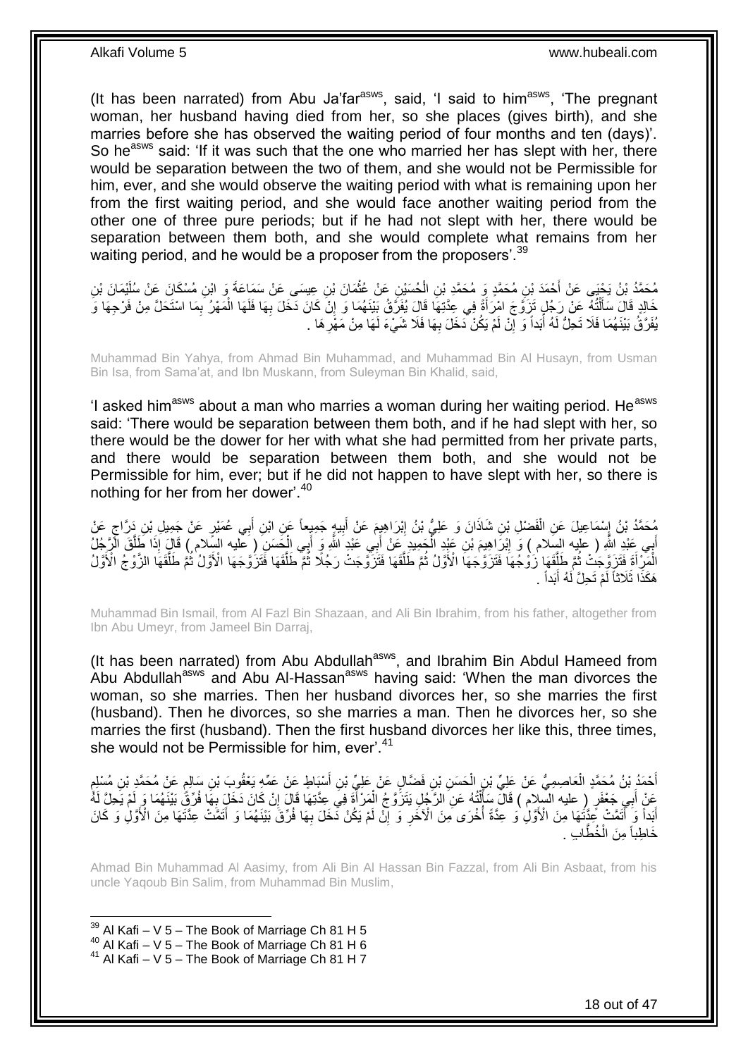(It has been narrated) from Abu Ja'far[asws], said, 'I said to him[asws], 'The pregnant woman, her husband having died from her, so she places (gives birth), and she marries before she has observed the waiting period of four months and ten (days)'. So he[asws] said: 'If it was such that the one who married her has slept with her, there would be separation between the two of them, and she would not be Permissible for him, ever, and she would observe the waiting period with what is remaining upon her from the first waiting period, and she would face another waiting period from the other one of three pure periods; but if he had not slept with her, there would be separation between them both, and she would complete what remains from her waiting period, and he would be a proposer from the proposers'.[39]

مُحَمَّدُ بْنُ يَحْيَى عَنْ أَحْمَدَ بْنِ مُحَمَّدٍ وَ مُحَمَّدِ بْنِ الْحُسَيْنِ عَنْ عُثْمَانَ بْنِ عِيسَى عَنْ سَمَاعَةَ وَ ابْنِ مُسْكَانَ عَنْ سُلَيْمَانَ بْنِ خَالِدٍ قَالَ سَأَلْتُهُ عَنْ رَجُلٍ تَزَوَّجَ امْرَأَةً فِي عِدَّتِهَا قَالَ يُفَرَّقُ بَيْنَهُمَا وَ إِنْ كَانَ دَخَلَ بِهَا فَلَهَا الْمَهْرُ بِمَا اسْتَحَلَّ مِنْ فَرْجِهَا وَ يُفَرَّقُ بَيْنَهُمَا فَلَا تَحِلُّ لَهُ أَبَداً وَ إِنْ لَمْ يَكُنْ دَخَلَ بِهَا فَلَا شَيْءَ لَهَا مِنْ مَهْرِهَا .

Muhammad Bin Yahya, from Ahmad Bin Muhammad, and Muhammad Bin Al Husayn, from Usman Bin Isa, from Sama'at, and Ibn Muskann, from Suleyman Bin Khalid, said,

'I asked him[asws] about a man who marries a woman during her waiting period. He[asws] said: 'There would be separation between them both, and if he had slept with her, so there would be the dower for her with what she had permitted from her private parts, and there would be separation between them both, and she would not be Permissible for him, ever; but if he did not happen to have slept with her, so there is nothing for her from her dower'.[40]

مُحَمَّدُ بْنُ إِسْمَاعِيلَ عَنِ الْفَضْلِ بْنِ شَاذَانَ وَ عَلِيُّ بْنُ إِبْرَاهِيمَ عَنْ أَبِيهِ جَمِيعاً عَنِ ابْنِ أَبِي عُمَيْرٍ عَنْ جَمِيلِ بْنِ دَرَّاجٍ عَنْ أَبِي عَبْدِ اللَّهِ ( عليه السلام ) وَ إِبْرَاهِيمَ بْنِ عَبْدِ الْحَمِيدِ عَنْ أَبِي عَبْدِ اللَّهِ وَ أَبِي الْحَسَنِ ( عليه السلام ) قَالَ إِذَا طَلَّقَ الرَّجُلُ الْمَرْأَةَ فَتَزَوَّجَتْ ثُمَّ طَلَّقَهَا زَوْجُهَا فَتَزَوَّجَهَا الْأَوَّلُ ثُمَّ طَلَّقَهَا فَتَزَوَّجَتْ رَجُلًا ثُمَّ طَلَّقَهَا فَتَزَوَّجَهَا الْأَوَّلُ ثُمَّ طَلَّقَهَا الزَّوْجُ الْأَوَّلُ هَكَذَا ثَلَاثاً لَمْ تَحِلَّ لَهُ أَبَداً .

Muhammad Bin Ismail, from Al Fazl Bin Shazaan, and Ali Bin Ibrahim, from his father, altogether from Ibn Abu Umeyr, from Jameel Bin Darraj,

(It has been narrated) from Abu Abdullah[asws], and Ibrahim Bin Abdul Hameed from Abu Abdullah[asws] and Abu Al-Hassan[asws] having said: 'When the man divorces the woman, so she marries. Then her husband divorces her, so she marries the first (husband). Then he divorces, so she marries a man. Then he divorces her, so she marries the first (husband). Then the first husband divorces her like this, three times, she would not be Permissible for him, ever'.[41]

أَحْمَدُ بْنُ مُحَمَّدٍ الْعَاصِمِيُّ عَنْ عَلِيِّ بْنِ الْحَسَنِ بْنِ فَضَّالٍ عَنْ عَلِيِّ بْنِ أَسْبَاطٍ عَنْ عَمِّهِ يَعْقُوبَ بْنِ سَالِمٍ عَنْ مُحَمَّدِ بْنِ مُسْلِمٍ عَنْ أَبِي جَعْفَرٍ ( عليه السلام ) قَالَ سَأَلْتُهُ عَنِ الرَّجُلِ يَتَزَوَّجُ الْمَرْأَةَ فِي عِدَّتِهَا قَالَ إِنْ كَانَ دَخَلَ بِهَا فُرِّقَ بَيْنَهُمَا وَ لَمْ يَحِلَّ لَهُ أَبَداً وَ أَتَمَّتْ عِدَّتَهَا مِنَ الْأَوَّلِ وَ عِدَّةً أُخْرَى مِنَ الْآخَرِ وَ إِنْ لَمْ يَكُنْ دَخَلَ بِهَا فُرِّقَ بَيْنَهُمَا وَ أَتَمَّتْ عِدَّتَهَا مِنَ الْأَوَّلِ وَ كَانَ خَاطِباً مِنَ الْخُطَّابِ .

Ahmad Bin Muhammad Al Aasimy, from Ali Bin Al Hassan Bin Fazzal, from Ali Bin Asbaat, from his uncle Yaqoub Bin Salim, from Muhammad Bin Muslim,

[39] Al Kafi – V 5 – The Book of Marriage Ch 81 H 5
[40] Al Kafi – V 5 – The Book of Marriage Ch 81 H 6
[41] Al Kafi – V 5 – The Book of Marriage Ch 81 H 7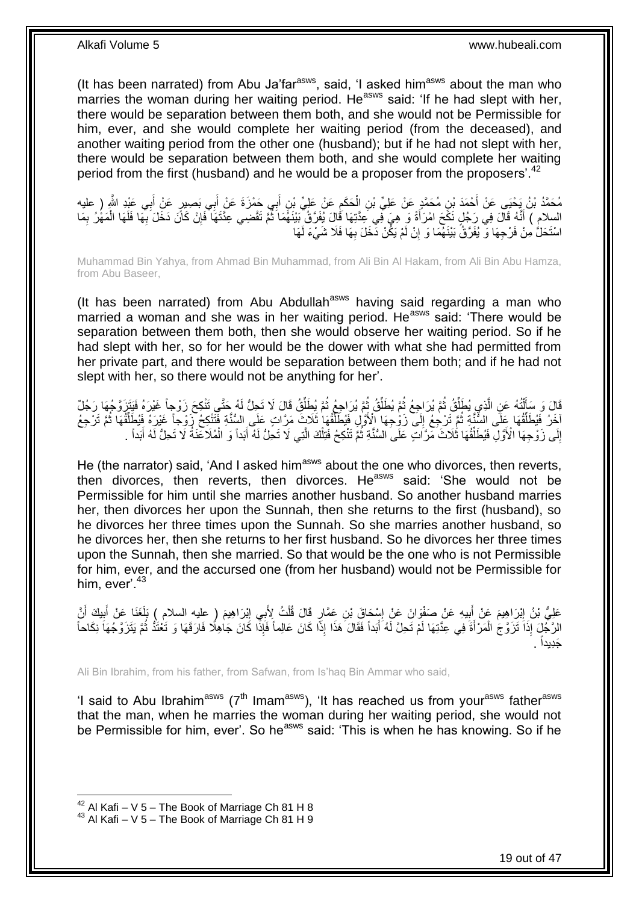(It has been narrated) from Abu Ja'far[asws], said, 'I asked him[asws] about the man who marries the woman during her waiting period. He[asws] said: 'If he had slept with her, there would be separation between them both, and she would not be Permissible for him, ever, and she would complete her waiting period (from the deceased), and another waiting period from the other one (husband); but if he had not slept with her, there would be separation between them both, and she would complete her waiting period from the first (husband) and he would be a proposer from the proposers'.[42]

مُحَمَّدُ بْنُ يَحْيَى عَنْ أَحْمَدَ بْنِ مُحَمَّدٍ عَنْ عَلِيِّ بْنِ الْحَكَمِ عَنْ عَلِيِّ بْنِ أَبِي حَمْزَةَ عَنْ أَبِي بَصِيرٍ عَنْ أَبِي عَبْدِ اللَّهِ ( عليه السلام ) أَنَّهُ قَالَ فِي رَجُلٍ نَكَحَ امْرَأَةً وَ هِيَ فِي عِدَّتِهَا قَالَ يُفَرَّقُ بَيْنَهُمَا ثُمَّ تَقْضِي عِدَّتَهَا فَإِنْ كَانَ دَخَلَ بِهَا فَلَهَا الْمَهْرُ بِمَا اسْتَحَلَّ مِنْ فَرْجِهَا وَ يُفَرَّقُ بَيْنَهُمَا وَ إِنْ لَمْ يَكُنْ دَخَلَ بِهَا فَلَا شَيْءَ لَهَا

Muhammad Bin Yahya, from Ahmad Bin Muhammad, from Ali Bin Al Hakam, from Ali Bin Abu Hamza, from Abu Baseer,

(It has been narrated) from Abu Abdullah[asws] having said regarding a man who married a woman and she was in her waiting period. He[asws] said: 'There would be separation between them both, then she would observe her waiting period. So if he had slept with her, so for her would be the dower with what she had permitted from her private part, and there would be separation between them both; and if he had not slept with her, so there would not be anything for her'.

قَالَ وَ سَأَلْتُهُ عَنِ الَّذِي يُطَلِّقُ ثُمَّ يُرَاجِعُ ثُمَّ يُطَلِّقُ ثُمَّ يُرَاجِعُ ثُمَّ يُطَلِّقُ قَالَ لَا تَحِلُّ لَهُ حَتَّى تَنْكِحَ زَوْجاً غَيْرَهُ فَيَتَزَوَّجُهَا رَجُلٌ آخَرُ فَيُطَلِّقُهَا عَلَى السُّنَّةِ ثُمَّ تَرْجِعُ إِلَى زَوْجِهَا الْأَوَّلِ فَيُطَلِّقُهَا ثَلَاثَ مَرَّاتٍ عَلَى السُّنَّةِ فَتَنْكِحُ زَوْجاً غَيْرَهُ فَيُطَلِّقُهَا ثُمَّ تَرْجِعُ إِلَى زَوْجِهَا الْأَوَّلِ فَيُطَلِّقُهَا ثَلَاثَ مَرَّاتٍ عَلَى السُّنَّةِ ثُمَّ تَنْكِحُ فَتِلْكَ الَّتِي لَا تَحِلُّ لَهُ أَبَداً وَ الْمُلَاعَنَةُ لَا تَحِلُّ لَهُ أَبَداً .

He (the narrator) said, 'And I asked him[asws] about the one who divorces, then reverts, then divorces, then reverts, then divorces. He[asws] said: 'She would not be Permissible for him until she marries another husband. So another husband marries her, then divorces her upon the Sunnah, then she returns to the first (husband), so he divorces her three times upon the Sunnah. So she marries another husband, so he divorces her, then she returns to her first husband. So he divorces her three times upon the Sunnah, then she married. So that would be the one who is not Permissible for him, ever, and the accursed one (from her husband) would not be Permissible for him, ever'.[43]

عَلِيُّ بْنُ إِبْرَاهِيمَ عَنْ أَبِيهِ عَنْ صَفْوَانَ عَنْ إِسْحَاقَ بْنِ عَمَّارٍ قَالَ قُلْتُ لِأَبِي إِبْرَاهِيمَ ( عليه السلام ) بَلَغَنَا عَنْ أَبِيكَ أَنَّ الرَّجُلَ إِذَا تَزَوَّجَ الْمَرْأَةَ فِي عِدَّتِهَا لَمْ تَحِلَّ لَهُ أَبَداً فَقَالَ هَذَا إِذَا كَانَ عَالِماً فَإِذَا كَانَ جَاهِلًا فَارَقَهَا وَ تَعْتَدُّ ثُمَّ يَتَزَوَّجُهَا نِكَاحاً جَدِيداً .

Ali Bin Ibrahim, from his father, from Safwan, from Is'haq Bin Ammar who said,

'I said to Abu Ibrahim[asws] (7th Imam[asws]), 'It has reached us from your[asws] father[asws] that the man, when he marries the woman during her waiting period, she would not be Permissible for him, ever'. So he[asws] said: 'This is when he has knowing. So if he

[42] Al Kafi – V 5 – The Book of Marriage Ch 81 H 8
[43] Al Kafi – V 5 – The Book of Marriage Ch 81 H 9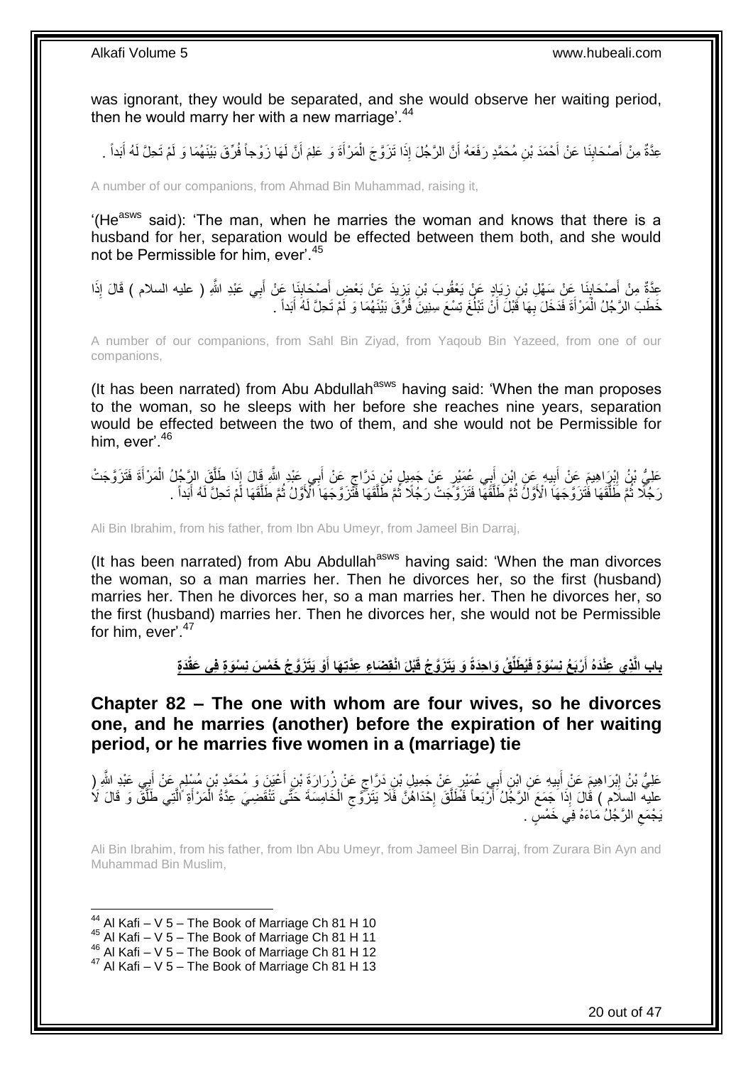was ignorant, they would be separated, and she would observe her waiting period, then he would marry her with a new marriage'.[44]

عِدَّةٌ مِنْ أَصْحَابِنَا عَنْ أَحْمَدَ بْنِ مُحَمَّدٍ رَفَعَهُ أَنَّ الرَّجُلَ إِذَا تَزَوَّجَ الْمَرْأَةَ وَ عَلِمَ أَنَّ لَهَا زَوْجاً فُرِّقَ بَيْنَهُمَا وَ لَمْ تَحِلَّ لَهُ أَبَداً .

A number of our companions, from Ahmad Bin Muhammad, raising it,

'(He[asws] said): 'The man, when he marries the woman and knows that there is a husband for her, separation would be effected between them both, and she would not be Permissible for him, ever'.[45]

عِدَّةٌ مِنْ أَصْحَابِنَا عَنْ سَهْلِ بْنِ زِيَادٍ عَنْ يَعْقُوبَ بْنِ يَزِيدَ عَنْ بَعْضِ أَصْحَابِنَا عَنْ أَبِي عَبْدِ اللَّهِ ( عليه السلام ) قَالَ إِذَا خَطَبَ الرَّجُلُ الْمَرْأَةَ فَدَخَلَ بِهَا قَبْلَ أَنْ تَبْلُغَ تِسْعَ سِنِينَ فُرِّقَ بَيْنَهُمَا وَ لَمْ تَحِلَّ لَهُ أَبَداً .

A number of our companions, from Sahl Bin Ziyad, from Yaqoub Bin Yazeed, from one of our companions,

(It has been narrated) from Abu Abdullah[asws] having said: 'When the man proposes to the woman, so he sleeps with her before she reaches nine years, separation would be effected between the two of them, and she would not be Permissible for him, ever'.[46]

عَلِيُّ بْنُ إِبْرَاهِيمَ عَنْ أَبِيهِ عَنِ ابْنِ أَبِي عُمَيْرٍ عَنْ جَمِيلِ بْنِ دَرَّاجٍ عَنْ أَبِي عَبْدِ اللَّهِ قَالَ إِذَا طَلَّقَ الرَّجُلُ الْمَرْأَةَ فَتَزَوَّجَتْ رَجُلًا ثُمَّ طَلَّقَهَا فَتَزَوَّجَهَا الْأَوَّلُ ثُمَّ طَلَّقَهَا فَتَزَوَّجَتْ رَجُلًا ثُمَّ طَلَّقَهَا فَتَزَوَّجَهَا الْأَوَّلُ ثُمَّ طَلَّقَهَا لَمْ تَحِلَّ لَهُ أَبَداً .

Ali Bin Ibrahim, from his father, from Ibn Abu Umeyr, from Jameel Bin Darraj,

(It has been narrated) from Abu Abdullah[asws] having said: 'When the man divorces the woman, so a man marries her. Then he divorces her, so the first (husband) marries her. Then he divorces her, so a man marries her. Then he divorces her, so the first (husband) marries her. Then he divorces her, she would not be Permissible for him, ever'.[47]

## بَابُ الَّذِي عِنْدَهُ أَرْبَعُ نِسْوَةٍ فَيُطَلِّقُ وَاحِدَةً وَ يَتَزَوَّجُ قَبْلَ انْقِضَاءِ عِدَّتِهَا أَوْ يَتَزَوَّجُ خَمْسَ نِسْوَةٍ فِي عُقْدَةٍ

## Chapter 82 – The one with whom are four wives, so he divorces one, and he marries (another) before the expiration of her waiting period, or he marries five women in a (marriage) tie

عَلِيُّ بْنُ إِبْرَاهِيمَ عَنْ أَبِيهِ عَنِ ابْنِ أَبِي عُمَيْرٍ عَنْ جَمِيلِ بْنِ دَرَّاجٍ عَنْ زُرَارَةَ بْنِ أَعْيَنَ وَ مُحَمَّدِ بْنِ مُسْلِمٍ عَنْ أَبِي عَبْدِ اللَّهِ ( عليه السلام ) قَالَ إِذَا جَمَعَ الرَّجُلُ أَرْبَعاً فَطَلَّقَ إِحْدَاهُنَّ فَلَا يَتَزَوَّجِ الْخَامِسَةَ حَتَّى تَنْقَضِيَ عِدَّةُ الْمَرْأَةِ الَّتِي طَلَّقَ وَ قَالَ لَا يَجْمَعِ الرَّجُلُ مَاءَهُ فِي خَمْسٍ .

Ali Bin Ibrahim, from his father, from Ibn Abu Umeyr, from Jameel Bin Darraj, from Zurara Bin Ayn and Muhammad Bin Muslim,

[44] Al Kafi – V 5 – The Book of Marriage Ch 81 H 10
[45] Al Kafi – V 5 – The Book of Marriage Ch 81 H 11
[46] Al Kafi – V 5 – The Book of Marriage Ch 81 H 12
[47] Al Kafi – V 5 – The Book of Marriage Ch 81 H 13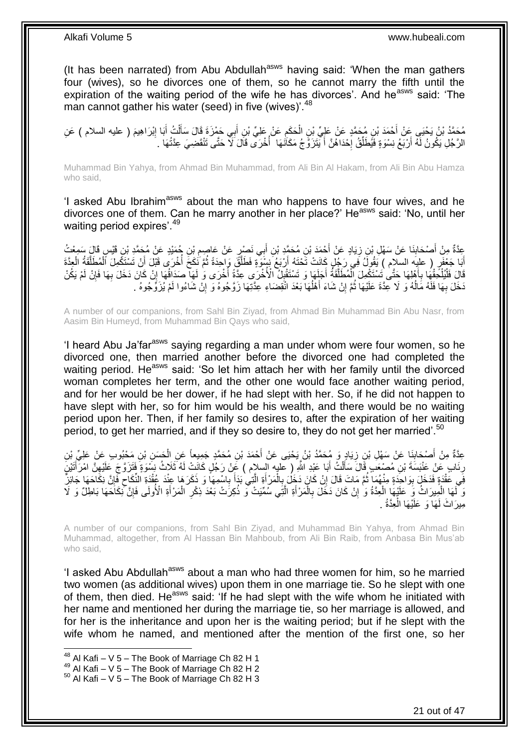(It has been narrated) from Abu Abdullah[asws] having said: 'When the man gathers four (wives), so he divorces one of them, so he cannot marry the fifth until the expiration of the waiting period of the wife he has divorces'. And he[asws] said: 'The man cannot gather his water (seed) in five (wives)'.[48]

مُحَمَّدُ بْنُ يَحْيَى عَنْ أَحْمَدَ بْنِ مُحَمَّدٍ عَنْ عَلِيِّ بْنِ الْحَكَمِ عَنْ عَلِيِّ بْنِ أَبِي حَمْزَةَ قَالَ سَأَلْتُ أَبَا إِبْرَاهِيمَ ( عليه السلام ) عَنِ الرَّجُلِ يَكُونُ لَهُ أَرْبَعُ نِسْوَةٍ فَيُطَلِّقُ إِحْدَاهُنَّ أَ يَتَزَوَّجُ مَكَانَهَا أُخْرَى قَالَ لَا حَتَّى تَنْقَضِيَ عِدَّتُهَا .

Muhammad Bin Yahya, from Ahmad Bin Muhammad, from Ali Bin Al Hakam, from Ali Bin Abu Hamza who said,

'I asked Abu Ibrahim[asws] about the man who happens to have four wives, and he divorces one of them. Can he marry another in her place?' He[asws] said: 'No, until her waiting period expires'.[49]

عِدَّةٌ مِنْ أَصْحَابِنَا عَنْ سَهْلِ بْنِ زِيَادٍ عَنْ أَحْمَدَ بْنِ مُحَمَّدِ بْنِ أَبِي نَصْرٍ عَنْ عَاصِمِ بْنِ حُمَيْدٍ عَنْ مُحَمَّدِ بْنِ قَيْسٍ قَالَ سَمِعْتُ أَبَا جَعْفَرٍ ( عليه السلام ) يَقُولُ فِي رَجُلٍ كَانَتْ تَحْتَهُ أَرْبَعُ نِسْوَةٍ فَطَلَّقَ وَاحِدَةً ثُمَّ نَكَحَ أُخْرَى قَبْلَ أَنْ تَسْتَكْمِلَ الْمُطَلَّقَةُ الْعِدَّةَ قَالَ فَلْيُلْحِقْهَا بِأَهْلِهَا حَتَّى تَسْتَكْمِلَ الْمُطَلَّقَةُ أَجَلَهَا وَ تَسْتَقْبِلُ الْأُخْرَى عِدَّةً أُخْرَى وَ لَهَا صَدَاقُهَا إِنْ كَانَ دَخَلَ بِهَا فَإِنْ لَمْ يَكُنْ دَخَلَ بِهَا فَلَهُ مَالُهُ وَ لَا عِدَّةَ عَلَيْهَا ثُمَّ إِنْ شَاءَ أَهْلُهَا بَعْدَ انْقِضَاءِ عِدَّتِهَا زَوَّجُوهُ وَ إِنْ شَاءُوا لَمْ يُزَوِّجُوهُ .

A number of our companions, from Sahl Bin Ziyad, from Ahmad Bin Muhammad Bin Abu Nasr, from Aasim Bin Humeyd, from Muhammad Bin Qays who said,

'I heard Abu Ja'far[asws] saying regarding a man under whom were four women, so he divorced one, then married another before the divorced one had completed the waiting period. He[asws] said: 'So let him attach her with her family until the divorced woman completes her term, and the other one would face another waiting period, and for her would be her dower, if he had slept with her. So, if he did not happen to have slept with her, so for him would be his wealth, and there would be no waiting period upon her. Then, if her family so desires to, after the expiration of her waiting period, to get her married, and if they so desire to, they do not get her married'.[50]

عِدَّةٌ مِنْ أَصْحَابِنَا عَنْ سَهْلِ بْنِ زِيَادٍ وَ مُحَمَّدُ بْنُ يَحْيَى عَنْ أَحْمَدَ بْنِ مُحَمَّدٍ جَمِيعاً عَنِ الْحَسَنِ بْنِ مَحْبُوبٍ عَنْ عَلِيِّ بْنِ رِئَابٍ عَنْ عَنْبَسَةَ بْنِ مُصْعَبٍ قَالَ سَأَلْتُ أَبَا عَبْدِ اللَّهِ ( عليه السلام ) عَنْ رَجُلٍ كَانَتْ لَهُ ثَلَاثُ نِسْوَةٍ فَتَزَوَّجَ عَلَيْهِنَّ امْرَأَتَيْنِ فِي عَقْدَةٍ فَدَخَلَ بِوَاحِدَةٍ مِنْهُمَا ثُمَّ مَاتَ قَالَ إِنْ كَانَ دَخَلَ بِالْمَرْأَةِ الَّتِي بَدَأَ بِاسْمِهَا وَ ذَكَرَهَا عِنْدَ عُقْدَةِ النِّكَاحِ فَإِنَّ نِكَاحَهَا جَائِزٌ وَ لَهَا الْمِيرَاثُ وَ عَلَيْهَا الْعِدَّةُ وَ إِنْ كَانَ دَخَلَ بِالْمَرْأَةِ الَّتِي سُمِّيَتْ وَ ذُكِرَتْ بَعْدَ ذِكْرِ الْمَرْأَةِ الْأُولَى فَإِنَّ نِكَاحَهَا بَاطِلٌ وَ لَا مِيرَاثَ لَهَا وَ عَلَيْهَا الْعِدَّةُ .

A number of our companions, from Sahl Bin Ziyad, and Muhammad Bin Yahya, from Ahmad Bin Muhammad, altogether, from Al Hassan Bin Mahboub, from Ali Bin Raib, from Anbasa Bin Mus'ab who said,

'I asked Abu Abdullah[asws] about a man who had three women for him, so he married two women (as additional wives) upon them in one marriage tie. So he slept with one of them, then died. He[asws] said: 'If he had slept with the wife whom he initiated with her name and mentioned her during the marriage tie, so her marriage is allowed, and for her is the inheritance and upon her is the waiting period; but if he slept with the wife whom he named, and mentioned after the mention of the first one, so her

[48] Al Kafi – V 5 – The Book of Marriage Ch 82 H 1
[49] Al Kafi – V 5 – The Book of Marriage Ch 82 H 2
[50] Al Kafi – V 5 – The Book of Marriage Ch 82 H 3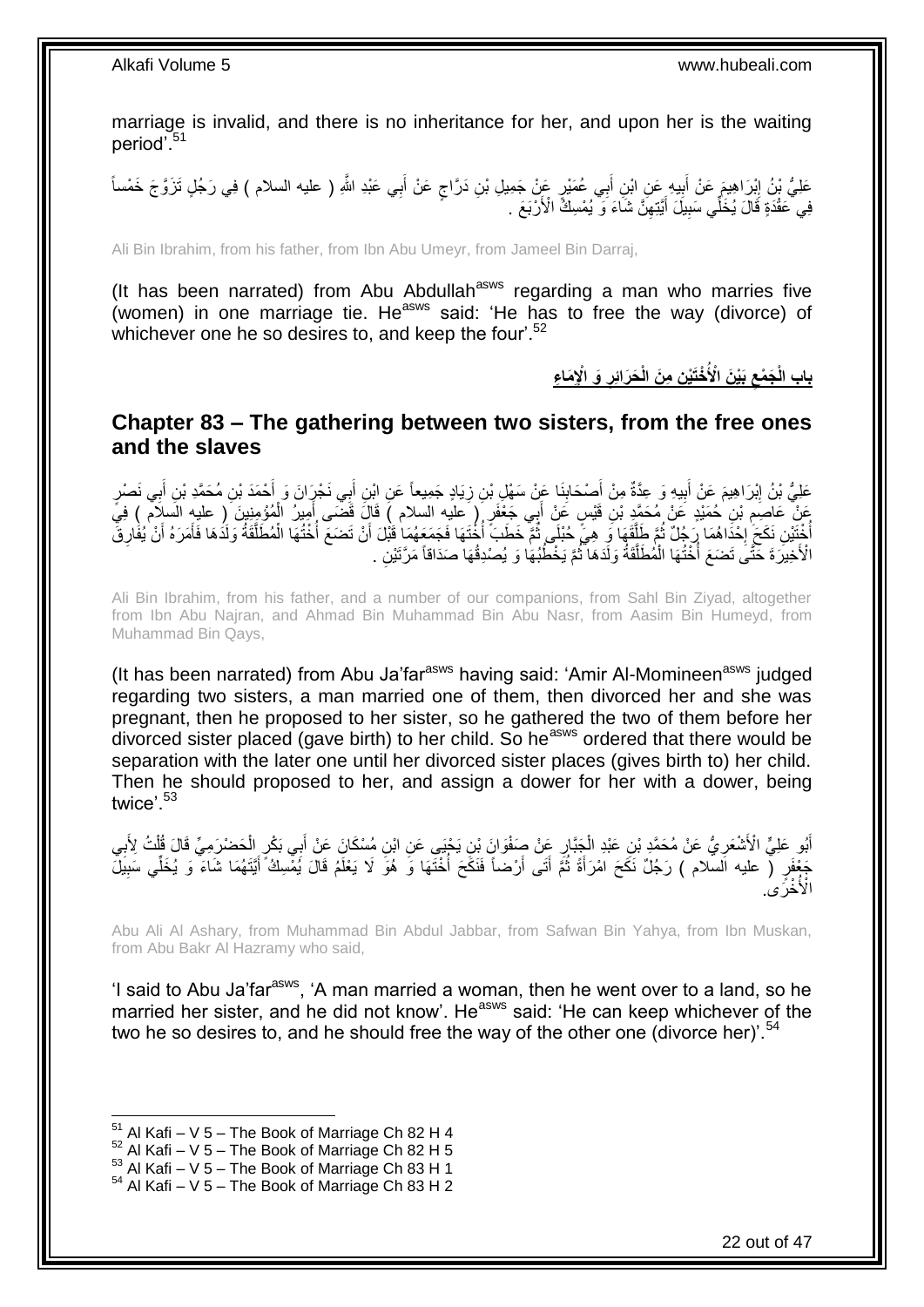marriage is invalid, and there is no inheritance for her, and upon her is the waiting period'.[51]

عَلِيُّ بْنُ إِبْرَاهِيمَ عَنْ أَبِيهِ عَنِ ابْنِ أَبِي عُمَيْرٍ عَنْ جَمِيلِ بْنِ دَرَّاجٍ عَنْ أَبِي عَبْدِ اللَّهِ ( عليه السلام ) فِي رَجُلٍ تَزَوَّجَ خَمْساً فِي عَقْدَةٍ قَالَ يُخَلِّي سَبِيلَ أَيَّتِهِنَّ شَاءَ وَ يُمْسِكُ الْأَرْبَعَ .

Ali Bin Ibrahim, from his father, from Ibn Abu Umeyr, from Jameel Bin Darraj,

(It has been narrated) from Abu Abdullah[asws] regarding a man who marries five (women) in one marriage tie. He[asws] said: 'He has to free the way (divorce) of whichever one he so desires to, and keep the four'.[52]

## بابِ الْجَمْعِ بَيْنَ الْأُخْتَيْنِ مِنَ الْحَرَائِرِ وَ الْإِمَاءِ

## Chapter 83 – The gathering between two sisters, from the free ones and the slaves

عَلِيُّ بْنُ إِبْرَاهِيمَ عَنْ أَبِيهِ وَ عِدَّةٌ مِنْ أَصْحَابِنَا عَنْ سَهْلِ بْنِ زِيَادٍ جَمِيعاً عَنِ ابْنِ أَبِي نَجْرَانَ وَ أَحْمَدَ بْنِ مُحَمَّدِ بْنِ أَبِي نَصْرٍ عَنْ عَاصِمِ بْنِ حُمَيْدٍ عَنْ مُحَمَّدِ بْنِ قَيْسٍ عَنْ أَبِي جَعْفَرٍ ( عليه السلام ) قَالَ قَضَى أَمِيرُ الْمُؤْمِنِينَ ( عليه السلام ) فِي أُخْتَيْنِ نَكَحَ إِحْدَاهُمَا رَجُلٌ ثُمَّ طَلَّقَهَا وَ هِيَ حُبْلَى ثُمَّ خَطَبَ أُخْتَهَا فَجَمَعَهُمَا قَبْلَ أَنْ تَضَعَ أُخْتُهَا الْمُطَلَّقَةُ وَلَدَهَا فَأَمَرَهُ أَنْ يُفَارِقَ الْأَخِيرَةَ حَتَّى تَضَعَ أُخْتُهَا الْمُطَلَّقَةُ وَلَدَهَا ثُمَّ يَخْطُبُهَا وَ يُصْدِقُهَا صَدَاقاً مَرَّتَيْنِ .

Ali Bin Ibrahim, from his father, and a number of our companions, from Sahl Bin Ziyad, altogether from Ibn Abu Najran, and Ahmad Bin Muhammad Bin Abu Nasr, from Aasim Bin Humeyd, from Muhammad Bin Qays,

(It has been narrated) from Abu Ja'far[asws] having said: 'Amir Al-Momineen[asws] judged regarding two sisters, a man married one of them, then divorced her and she was pregnant, then he proposed to her sister, so he gathered the two of them before her divorced sister placed (gave birth) to her child. So he[asws] ordered that there would be separation with the later one until her divorced sister places (gives birth to) her child. Then he should proposed to her, and assign a dower for her with a dower, being twice'.[53]

أَبُو عَلِيٍّ الْأَشْعَرِيُّ عَنْ مُحَمَّدِ بْنِ عَبْدِ الْجَبَّارِ عَنْ صَفْوَانَ بْنِ يَحْيَى عَنِ ابْنِ مُسْكَانَ عَنْ أَبِي بَكْرٍ الْحَضْرَمِيِّ قَالَ قُلْتُ لِأَبِي جَعْفَرٍ ( عليه السلام ) رَجُلٌ نَكَحَ امْرَأَةً ثُمَّ أَتَى أَرْضاً فَنَكَحَ أُخْتَهَا وَ هُوَ لَا يَعْلَمُ قَالَ يُمْسِكُ أَيَّتَهُمَا شَاءَ وَ يُخَلِّي سَبِيلَ الْأُخْرَى.

Abu Ali Al Ashary, from Muhammad Bin Abdul Jabbar, from Safwan Bin Yahya, from Ibn Muskan, from Abu Bakr Al Hazramy who said,

'I said to Abu Ja'far[asws], 'A man married a woman, then he went over to a land, so he married her sister, and he did not know'. He[asws] said: 'He can keep whichever of the two he so desires to, and he should free the way of the other one (divorce her)'.[54]

[51] Al Kafi – V 5 – The Book of Marriage Ch 82 H 4
[52] Al Kafi – V 5 – The Book of Marriage Ch 82 H 5
[53] Al Kafi – V 5 – The Book of Marriage Ch 83 H 1
[54] Al Kafi – V 5 – The Book of Marriage Ch 83 H 2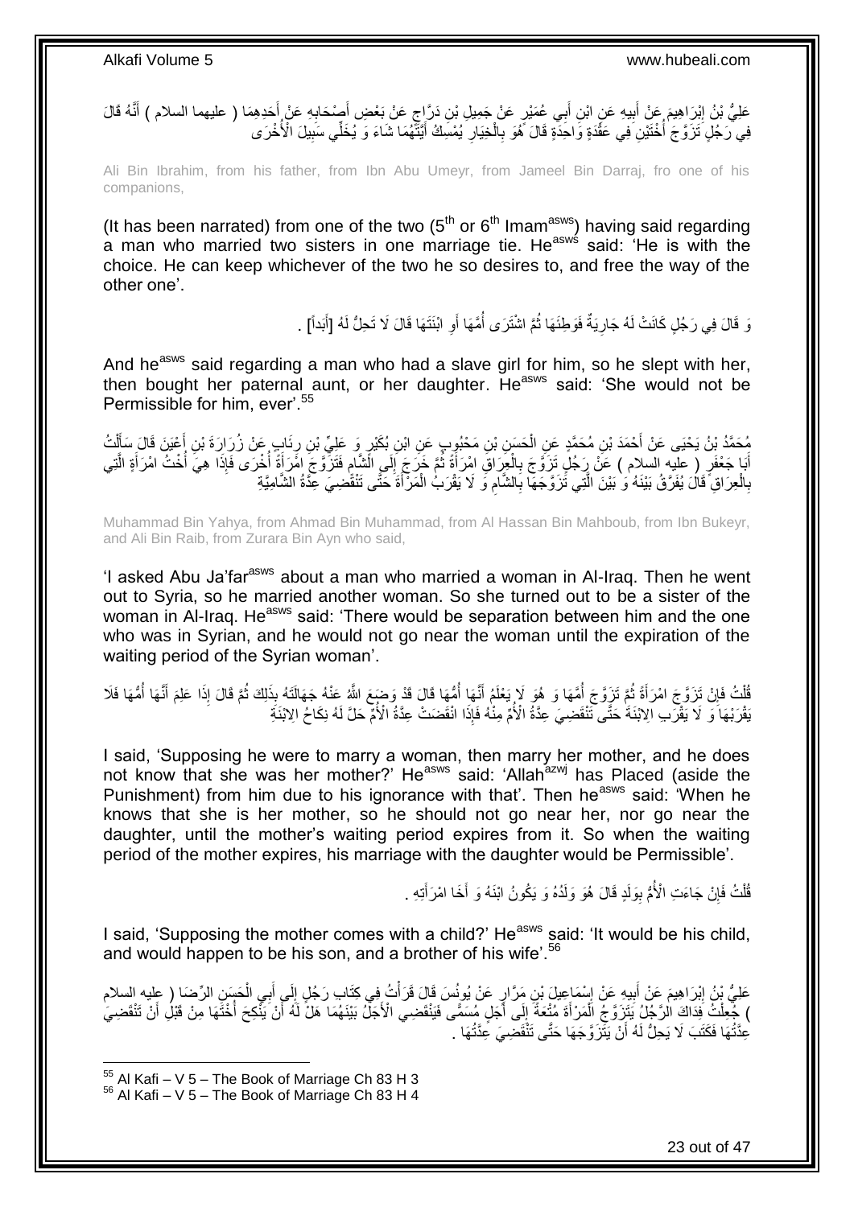عَلِيُّ بْنُ إِبْرَاهِيمَ عَنْ أَبِيهِ عَنِ ابْنِ أَبِي عُمَيْرٍ عَنْ جَمِيلِ بْنِ دَرَّاجٍ عَنْ بَعْضِ أَصْحَابِهِ عَنْ أَحَدِهِمَا ( عليهما السلام ) أَنَّهُ قَالَ فِي رَجُلٍ تَزَوَّجَ أُخْتَيْنِ فِي عُقْدَةٍ وَاحِدَةٍ قَالَ هُوَ بِالْخِيَارِ يُمْسِكُ أَيَّتَهُمَا شَاءَ وَ يُخَلِّي سَبِيلَ الْأُخْرَى

Ali Bin Ibrahim, from his father, from Ibn Abu Umeyr, from Jameel Bin Darraj, fro one of his companions,

(It has been narrated) from one of the two (5th or 6th Imamasws) having said regarding a man who married two sisters in one marriage tie. Heasws said: 'He is with the choice. He can keep whichever of the two he so desires to, and free the way of the other one'.

وَ قَالَ فِي رَجُلٍ كَانَتْ لَهُ جَارِيَةٌ فَوَطِئَهَا ثُمَّ اشْتَرَى أُمَّهَا أَوِ ابْنَتَهَا قَالَ لَا تَحِلُّ لَهُ [أَبَداً] .

And heasws said regarding a man who had a slave girl for him, so he slept with her, then bought her paternal aunt, or her daughter. Heasws said: 'She would not be Permissible for him, ever'.[55]

مُحَمَّدُ بْنُ يَحْيَى عَنْ أَحْمَدَ بْنِ مُحَمَّدٍ عَنِ الْحَسَنِ بْنِ مَحْبُوبٍ عَنِ ابْنِ بُكَيْرٍ وَ عَلِيِّ بْنِ رِئَابٍ عَنْ زُرَارَةَ بْنِ أَعْيَنَ قَالَ سَأَلْتُ أَبَا جَعْفَرٍ ( عليه السلام ) عَنْ رَجُلٍ تَزَوَّجَ بِالْعِرَاقِ امْرَأَةً ثُمَّ خَرَجَ إِلَى الشَّامِ فَتَزَوَّجَ امْرَأَةً أُخْرَى فَإِذَا هِيَ أُخْتُ امْرَأَةٍ الَّتِي بِالْعِرَاقِ قَالَ يُفَرَّقُ بَيْنَهُ وَ بَيْنَ الَّتِي تَزَوَّجَهَا بِالشَّامِ وَ لَا يَقْرَبُ الْمَرْأَةَ حَتَّى تَنْقَضِيَ عِدَّةُ الشَّامِيَّةِ

Muhammad Bin Yahya, from Ahmad Bin Muhammad, from Al Hassan Bin Mahboub, from Ibn Bukeyr, and Ali Bin Raib, from Zurara Bin Ayn who said,

'I asked Abu Ja'farasws about a man who married a woman in Al-Iraq. Then he went out to Syria, so he married another woman. So she turned out to be a sister of the woman in Al-Iraq. Heasws said: 'There would be separation between him and the one who was in Syrian, and he would not go near the woman until the expiration of the waiting period of the Syrian woman'.

قُلْتُ فَإِنْ تَزَوَّجَ امْرَأَةً ثُمَّ تَزَوَّجَ أُمَّهَا وَ هُوَ لَا يَعْلَمُ أَنَّهَا أُمُّهَا قَالَ قَدْ وَضَعَ اللَّهُ عَنْهُ جَهَالَتَهُ بِذَلِكَ ثُمَّ قَالَ إِذَا عَلِمَ أَنَّهَا أُمُّهَا فَلَا يَقْرَبْهَا وَ لَا يَقْرَبِ الِابْنَةَ حَتَّى تَنْقَضِيَ عِدَّةُ الْأُمِّ مِنْهُ فَإِذَا انْقَضَتْ عِدَّةُ الْأُمِّ حَلَّ لَهُ نِكَاحُ الِابْنَةِ

I said, 'Supposing he were to marry a woman, then marry her mother, and he does not know that she was her mother?' Heasws said: 'Allahazwj has Placed (aside the Punishment) from him due to his ignorance with that'. Then heasws said: 'When he knows that she is her mother, so he should not go near her, nor go near the daughter, until the mother's waiting period expires from it. So when the waiting period of the mother expires, his marriage with the daughter would be Permissible'.

قُلْتُ فَإِنْ جَاءَتِ الْأُمُّ بِوَلَدٍ قَالَ هُوَ وَلَدُهُ وَ يَكُونُ ابْنَهُ وَ أَخَا امْرَأَتِهِ .

I said, 'Supposing the mother comes with a child?' Heasws said: 'It would be his child, and would happen to be his son, and a brother of his wife'.[56]

عَلِيُّ بْنُ إِبْرَاهِيمَ عَنْ أَبِيهِ عَنْ إِسْمَاعِيلَ بْنِ مَرَّارٍ عَنْ يُونُسَ قَالَ قَرَأْتُ فِي كِتَابِ رَجُلٍ إِلَى أَبِي الْحَسَنِ الرِّضَا ( عليه السلام ) جُعِلْتُ فِدَاكَ الرَّجُلُ يَتَزَوَّجُ الْمَرْأَةَ مُتْعَةً إِلَى أَجَلٍ مُسَمًّى فَيَنْقَضِي الْأَجَلُ بَيْنَهُمَا هَلْ لَهُ أَنْ يَنْكِحَ أُخْتَهَا مِنْ قَبْلِ أَنْ تَنْقَضِيَ عِدَّتُهَا فَكَتَبَ لَا يَحِلُّ لَهُ أَنْ يَتَزَوَّجَهَا حَتَّى تَنْقَضِيَ عِدَّتُهَا .

---

[55] Al Kafi – V 5 – The Book of Marriage Ch 83 H 3
[56] Al Kafi – V 5 – The Book of Marriage Ch 83 H 4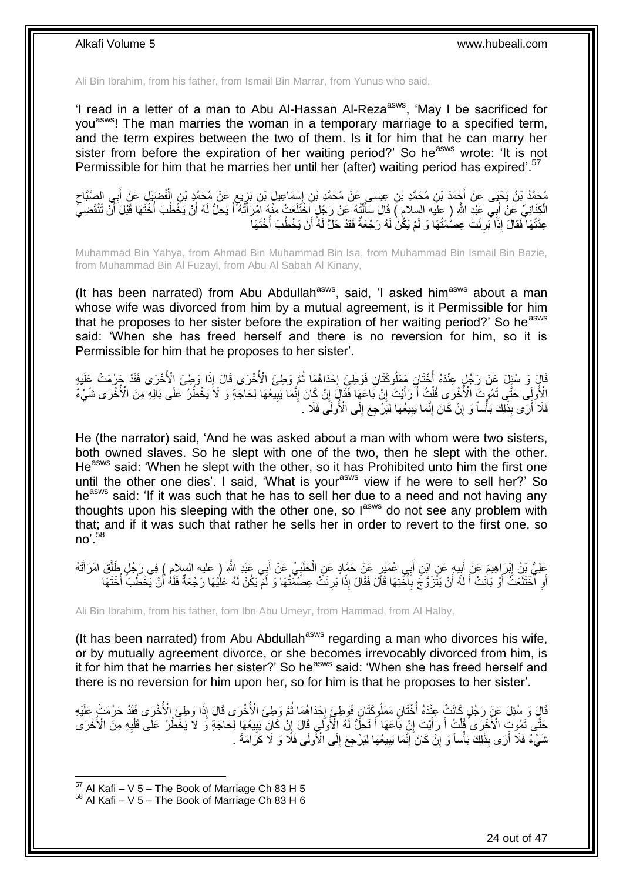Ali Bin Ibrahim, from his father, from Ismail Bin Marrar, from Yunus who said,

'I read in a letter of a man to Abu Al-Hassan Al-Reza[asws], 'May I be sacrificed for you[asws]! The man marries the woman in a temporary marriage to a specified term, and the term expires between the two of them. Is it for him that he can marry her sister from before the expiration of her waiting period?' So he[asws] wrote: 'It is not Permissible for him that he marries her until her (after) waiting period has expired'.[57]

مُحَمَّدُ بْنُ يَحْيَى عَنْ أَحْمَدَ بْنِ مُحَمَّدِ بْنِ عِيسَى عَنْ مُحَمَّدِ بْنِ إِسْمَاعِيلَ بْنِ بَزِيعٍ عَنْ مُحَمَّدِ بْنِ الْفُضَيْلِ عَنْ أَبِي الصَّبَّاحِ الْكِنَانِيِّ عَنْ أَبِي عَبْدِ اللَّهِ ( عليه السلام ) قَالَ سَأَلْتُهُ عَنْ رَجُلٍ اخْتَلَعَتْ مِنْهُ امْرَأَتُهُ أَ يَحِلُّ لَهُ أَنْ يَخْطُبَ أُخْتَهَا قَبْلَ أَنْ تَنْقَضِيَ عِدَّتُهَا فَقَالَ إِذَا بَرِئَتْ عِصْمَتُهَا وَ لَمْ يَكُنْ لَهُ رَجْعَةٌ فَقَدْ حَلَّ لَهُ أَنْ يَخْطُبَ أُخْتَهَا

Muhammad Bin Yahya, from Ahmad Bin Muhammad Bin Isa, from Muhammad Bin Ismail Bin Bazie, from Muhammad Bin Al Fuzayl, from Abu Al Sabah Al Kinany,

(It has been narrated) from Abu Abdullah[asws], said, 'I asked him[asws] about a man whose wife was divorced from him by a mutual agreement, is it Permissible for him that he proposes to her sister before the expiration of her waiting period?' So he[asws] said: 'When she has freed herself and there is no reversion for him, so it is Permissible for him that he proposes to her sister'.

قَالَ وَ سُئِلَ عَنْ رَجُلٍ عِنْدَهُ أُخْتَانِ مَمْلُوكَتَانِ فَوَطِئَ إِحْدَاهُمَا ثُمَّ وَطِئَ الْأُخْرَى قَالَ إِذَا وَطِئَ الْأُخْرَى فَقَدْ حَرُمَتْ عَلَيْهِ الْأُولَى حَتَّى تَمُوتَ الْأُخْرَى قُلْتُ أَ رَأَيْتَ إِنْ بَاعَهَا فَقَالَ إِنْ كَانَ إِنَّمَا يَبِيعُهَا لِحَاجَةٍ وَ لَا يَخْطُرُ عَلَى بَالِهِ مِنَ الْأُخْرَى شَيْءٌ فَلَا أَرَى بِذَلِكَ بَأْساً وَ إِنْ كَانَ إِنَّمَا يَبِيعُهَا لِيَرْجِعَ إِلَى الْأُولَى فَلَا .

He (the narrator) said, 'And he was asked about a man with whom were two sisters, both owned slaves. So he slept with one of the two, then he slept with the other. He[asws] said: 'When he slept with the other, so it has Prohibited unto him the first one until the other one dies'. I said, 'What is your[asws] view if he were to sell her?' So he[asws] said: 'If it was such that he has to sell her due to a need and not having any thoughts upon his sleeping with the other one, so I[asws] do not see any problem with that; and if it was such that rather he sells her in order to revert to the first one, so no'.[58]

عَلِيُّ بْنُ إِبْرَاهِيمَ عَنْ أَبِيهِ عَنِ ابْنِ أَبِي عُمَيْرٍ عَنْ حَمَّادٍ عَنِ الْحَلَبِيِّ عَنْ أَبِي عَبْدِ اللَّهِ ( عليه السلام ) فِي رَجُلٍ طَلَّقَ امْرَأَتَهُ أَوِ اخْتَلَعَتْ أَوْ بَانَتْ أَ لَهُ أَنْ يَتَزَوَّجَ بِأُخْتِهَا قَالَ فَقَالَ إِذَا بَرِئَتْ عِصْمَتُهَا وَ لَمْ يَكُنْ لَهُ عَلَيْهَا رَجْعَةٌ فَلَهُ أَنْ يَخْطُبَ أُخْتَهَا

Ali Bin Ibrahim, from his father, fom Ibn Abu Umeyr, from Hammad, from Al Halby,

(It has been narrated) from Abu Abdullah[asws] regarding a man who divorces his wife, or by mutually agreement divorce, or she becomes irrevocably divorced from him, is it for him that he marries her sister?' So he[asws] said: 'When she has freed herself and there is no reversion for him upon her, so for him is that he proposes to her sister'.

قَالَ وَ سُئِلَ عَنْ رَجُلٍ كَانَتْ عِنْدَهُ أُخْتَانِ مَمْلُوكَتَانِ فَوَطِئَ إِحْدَاهُمَا ثُمَّ وَطِئَ الْأُخْرَى قَالَ إِذَا وَطِئَ الْأُخْرَى فَقَدْ حَرُمَتْ عَلَيْهِ حَتَّى تَمُوتَ الْأُخْرَى قُلْتُ أَ رَأَيْتَ إِنْ بَاعَهَا أَ تَحِلُّ لَهُ الْأُولَى قَالَ إِنْ كَانَ يَبِيعُهَا لِحَاجَةٍ وَ لَا يَخْطُرُ عَلَى قَلْبِهِ مِنَ الْأُخْرَى شَيْءٌ فَلَا أَرَى بِذَلِكَ بَأْساً وَ إِنْ كَانَ إِنَّمَا يَبِيعُهَا لِيَرْجِعَ إِلَى الْأُولَى فَلَا وَ لَا كَرَامَةَ .

[57] Al Kafi – V 5 – The Book of Marriage Ch 83 H 5
[58] Al Kafi – V 5 – The Book of Marriage Ch 83 H 6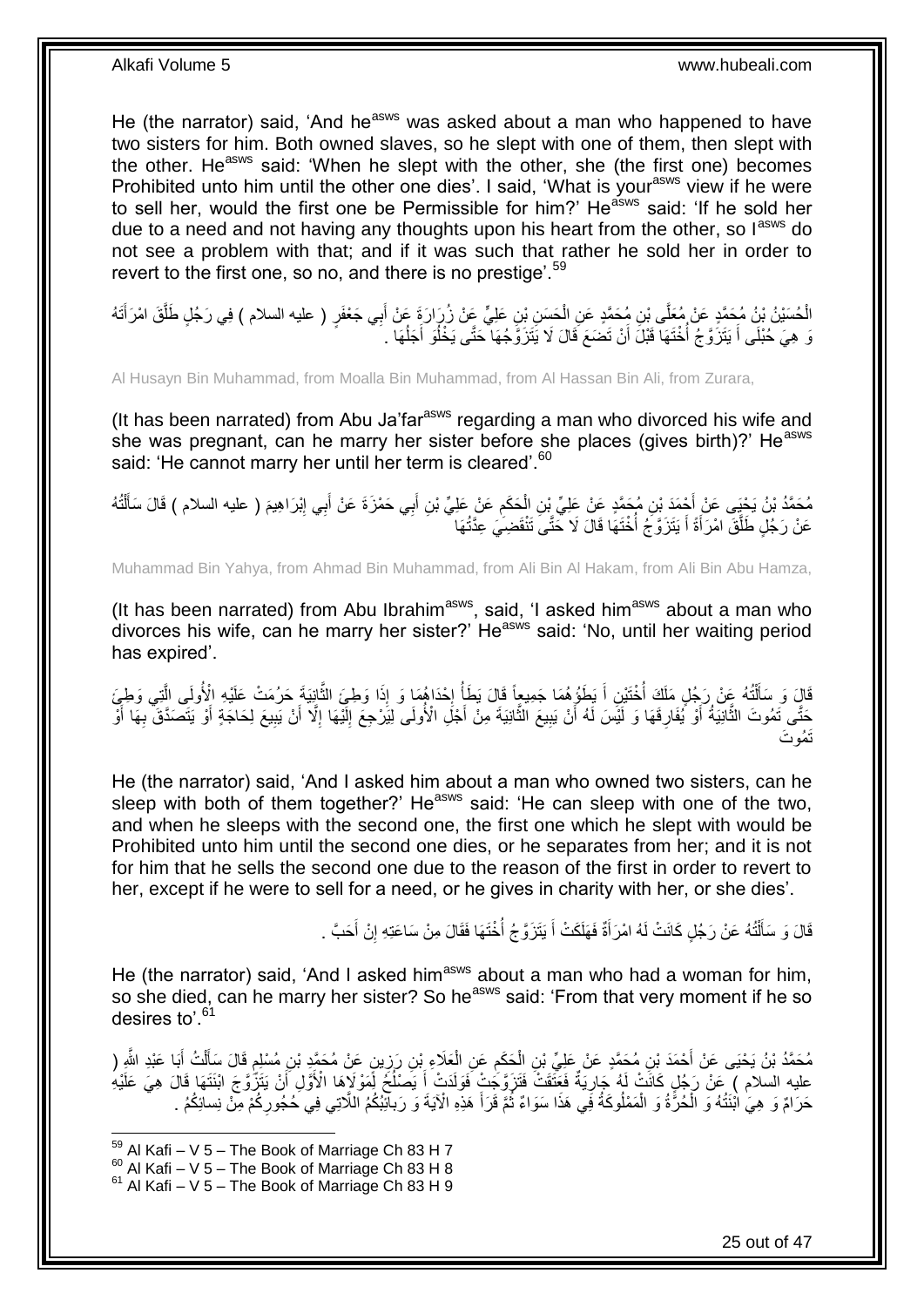He (the narrator) said, 'And he[asws] was asked about a man who happened to have two sisters for him. Both owned slaves, so he slept with one of them, then slept with the other. He[asws] said: 'When he slept with the other, she (the first one) becomes Prohibited unto him until the other one dies'. I said, 'What is your[asws] view if he were to sell her, would the first one be Permissible for him?' He[asws] said: 'If he sold her due to a need and not having any thoughts upon his heart from the other, so I[asws] do not see a problem with that; and if it was such that rather he sold her in order to revert to the first one, so no, and there is no prestige'.[59]

الْحُسَيْنُ بْنُ مُحَمَّدٍ عَنْ مُعَلَّى بْنِ مُحَمَّدٍ عَنِ الْحَسَنِ بْنِ عَلِيٍّ عَنْ زُرَارَةَ عَنْ أَبِي جَعْفَرٍ ( عليه السلام ) فِي رَجُلٍ طَلَّقَ امْرَأَتَهُ وَ هِيَ حُبْلَى أَ يَتَزَوَّجُ أُخْتَهَا قَبْلَ أَنْ تَضَعَ قَالَ لَا يَتَزَوَّجُهَا حَتَّى يَخْلُوَ أَجَلُهَا .

Al Husayn Bin Muhammad, from Moalla Bin Muhammad, from Al Hassan Bin Ali, from Zurara,

(It has been narrated) from Abu Ja'far[asws] regarding a man who divorced his wife and she was pregnant, can he marry her sister before she places (gives birth)?' He[asws] said: 'He cannot marry her until her term is cleared'.[60]

مُحَمَّدُ بْنُ يَحْيَى عَنْ أَحْمَدَ بْنِ مُحَمَّدٍ عَنْ عَلِيِّ بْنِ الْحَكَمِ عَنْ عَلِيِّ بْنِ أَبِي حَمْزَةَ عَنْ أَبِي إِبْرَاهِيمَ ( عليه السلام ) قَالَ سَأَلْتُهُ عَنْ رَجُلٍ طَلَّقَ امْرَأَةً أَ يَتَزَوَّجُ أُخْتَهَا قَالَ لَا حَتَّى تَنْقَضِيَ عِدَّتُهَا

Muhammad Bin Yahya, from Ahmad Bin Muhammad, from Ali Bin Al Hakam, from Ali Bin Abu Hamza,

(It has been narrated) from Abu Ibrahim[asws], said, 'I asked him[asws] about a man who divorces his wife, can he marry her sister?' He[asws] said: 'No, until her waiting period has expired'.

قَالَ وَ سَأَلْتُهُ عَنْ رَجُلٍ مَلَكَ أُخْتَيْنِ أَ يَطَؤُهُمَا جَمِيعاً قَالَ يَطَأُ إِحْدَاهُمَا وَ إِذَا وَطِئَ الثَّانِيَةَ حَرُمَتْ عَلَيْهِ الْأُولَى الَّتِي وَطِئَ حَتَّى تَمُوتَ الثَّانِيَةُ أَوْ يُفَارِقَهَا وَ لَيْسَ لَهُ أَنْ يَبِيعَ الثَّانِيَةَ مِنْ أَجْلِ الْأُولَى لِيَرْجِعَ إِلَيْهَا إِلَّا أَنْ يَبِيعَ لِحَاجَةٍ أَوْ يَتَصَدَّقَ بِهَا أَوْ تَمُوتَ

He (the narrator) said, 'And I asked him about a man who owned two sisters, can he sleep with both of them together?' He[asws] said: 'He can sleep with one of the two, and when he sleeps with the second one, the first one which he slept with would be Prohibited unto him until the second one dies, or he separates from her; and it is not for him that he sells the second one due to the reason of the first in order to revert to her, except if he were to sell for a need, or he gives in charity with her, or she dies'.

قَالَ وَ سَأَلْتُهُ عَنْ رَجُلٍ كَانَتْ لَهُ امْرَأَةٌ فَهَلَكَتْ أَ يَتَزَوَّجُ أُخْتَهَا فَقَالَ مِنْ سَاعَتِهِ إِنْ أَحَبَّ .

He (the narrator) said, 'And I asked him[asws] about a man who had a woman for him, so she died, can he marry her sister? So he[asws] said: 'From that very moment if he so desires to'.[61]

مُحَمَّدُ بْنُ يَحْيَى عَنْ أَحْمَدَ بْنِ مُحَمَّدٍ عَنْ عَلِيِّ بْنِ الْحَكَمِ عَنِ الْعَلَاءِ بْنِ رَزِينٍ عَنْ مُحَمَّدِ بْنِ مُسْلِمٍ قَالَ سَأَلْتُ أَبَا عَبْدِ اللَّهِ ( عليه السلام ) عَنْ رَجُلٍ كَانَتْ لَهُ جَارِيَةٌ فَعَتَقَتْ فَتَزَوَّجَتْ فَوَلَدَتْ أَ يَصْلُحُ لِمَوْلَاهَا الْأَوَّلِ أَنْ يَتَزَوَّجَ ابْنَتَهَا قَالَ هِيَ عَلَيْهِ حَرَامٌ وَ هِيَ ابْنَتُهُ وَ الْحُرَّةُ وَ الْمَمْلُوكَةُ فِي هَذَا سَوَاءٌ ثُمَّ قَرَأَ هَذِهِ الْآيَةَ وَ رَبائِبُكُمُ اللَّاتِي فِي حُجُورِكُمْ مِنْ نِسائِكُمُ .

---

[59] Al Kafi – V 5 – The Book of Marriage Ch 83 H 7
[60] Al Kafi – V 5 – The Book of Marriage Ch 83 H 8
[61] Al Kafi – V 5 – The Book of Marriage Ch 83 H 9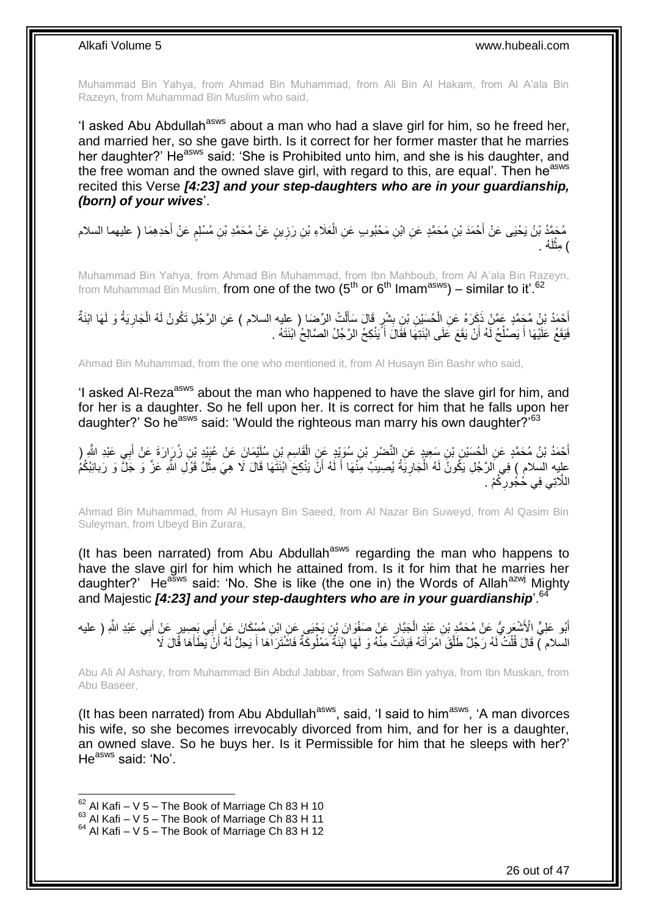Muhammad Bin Yahya, from Ahmad Bin Muhammad, from Ali Bin Al Hakam, from Al A'ala Bin Razeyn, from Muhammad Bin Muslim who said,

'I asked Abu Abdullah[asws] about a man who had a slave girl for him, so he freed her, and married her, so she gave birth. Is it correct for her former master that he marries her daughter?' He[asws] said: 'She is Prohibited unto him, and she is his daughter, and the free woman and the owned slave girl, with regard to this, are equal'. Then he[asws] recited this Verse ***[4:23] and your step-daughters who are in your guardianship, (born) of your wives***'.

مُحَمَّدُ بْنُ يَحْيَى عَنْ أَحْمَدَ بْنِ مُحَمَّدٍ عَنِ ابْنِ مَحْبُوبٍ عَنِ الْعَلَاءِ بْنِ رَزِينٍ عَنْ مُحَمَّدِ بْنِ مُسْلِمٍ عَنْ أَحَدِهِمَا ( عليهما السلام ) مِثْلَهُ .

Muhammad Bin Yahya, from Ahmad Bin Muhammad, from Ibn Mahboub, from Al A'ala Bin Razeyn, from Muhammad Bin Muslim, from one of the two (5[th] or 6[th] Imam[asws]) – similar to it'.[62]

أَحْمَدُ بْنُ مُحَمَّدٍ عَمَّنْ ذَكَرَهُ عَنِ الْحُسَيْنِ بْنِ بِشْرٍ قَالَ سَأَلْتُ الرِّضَا ( عليه السلام ) عَنِ الرَّجُلِ تَكُونُ لَهُ الْجَارِيَةُ وَ لَهَا ابْنَةٌ فَيَقَعُ عَلَيْهَا أَ يَصْلُحُ لَهُ أَنْ يَقَعَ عَلَى ابْنَتِهَا فَقَالَ أَ يَنْكِحُ الرَّجُلُ الصَّالِحُ ابْنَتَهُ .

Ahmad Bin Muhammad, from the one who mentioned it, from Al Husayn Bin Bashr who said,

'I asked Al-Reza[asws] about the man who happened to have the slave girl for him, and for her is a daughter. So he fell upon her. It is correct for him that he falls upon her daughter?' So he[asws] said: 'Would the righteous man marry his own daughter?'[63]

أَحْمَدُ بْنُ مُحَمَّدٍ عَنِ الْحُسَيْنِ بْنِ سَعِيدٍ عَنِ النَّضْرِ بْنِ سُوَيْدٍ عَنِ الْقَاسِمِ بْنِ سُلَيْمَانَ عَنْ عُبَيْدِ بْنِ زُرَارَةَ عَنْ أَبِي عَبْدِ اللَّهِ ( عليه السلام ) فِي الرَّجُلِ يَكُونُ لَهُ الْجَارِيَةُ يُصِيبُ مِنْهَا أَ لَهُ أَنْ يَنْكِحَ ابْنَتَهَا قَالَ لَا هِيَ مِثْلُ قَوْلِ اللَّهِ عَزَّ وَ جَلَّ وَ رَبائِبُكُمُ اللَّاتِي فِي حُجُورِكُمْ .

Ahmad Bin Muhammad, from Al Husayn Bin Saeed, from Al Nazar Bin Suweyd, from Al Qasim Bin Suleyman, from Ubeyd Bin Zurara,

(It has been narrated) from Abu Abdullah[asws] regarding the man who happens to have the slave girl for him who he attained from. Is it for him that he marries her daughter?' He[asws] said: 'No. She is like (the one in) the Words of Allah[azwj] Mighty and Majestic ***[4:23] and your step-daughters who are in your guardianship***'.[64]

أَبُو عَلِيٍّ الْأَشْعَرِيُّ عَنْ مُحَمَّدِ بْنِ عَبْدِ الْجَبَّارِ عَنْ صَفْوَانَ بْنِ يَحْيَى عَنِ ابْنِ مُسْكَانَ عَنْ أَبِي بَصِيرٍ عَنْ أَبِي عَبْدِ اللَّهِ ( عليه السلام ) قَالَ قُلْتُ لَهُ رَجُلٌ طَلَّقَ امْرَأَتَهُ فَبَانَتْ مِنْهُ وَ لَهَا ابْنَةٌ مَمْلُوكَةٌ فَاشْتَرَاهَا أَ يَحِلُّ لَهُ أَنْ يَطَأَهَا قَالَ لَا

Abu Ali Al Ashary, from Muhammad Bin Abdul Jabbar, from Safwan Bin yahya, from Ibn Muskan, from Abu Baseer,

(It has been narrated) from Abu Abdullah[asws], said, 'I said to him[asws], 'A man divorces his wife, so she becomes irrevocably divorced from him, and for her is a daughter, an owned slave. So he buys her. Is it Permissible for him that he sleeps with her?' He[asws] said: 'No'.

[62] Al Kafi – V 5 – The Book of Marriage Ch 83 H 10
[63] Al Kafi – V 5 – The Book of Marriage Ch 83 H 11
[64] Al Kafi – V 5 – The Book of Marriage Ch 83 H 12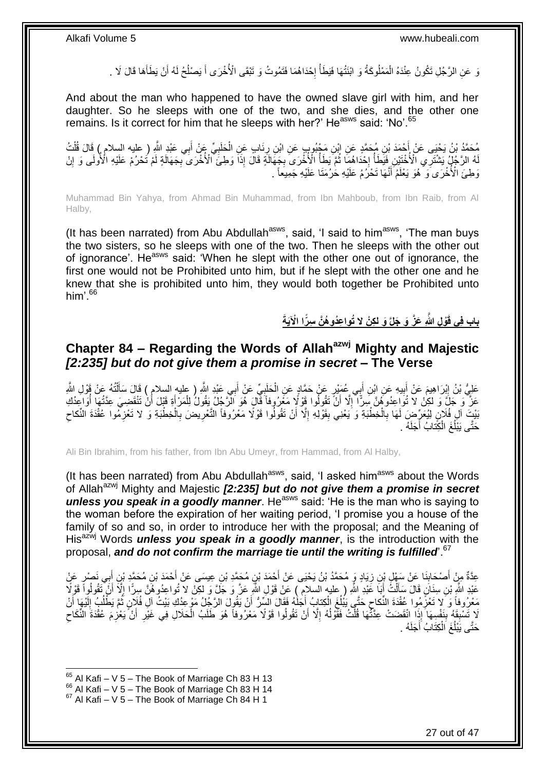وَ عَنِ الرَّجُلِ تَكُونُ عِنْدَهُ الْمَمْلُوكَةُ وَ ابْنَتُهَا فَيَطَأُ إِحْدَاهُمَا فَتَمُوتُ وَ تَبْقَى الْأُخْرَى أَ يَصْلُحُ لَهُ أَنْ يَطَأَهَا قَالَ لَا .

And about the man who happened to have the owned slave girl with him, and her daughter. So he sleeps with one of the two, and she dies, and the other one remains. Is it correct for him that he sleeps with her?' He[asws] said: 'No'.[65]

مُحَمَّدُ بْنُ يَحْيَى عَنْ أَحْمَدَ بْنِ مُحَمَّدٍ عَنِ ابْنِ مَحْبُوبٍ عَنِ ابْنِ رِئَابٍ عَنِ الْحَلَبِيِّ عَنْ أَبِي عَبْدِ اللَّهِ ( عليه السلام ) قَالَ قُلْتُ لَهُ الرَّجُلُ يَشْتَرِي الْأُخْتَيْنِ فَيَطَأُ إِحْدَاهُمَا ثُمَّ يَطَأُ الْأُخْرَى بِجَهَالَةٍ قَالَ إِذَا وَطِئَ الْأُخْرَى بِجَهَالَةٍ لَمْ تَحْرُمْ عَلَيْهِ الْأُولَى وَ إِنْ وَطِئَ الْأُخْرَى وَ هُوَ يَعْلَمُ أَنَّهَا تَحْرُمُ عَلَيْهِ حَرُمَتَا عَلَيْهِ جَمِيعاً .

Muhammad Bin Yahya, from Ahmad Bin Muhammad, from Ibn Mahboub, from Ibn Raib, from Al Halby,

(It has been narrated) from Abu Abdullah[asws], said, 'I said to him[asws], 'The man buys the two sisters, so he sleeps with one of the two. Then he sleeps with the other out of ignorance'. He[asws] said: 'When he slept with the other one out of ignorance, the first one would not be Prohibited unto him, but if he slept with the other one and he knew that she is prohibited unto him, they would both together be Prohibited unto him'.[66]

## بابِ فِي قَوْلِ اللَّهِ عَزَّ وَ جَلَّ وَ لكِنْ لا تُواعِدُوهُنَّ سِرًّا الْآيَةَ

## Chapter 84 – Regarding the Words of Allah[azwj] Mighty and Majestic *[2:235] but do not give them a promise in secret* – The Verse

عَلِيُّ بْنُ إِبْرَاهِيمَ عَنْ أَبِيهِ عَنِ ابْنِ أَبِي عُمَيْرٍ عَنْ حَمَّادٍ عَنِ الْحَلَبِيِّ عَنْ أَبِي عَبْدِ اللَّهِ ( عليه السلام ) قَالَ سَأَلْتُهُ عَنْ قَوْلِ اللَّهِ عَزَّ وَ جَلَّ وَ لكِنْ لا تُواعِدُوهُنَّ سِرًّا إِلَّا أَنْ تَقُولُوا قَوْلًا مَعْرُوفاً قَالَ هُوَ الرَّجُلُ يَقُولُ لِلْمَرْأَةِ قَبْلَ أَنْ تَنْقَضِيَ عِدَّتُهَا أَوَاعِدُكِ بَيْتَ آلِ فُلَانٍ لِيُعَرِّضَ لَهَا بِالْخِطْبَةِ وَ يَعْنِي بِقَوْلِهِ إِلَّا أَنْ تَقُولُوا قَوْلًا مَعْرُوفاً التَّعْرِيضَ بِالْخِطْبَةِ وَ لا تَعْزِمُوا عُقْدَةَ النِّكاحِ حَتَّى يَبْلُغَ الْكِتابُ أَجَلَهُ .

Ali Bin Ibrahim, from his father, from Ibn Abu Umeyr, from Hammad, from Al Halby,

(It has been narrated) from Abu Abdullah[asws], said, 'I asked him[asws] about the Words of Allah[azwj] Mighty and Majestic *[2:235] but do not give them a promise in secret unless you speak in a goodly manner*. He[asws] said: 'He is the man who is saying to the woman before the expiration of her waiting period, 'I promise you a house of the family of so and so, in order to introduce her with the proposal; and the Meaning of His[azwj] Words *unless you speak in a goodly manner*, is the introduction with the proposal, *and do not confirm the marriage tie until the writing is fulfilled*'.[67]

عِدَّةٌ مِنْ أَصْحَابِنَا عَنْ سَهْلِ بْنِ زِيَادٍ وَ مُحَمَّدُ بْنُ يَحْيَى عَنْ أَحْمَدَ بْنِ مُحَمَّدِ بْنِ عِيسَى عَنْ أَحْمَدَ بْنِ مُحَمَّدِ بْنِ أَبِي نَصْرٍ عَنْ عَبْدِ اللَّهِ بْنِ سِنَانٍ قَالَ سَأَلْتُ أَبَا عَبْدِ اللَّهِ ( عليه السلام ) عَنْ قَوْلِ اللَّهِ عَزَّ وَ جَلَّ وَ لكِنْ لا تُواعِدُوهُنَّ سِرًّا إِلَّا أَنْ تَقُولُوا قَوْلًا مَعْرُوفاً وَ لا تَعْزِمُوا عُقْدَةَ النِّكاحِ حَتَّى يَبْلُغَ الْكِتابُ أَجَلَهُ فَقَالَ السِّرُّ أَنْ يَقُولَ الرَّجُلُ مَوْعِدُكِ بَيْتُ آلِ فُلَانٍ ثُمَّ يَطْلُبُ إِلَيْهَا أَنْ لَا تَسْبِقَهُ بِنَفْسِهَا إِذَا انْقَضَتْ عِدَّتُهَا قُلْتُ فَقَوْلُهُ إِلَّا أَنْ تَقُولُوا قَوْلًا مَعْرُوفاً هُوَ طَلَبُ الْحَلَالِ فِي غَيْرِ أَنْ يَعْزِمَ عُقْدَةَ النِّكَاحِ حَتَّى يَبْلُغَ الْكِتَابُ أَجَلَهُ .

---

[65] Al Kafi – V 5 – The Book of Marriage Ch 83 H 13
[66] Al Kafi – V 5 – The Book of Marriage Ch 83 H 14
[67] Al Kafi – V 5 – The Book of Marriage Ch 84 H 1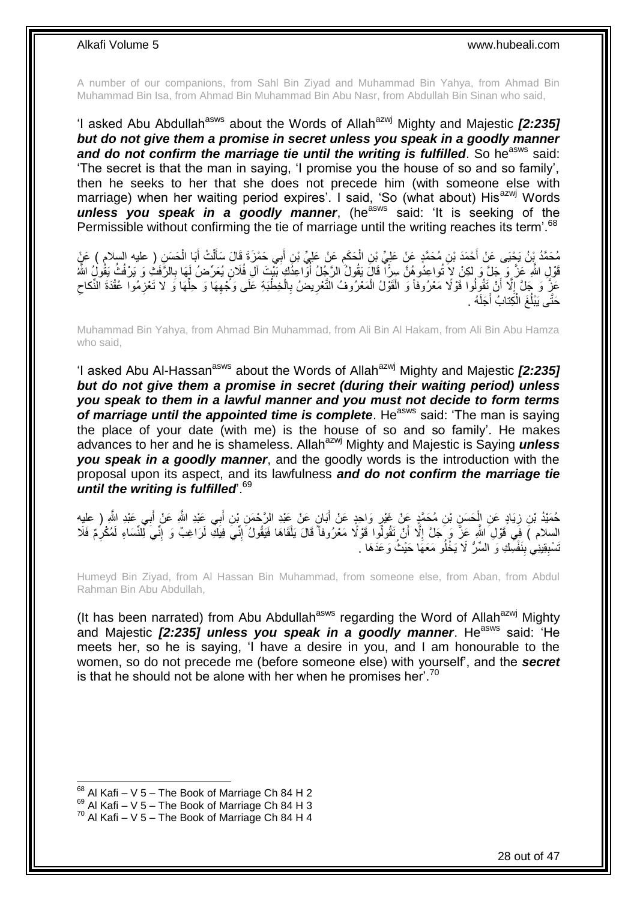A number of our companions, from Sahl Bin Ziyad and Muhammad Bin Yahya, from Ahmad Bin Muhammad Bin Isa, from Ahmad Bin Muhammad Bin Abu Nasr, from Abdullah Bin Sinan who said,

'I asked Abu Abdullah[asws] about the Words of Allah[azwj] Mighty and Majestic ***[2:235] but do not give them a promise in secret unless you speak in a goodly manner and do not confirm the marriage tie until the writing is fulfilled***. So he[asws] said: 'The secret is that the man in saying, 'I promise you the house of so and so family', then he seeks to her that she does not precede him (with someone else with marriage) when her waiting period expires'. I said, 'So (what about) His[azwj] Words ***unless you speak in a goodly manner***, (he[asws] said: 'It is seeking of the Permissible without confirming the tie of marriage until the writing reaches its term'.[68]

مُحَمَّدُ بْنُ يَحْيَى عَنْ أَحْمَدَ بْنِ مُحَمَّدٍ عَنْ عَلِيِّ بْنِ الْحَكَمِ عَنْ عَلِيِّ بْنِ أَبِي حَمْزَةَ قَالَ سَأَلْتُ أَبَا الْحَسَنِ ( عليه السلام ) عَنْ قَوْلِ اللَّهِ عَزَّ وَ جَلَّ وَ لكِنْ لا تُواعِدُوهُنَّ سِرًّا قَالَ يَقُولُ الرَّجُلُ أُوَاعِدُكِ بَيْتَ آلِ فُلَانٍ يُعَرِّضُ لَهَا بِالرَّفَثِ وَ يَرْفُثُ يَقُولُ اللَّهُ عَزَّ وَ جَلَّ إِلَّا أَنْ تَقُولُوا قَوْلًا مَعْرُوفاً وَ الْقَوْلُ الْمَعْرُوفُ التَّعْرِيضُ بِالْخِطْبَةِ عَلَى وَجْهِهَا وَ حِلِّهَا وَ لا تَعْزِمُوا عُقْدَةَ النِّكاحِ حَتَّى يَبْلُغَ الْكِتابُ أَجَلَهُ .

Muhammad Bin Yahya, from Ahmad Bin Muhammad, from Ali Bin Al Hakam, from Ali Bin Abu Hamza who said,

'I asked Abu Al-Hassan[asws] about the Words of Allah[azwj] Mighty and Majestic ***[2:235] but do not give them a promise in secret (during their waiting period) unless you speak to them in a lawful manner and you must not decide to form terms of marriage until the appointed time is complete***. He[asws] said: 'The man is saying the place of your date (with me) is the house of so and so family'. He makes advances to her and he is shameless. Allah[azwj] Mighty and Majestic is Saying ***unless you speak in a goodly manner***, and the goodly words is the introduction with the proposal upon its aspect, and its lawfulness ***and do not confirm the marriage tie until the writing is fulfilled***'.[69]

حُمَيْدُ بْنُ زِيَادٍ عَنِ الْحَسَنِ بْنِ مُحَمَّدٍ عَنْ غَيْرِ وَاحِدٍ عَنْ أَبَانٍ عَنْ عَبْدِ الرَّحْمَنِ بْنِ أَبِي عَبْدِ اللَّهِ عَنْ أَبِي عَبْدِ اللَّهِ ( عليه السلام ) فِي قَوْلِ اللَّهِ عَزَّ وَ جَلَّ إِلَّا أَنْ تَقُولُوا قَوْلًا مَعْرُوفاً قَالَ يَلْقَاهَا فَيَقُولُ إِنِّي فِيكِ لَرَاغِبٌ وَ إِنِّي لِلنِّسَاءِ لَمُكْرِمٌ فَلَا تَسْبِقِينِي بِنَفْسِكِ وَ السِّرُّ لَا يَخْلُو مَعَهَا حَيْثُ وَعَدَهَا .

Humeyd Bin Ziyad, from Al Hassan Bin Muhammad, from someone else, from Aban, from Abdul Rahman Bin Abu Abdullah,

(It has been narrated) from Abu Abdullah[asws] regarding the Word of Allah[azwj] Mighty and Majestic ***[2:235] unless you speak in a goodly manner***. He[asws] said: 'He meets her, so he is saying, 'I have a desire in you, and I am honourable to the women, so do not precede me (before someone else) with yourself', and the ***secret*** is that he should not be alone with her when he promises her'.[70]

---

[68] Al Kafi – V 5 – The Book of Marriage Ch 84 H 2
[69] Al Kafi – V 5 – The Book of Marriage Ch 84 H 3
[70] Al Kafi – V 5 – The Book of Marriage Ch 84 H 4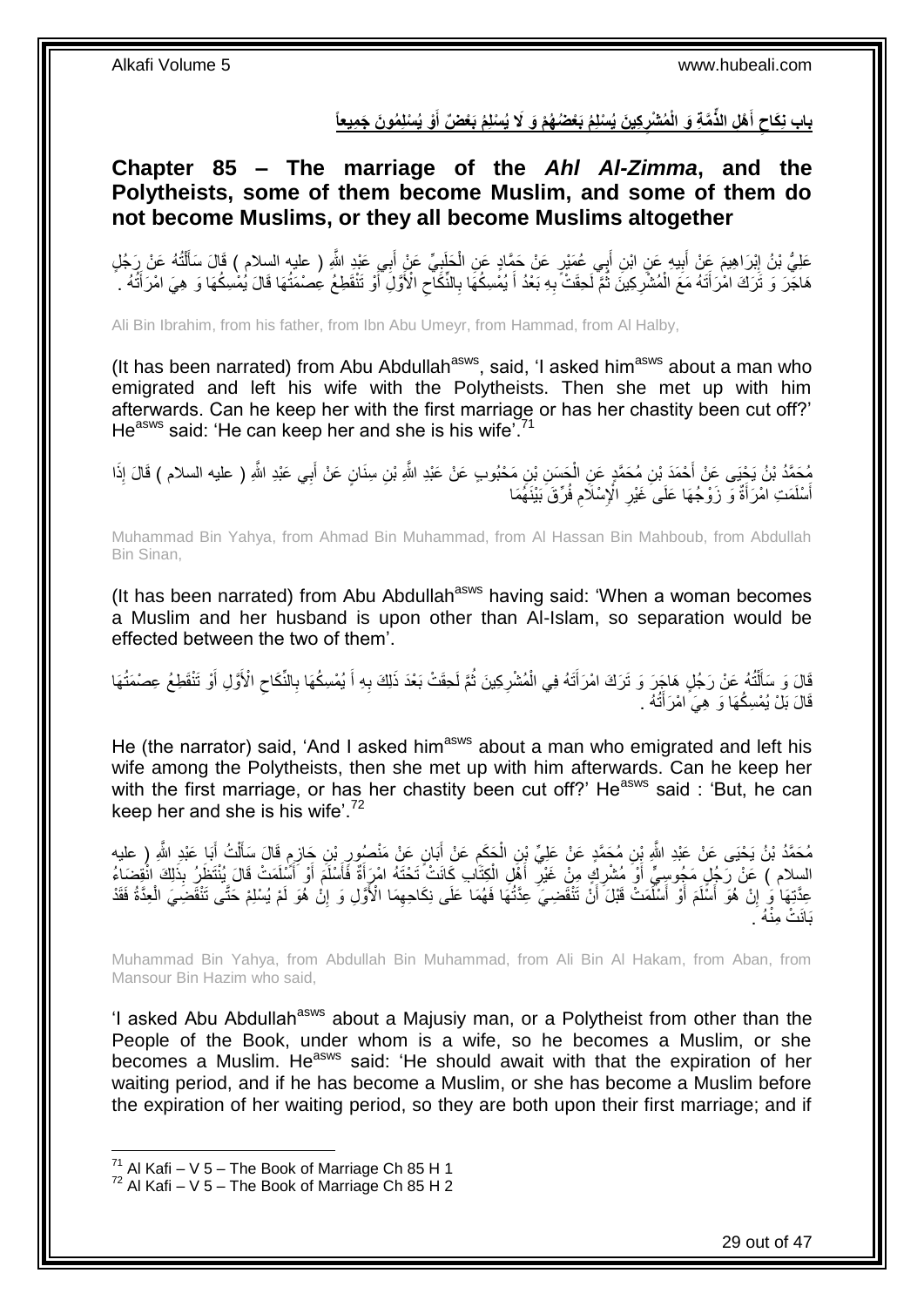## باب نِكَاحِ أَهْلِ الذِّمَّةِ وَ الْمُشْرِكِينَ يُسْلِمُ بَعْضُهُمْ وَ لَا يُسْلِمُ بَعْضٌ أَوْ يُسْلِمُونَ جَمِيعاً

## Chapter 85 – The marriage of the *Ahl Al-Zimma*, and the Polytheists, some of them become Muslim, and some of them do not become Muslims, or they all become Muslims altogether

عَلِيُّ بْنُ إِبْرَاهِيمَ عَنْ أَبِيهِ عَنِ ابْنِ أَبِي عُمَيْرٍ عَنْ حَمَّادٍ عَنِ الْحَلَبِيِّ عَنْ أَبِي عَبْدِ اللَّهِ ( عليه السلام ) قَالَ سَأَلْتُهُ عَنْ رَجُلٍ هَاجَرَ وَ تَرَكَ امْرَأَتَهُ مَعَ الْمُشْرِكِينَ ثُمَّ لَحِقَتْ بِهِ بَعْدُ أَ يُمْسِكُهَا بِالنِّكَاحِ الْأَوَّلِ أَوْ تَنْقَطِعُ عِصْمَتُهَا قَالَ يُمْسِكُهَا وَ هِيَ امْرَأَتُهُ .

Ali Bin Ibrahim, from his father, from Ibn Abu Umeyr, from Hammad, from Al Halby,

(It has been narrated) from Abu Abdullah[asws], said, 'I asked him[asws] about a man who emigrated and left his wife with the Polytheists. Then she met up with him afterwards. Can he keep her with the first marriage or has her chastity been cut off?' He[asws] said: 'He can keep her and she is his wife'.[71]

مُحَمَّدُ بْنُ يَحْيَى عَنْ أَحْمَدَ بْنِ مُحَمَّدٍ عَنِ الْحَسَنِ بْنِ مَحْبُوبٍ عَنْ عَبْدِ اللَّهِ بْنِ سِنَانٍ عَنْ أَبِي عَبْدِ اللَّهِ ( عليه السلام ) قَالَ إِذَا أَسْلَمَتِ امْرَأَةٌ وَ زَوْجُهَا عَلَى غَيْرِ الْإِسْلَامِ فُرِّقَ بَيْنَهُمَا

Muhammad Bin Yahya, from Ahmad Bin Muhammad, from Al Hassan Bin Mahboub, from Abdullah Bin Sinan,

(It has been narrated) from Abu Abdullah[asws] having said: 'When a woman becomes a Muslim and her husband is upon other than Al-Islam, so separation would be effected between the two of them'.

قَالَ وَ سَأَلْتُهُ عَنْ رَجُلٍ هَاجَرَ وَ تَرَكَ امْرَأَتَهُ فِي الْمُشْرِكِينَ ثُمَّ لَحِقَتْ بَعْدَ ذَلِكَ بِهِ أَ يُمْسِكُهَا بِالنِّكَاحِ الْأَوَّلِ أَوْ تَنْقَطِعُ عِصْمَتُهَا قَالَ بَلْ يُمْسِكُهَا وَ هِيَ امْرَأَتُهُ .

He (the narrator) said, 'And I asked him[asws] about a man who emigrated and left his wife among the Polytheists, then she met up with him afterwards. Can he keep her with the first marriage, or has her chastity been cut off?' He[asws] said : 'But, he can keep her and she is his wife'.[72]

مُحَمَّدُ بْنُ يَحْيَى عَنْ عَبْدِ اللَّهِ بْنِ مُحَمَّدٍ عَنْ عَلِيِّ بْنِ الْحَكَمِ عَنْ أَبَانٍ عَنْ مَنْصُورِ بْنِ حَازِمٍ قَالَ سَأَلْتُ أَبَا عَبْدِ اللَّهِ ( عليه السلام ) عَنْ رَجُلٍ مَجُوسِيٍّ أَوْ مُشْرِكٍ مِنْ غَيْرِ أَهْلِ الْكِتَابِ كَانَتْ تَحْتَهُ امْرَأَةٌ فَأَسْلَمَ أَوْ أَسْلَمَتْ قَالَ يُنْتَظَرُ بِذَلِكَ انْقِضَاءُ عِدَّتِهَا وَ إِنْ هُوَ أَسْلَمَ أَوْ أَسْلَمَتْ قَبْلَ أَنْ تَنْقَضِيَ عِدَّتُهَا فَهُمَا عَلَى نِكَاحِهِمَا الْأَوَّلِ وَ إِنْ هُوَ لَمْ يُسْلِمْ حَتَّى تَنْقَضِيَ الْعِدَّةُ فَقَدْ بَانَتْ مِنْهُ .

Muhammad Bin Yahya, from Abdullah Bin Muhammad, from Ali Bin Al Hakam, from Aban, from Mansour Bin Hazim who said,

'I asked Abu Abdullah[asws] about a Majusiy man, or a Polytheist from other than the People of the Book, under whom is a wife, so he becomes a Muslim, or she becomes a Muslim. He[asws] said: 'He should await with that the expiration of her waiting period, and if he has become a Muslim, or she has become a Muslim before the expiration of her waiting period, so they are both upon their first marriage; and if

[71] Al Kafi – V 5 – The Book of Marriage Ch 85 H 1
[72] Al Kafi – V 5 – The Book of Marriage Ch 85 H 2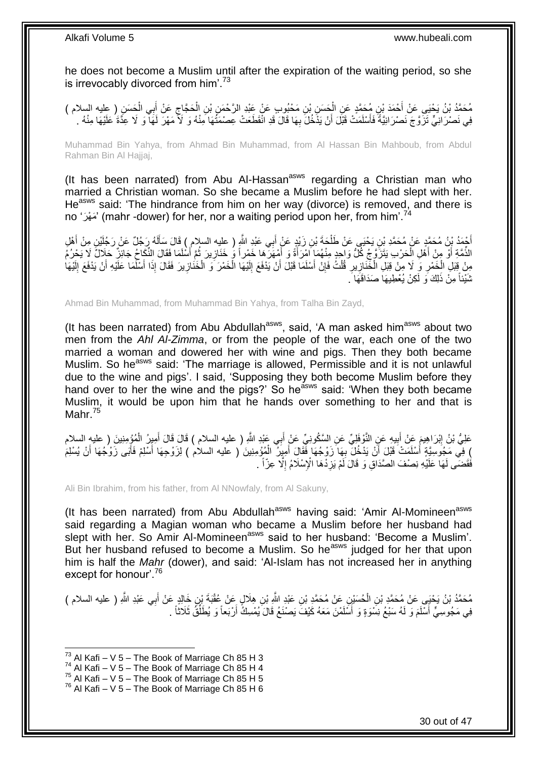he does not become a Muslim until after the expiration of the waiting period, so she is irrevocably divorced from him'.[73]

مُحَمَّدُ بْنُ يَحْيَى عَنْ أَحْمَدَ بْنِ مُحَمَّدٍ عَنِ الْحَسَنِ بْنِ مَحْبُوبٍ عَنْ عَبْدِ الرَّحْمَنِ بْنِ الْحَجَّاجِ عَنْ أَبِي الْحَسَنِ ( عليه السلام ) فِي نَصْرَانِيٍّ تَزَوَّجَ نَصْرَانِيَّةً فَأَسْلَمَتْ قَبْلَ أَنْ يَدْخُلَ بِهَا قَالَ قَدِ انْقَطَعَتْ عِصْمَتُهَا مِنْهُ وَ لَا مَهْرَ لَهَا وَ لَا عِدَّةَ عَلَيْهَا مِنْهُ .

Muhammad Bin Yahya, from Ahmad Bin Muhammad, from Al Hassan Bin Mahboub, from Abdul Rahman Bin Al Hajjaj,

(It has been narrated) from Abu Al-Hassan[asws] regarding a Christian man who married a Christian woman. So she became a Muslim before he had slept with her. He[asws] said: 'The hindrance from him on her way (divorce) is removed, and there is no 'مَهْرَ' (mahr -dower) for her, nor a waiting period upon her, from him'.[74]

أَحْمَدُ بْنُ مُحَمَّدٍ عَنْ مُحَمَّدِ بْنِ يَحْيَى عَنْ طَلْحَةَ بْنِ زَيْدٍ عَنْ أَبِي عَبْدِ اللَّهِ ( عليه السلام ) قَالَ سَأَلَهُ رَجُلٌ عَنْ رَجُلَيْنِ مِنْ أَهْلِ الذِّمَّةِ أَوْ مِنْ أَهْلِ الْحَرْبِ يَتَزَوَّجُ كُلُّ وَاحِدٍ مِنْهُمَا امْرَأَةً وَ أَمْهَرَهَا خَمْراً وَ خَنَازِيرَ ثُمَّ أَسْلَمَا فَقَالَ النِّكَاحُ جَائِزٌ حَلَالٌ لَا يَحْرُمُ مِنْ قِبَلِ الْخَمْرِ وَ لَا مِنْ قِبَلِ الْخَنَازِيرِ قُلْتُ فَإِنْ أَسْلَمَا قَبْلَ أَنْ يَدْفَعَ إِلَيْهَا الْخَمْرَ وَ الْخَنَازِيرَ فَقَالَ إِذَا أَسْلَمَا عَلَيْهِ أَنْ يَدْفَعَ إِلَيْهَا شَيْئاً مِنْ ذَلِكَ وَ لَكِنْ يُعْطِيهَا صَدَاقَهَا .

Ahmad Bin Muhammad, from Muhammad Bin Yahya, from Talha Bin Zayd,

(It has been narrated) from Abu Abdullah[asws], said, 'A man asked him[asws] about two men from the *Ahl Al-Zimma*, or from the people of the war, each one of the two married a woman and dowered her with wine and pigs. Then they both became Muslim. So he[asws] said: 'The marriage is allowed, Permissible and it is not unlawful due to the wine and pigs'. I said, 'Supposing they both become Muslim before they hand over to her the wine and the pigs?' So he[asws] said: 'When they both became Muslim, it would be upon him that he hands over something to her and that is Mahr.[75]

عَلِيُّ بْنُ إِبْرَاهِيمَ عَنْ أَبِيهِ عَنِ النَّوْفَلِيِّ عَنِ السَّكُونِيِّ عَنْ أَبِي عَبْدِ اللَّهِ ( عليه السلام ) قَالَ قَالَ أَمِيرُ الْمُؤْمِنِينَ ( عليه السلام ) فِي مَجُوسِيَّةٍ أَسْلَمَتْ قَبْلَ أَنْ يَدْخُلَ بِهَا زَوْجُهَا فَقَالَ أَمِيرُ الْمُؤْمِنِينَ ( عليه السلام ) لِزَوْجِهَا أَسْلِمْ فَأَبَى زَوْجُهَا أَنْ يُسْلِمَ فَقَضَى لَهَا عَلَيْهِ نِصْفَ الصَّدَاقِ وَ قَالَ لَمْ يَزِدْهَا الْإِسْلَامُ إِلَّا عِزّاً .

Ali Bin Ibrahim, from his father, from Al NNowfaly, from Al Sakuny,

(It has been narrated) from Abu Abdullah[asws] having said: 'Amir Al-Momineen[asws] said regarding a Magian woman who became a Muslim before her husband had slept with her. So Amir Al-Momineen[asws] said to her husband: 'Become a Muslim'. But her husband refused to become a Muslim. So he[asws] judged for her that upon him is half the *Mahr* (dower), and said: 'Al-Islam has not increased her in anything except for honour'.[76]

مُحَمَّدُ بْنُ يَحْيَى عَنْ مُحَمَّدِ بْنِ الْحُسَيْنِ عَنْ مُحَمَّدِ بْنِ عَبْدِ اللَّهِ بْنِ هِلَالٍ عَنْ عُقْبَةَ بْنِ خَالِدٍ عَنْ أَبِي عَبْدِ اللَّهِ ( عليه السلام ) فِي مَجُوسِيٍّ أَسْلَمَ وَ لَهُ سَبْعُ نِسْوَةٍ وَ أَسْلَمْنَ مَعَهُ كَيْفَ يَصْنَعُ قَالَ يُمْسِكُ أَرْبَعاً وَ يُطَلِّقُ ثَلَاثاً .

[73] Al Kafi – V 5 – The Book of Marriage Ch 85 H 3
[74] Al Kafi – V 5 – The Book of Marriage Ch 85 H 4
[75] Al Kafi – V 5 – The Book of Marriage Ch 85 H 5
[76] Al Kafi – V 5 – The Book of Marriage Ch 85 H 6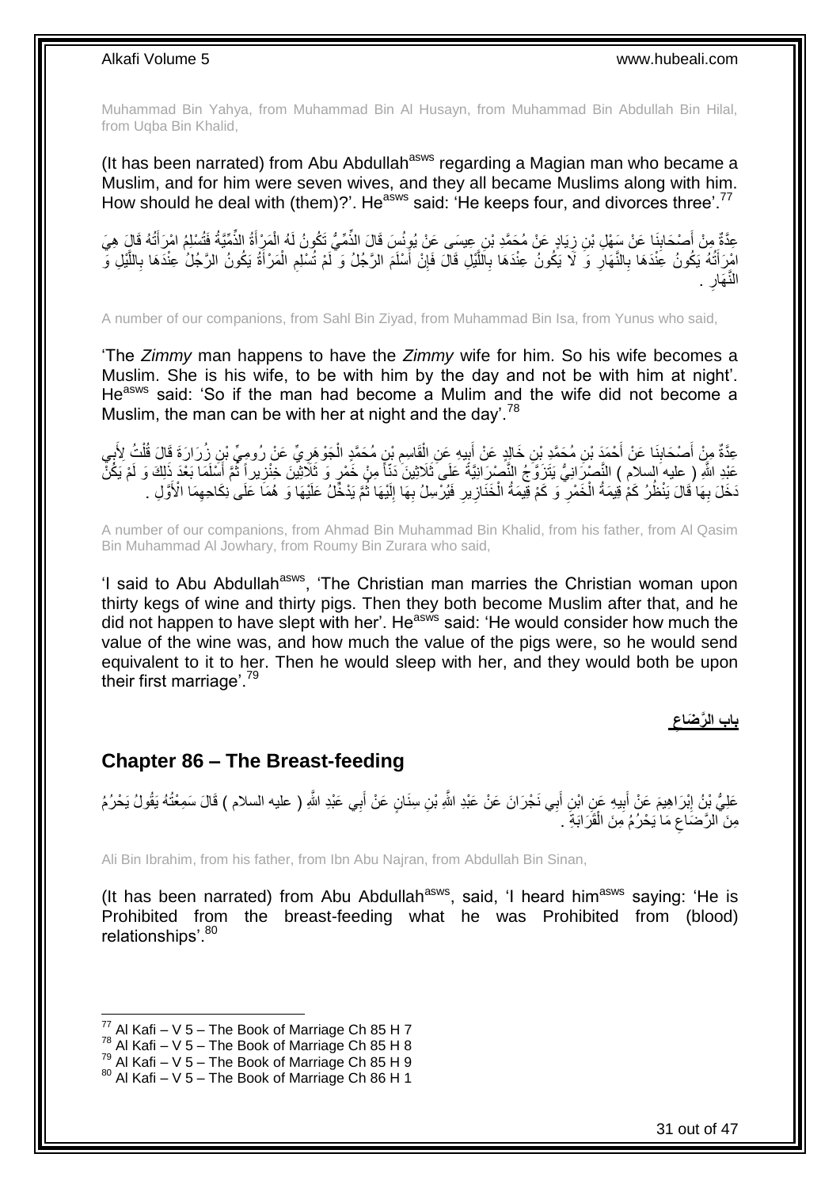Muhammad Bin Yahya, from Muhammad Bin Al Husayn, from Muhammad Bin Abdullah Bin Hilal, from Uqba Bin Khalid,

(It has been narrated) from Abu Abdullah[asws] regarding a Magian man who became a Muslim, and for him were seven wives, and they all became Muslims along with him. How should he deal with (them)?'. He[asws] said: 'He keeps four, and divorces three'.[77]

عِدَّةٌ مِنْ أَصْحَابِنَا عَنْ سَهْلِ بْنِ زِيَادٍ عَنْ مُحَمَّدِ بْنِ عِيسَى عَنْ يُونُسَ قَالَ الذِّمِّيُّ تَكُونُ لَهُ الْمَرْأَةُ الذِّمِّيَّةُ فَتُسْلِمُ امْرَأَتُهُ قَالَ هِيَ امْرَأَتُهُ يَكُونُ عِنْدَهَا بِالنَّهَارِ وَ لَا يَكُونُ عِنْدَهَا بِاللَّيْلِ قَالَ فَإِنْ أَسْلَمَ الرَّجُلُ وَ لَمْ تُسْلِمِ الْمَرْأَةُ يَكُونُ الرَّجُلُ عِنْدَهَا بِاللَّيْلِ وَ النَّهَارِ .

A number of our companions, from Sahl Bin Ziyad, from Muhammad Bin Isa, from Yunus who said,

'The *Zimmy* man happens to have the *Zimmy* wife for him. So his wife becomes a Muslim. She is his wife, to be with him by the day and not be with him at night'. He[asws] said: 'So if the man had become a Mulim and the wife did not become a Muslim, the man can be with her at night and the day'.[78]

عِدَّةٌ مِنْ أَصْحَابِنَا عَنْ أَحْمَدَ بْنِ مُحَمَّدِ بْنِ خَالِدٍ عَنْ أَبِيهِ عَنِ الْقَاسِمِ بْنِ مُحَمَّدٍ الْجَوْهَرِيِّ عَنْ رُومِيِّ بْنِ زُرَارَةَ قَالَ قُلْتُ لِأَبِي عَبْدِ اللَّهِ ( عليه السلام ) النَّصْرَانِيُّ يَتَزَوَّجُ النَّصْرَانِيَّةَ عَلَى ثَلَاثِينَ دَنّاً مِنْ خَمْرٍ وَ ثَلَاثِينَ خِنْزِيراً ثُمَّ أَسْلَمَا بَعْدَ ذَلِكَ وَ لَمْ يَكُنْ دَخَلَ بِهَا قَالَ يَنْظُرُ كَمْ قِيمَةُ الْخَمْرِ وَ كَمْ قِيمَةُ الْخَنَازِيرِ فَيُرْسِلُ بِهَا إِلَيْهَا ثُمَّ يَدْخُلُ عَلَيْهَا وَ هُمَا عَلَى نِكَاحِهِمَا الْأَوَّلِ .

A number of our companions, from Ahmad Bin Muhammad Bin Khalid, from his father, from Al Qasim Bin Muhammad Al Jowhary, from Roumy Bin Zurara who said,

'I said to Abu Abdullah[asws], 'The Christian man marries the Christian woman upon thirty kegs of wine and thirty pigs. Then they both become Muslim after that, and he did not happen to have slept with her'. He[asws] said: 'He would consider how much the value of the wine was, and how much the value of the pigs were, so he would send equivalent to it to her. Then he would sleep with her, and they would both be upon their first marriage'.[79]

**بابِ الرَّضَاعِ**

## Chapter 86 – The Breast-feeding

عَلِيُّ بْنُ إِبْرَاهِيمَ عَنْ أَبِيهِ عَنِ ابْنِ أَبِي نَجْرَانَ عَنْ عَبْدِ اللَّهِ بْنِ سِنَانٍ عَنْ أَبِي عَبْدِ اللَّهِ ( عليه السلام ) قَالَ سَمِعْتُهُ يَقُولُ يَحْرُمُ مِنَ الرَّضَاعِ مَا يَحْرُمُ مِنَ الْقَرَابَةِ .

Ali Bin Ibrahim, from his father, from Ibn Abu Najran, from Abdullah Bin Sinan,

(It has been narrated) from Abu Abdullah[asws], said, 'I heard him[asws] saying: 'He is Prohibited from the breast-feeding what he was Prohibited from (blood) relationships'.[80]

[77] Al Kafi – V 5 – The Book of Marriage Ch 85 H 7
[78] Al Kafi – V 5 – The Book of Marriage Ch 85 H 8
[79] Al Kafi – V 5 – The Book of Marriage Ch 85 H 9
[80] Al Kafi – V 5 – The Book of Marriage Ch 86 H 1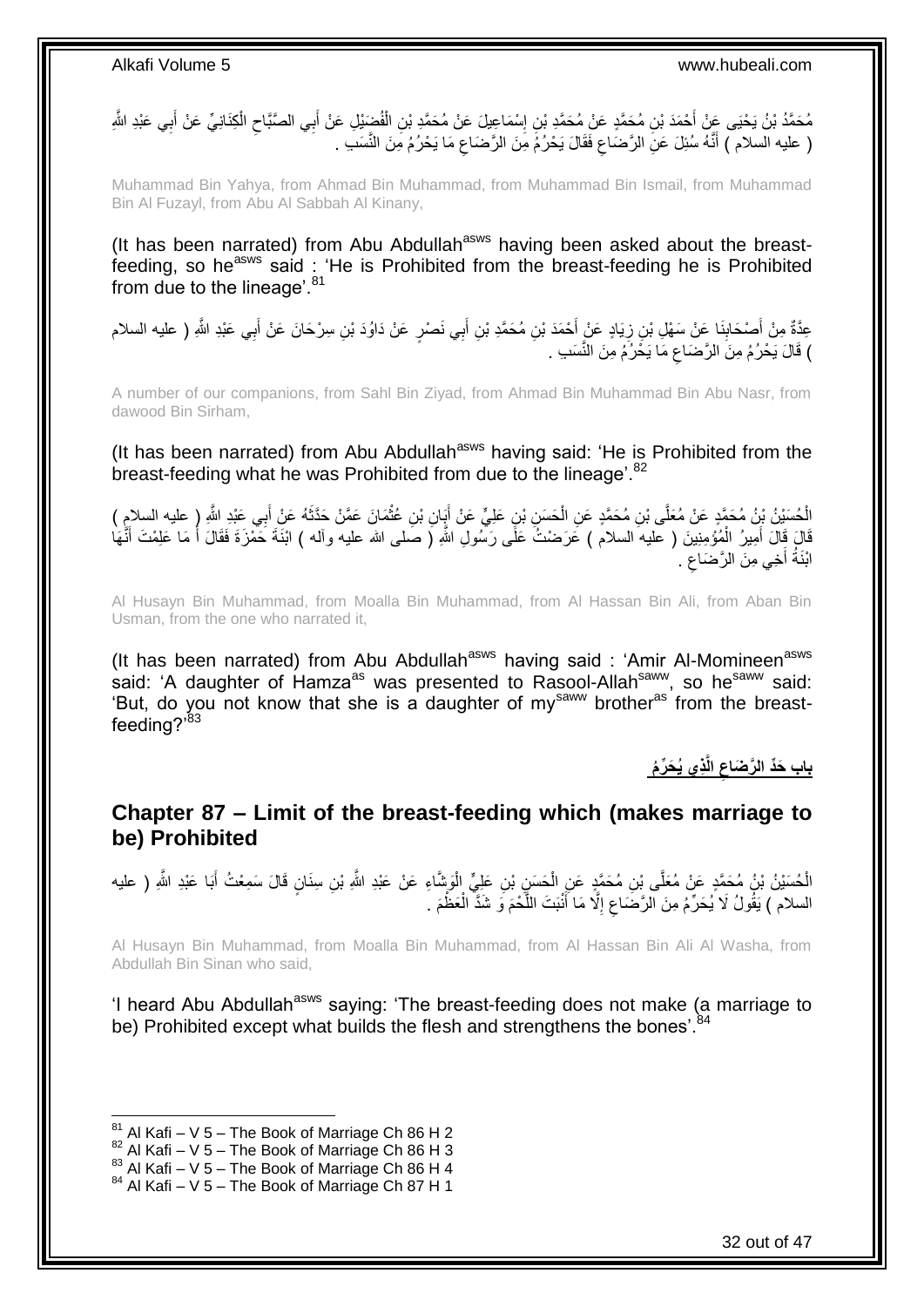مُحَمَّدُ بْنُ يَحْيَى عَنْ أَحْمَدَ بْنِ مُحَمَّدٍ عَنْ مُحَمَّدِ بْنِ إِسْمَاعِيلَ عَنْ مُحَمَّدِ بْنِ الْفُضَيْلِ عَنْ أَبِي الصَّبَّاحِ الْكِنَانِيِّ عَنْ أَبِي عَبْدِ اللَّهِ ( عليه السلام ) أَنَّهُ سُئِلَ عَنِ الرَّضَاعِ فَقَالَ يَحْرُمُ مِنَ الرَّضَاعِ مَا يَحْرُمُ مِنَ النَّسَبِ .

Muhammad Bin Yahya, from Ahmad Bin Muhammad, from Muhammad Bin Ismail, from Muhammad Bin Al Fuzayl, from Abu Al Sabbah Al Kinany,

(It has been narrated) from Abu Abdullah[asws] having been asked about the breast-feeding, so he[asws] said : 'He is Prohibited from the breast-feeding he is Prohibited from due to the lineage'.[81]

عِدَّةٌ مِنْ أَصْحَابِنَا عَنْ سَهْلِ بْنِ زِيَادٍ عَنْ أَحْمَدَ بْنِ مُحَمَّدِ بْنِ أَبِي نَصْرٍ عَنْ دَاوُدَ بْنِ سِرْحَانَ عَنْ أَبِي عَبْدِ اللَّهِ ( عليه السلام ) قَالَ يَحْرُمُ مِنَ الرَّضَاعِ مَا يَحْرُمُ مِنَ النَّسَبِ .

A number of our companions, from Sahl Bin Ziyad, from Ahmad Bin Muhammad Bin Abu Nasr, from dawood Bin Sirham,

(It has been narrated) from Abu Abdullah[asws] having said: 'He is Prohibited from the breast-feeding what he was Prohibited from due to the lineage'.[82]

الْحُسَيْنُ بْنُ مُحَمَّدٍ عَنْ مُعَلَّى بْنِ مُحَمَّدٍ عَنِ الْحَسَنِ بْنِ عَلِيٍّ عَنْ أَبَانِ بْنِ عُثْمَانَ عَمَّنْ حَدَّثَهُ عَنْ أَبِي عَبْدِ اللَّهِ ( عليه السلام ) قَالَ قَالَ أَمِيرُ الْمُؤْمِنِينَ ( عليه السلام ) عَرَضْتُ عَلَى رَسُولِ اللَّهِ ( صلى الله عليه وآله ) ابْنَةَ حَمْزَةَ فَقَالَ أَ مَا عَلِمْتَ أَنَّهَا ابْنَةُ أَخِي مِنَ الرَّضَاعِ .

Al Husayn Bin Muhammad, from Moalla Bin Muhammad, from Al Hassan Bin Ali, from Aban Bin Usman, from the one who narrated it,

(It has been narrated) from Abu Abdullah[asws] having said : 'Amir Al-Momineen[asws] said: 'A daughter of Hamza[as] was presented to Rasool-Allah[saww], so he[saww] said: 'But, do you not know that she is a daughter of my[saww] brother[as] from the breast-feeding?'[83]

## باب حَدِّ الرَّضَاعِ الَّذِي يُحَرِّمُ

## Chapter 87 – Limit of the breast-feeding which (makes marriage to be) Prohibited

الْحُسَيْنُ بْنُ مُحَمَّدٍ عَنْ مُعَلَّى بْنِ مُحَمَّدٍ عَنِ الْحَسَنِ بْنِ عَلِيٍّ الْوَشَّاءِ عَنْ عَبْدِ اللَّهِ بْنِ سِنَانٍ قَالَ سَمِعْتُ أَبَا عَبْدِ اللَّهِ ( عليه السلام ) يَقُولُ لَا يُحَرِّمُ مِنَ الرَّضَاعِ إِلَّا مَا أَنْبَتَ اللَّحْمَ وَ شَدَّ الْعَظْمَ .

Al Husayn Bin Muhammad, from Moalla Bin Muhammad, from Al Hassan Bin Ali Al Washa, from Abdullah Bin Sinan who said,

'I heard Abu Abdullah[asws] saying: 'The breast-feeding does not make (a marriage to be) Prohibited except what builds the flesh and strengthens the bones'.[84]

[81] Al Kafi – V 5 – The Book of Marriage Ch 86 H 2
[82] Al Kafi – V 5 – The Book of Marriage Ch 86 H 3
[83] Al Kafi – V 5 – The Book of Marriage Ch 86 H 4
[84] Al Kafi – V 5 – The Book of Marriage Ch 87 H 1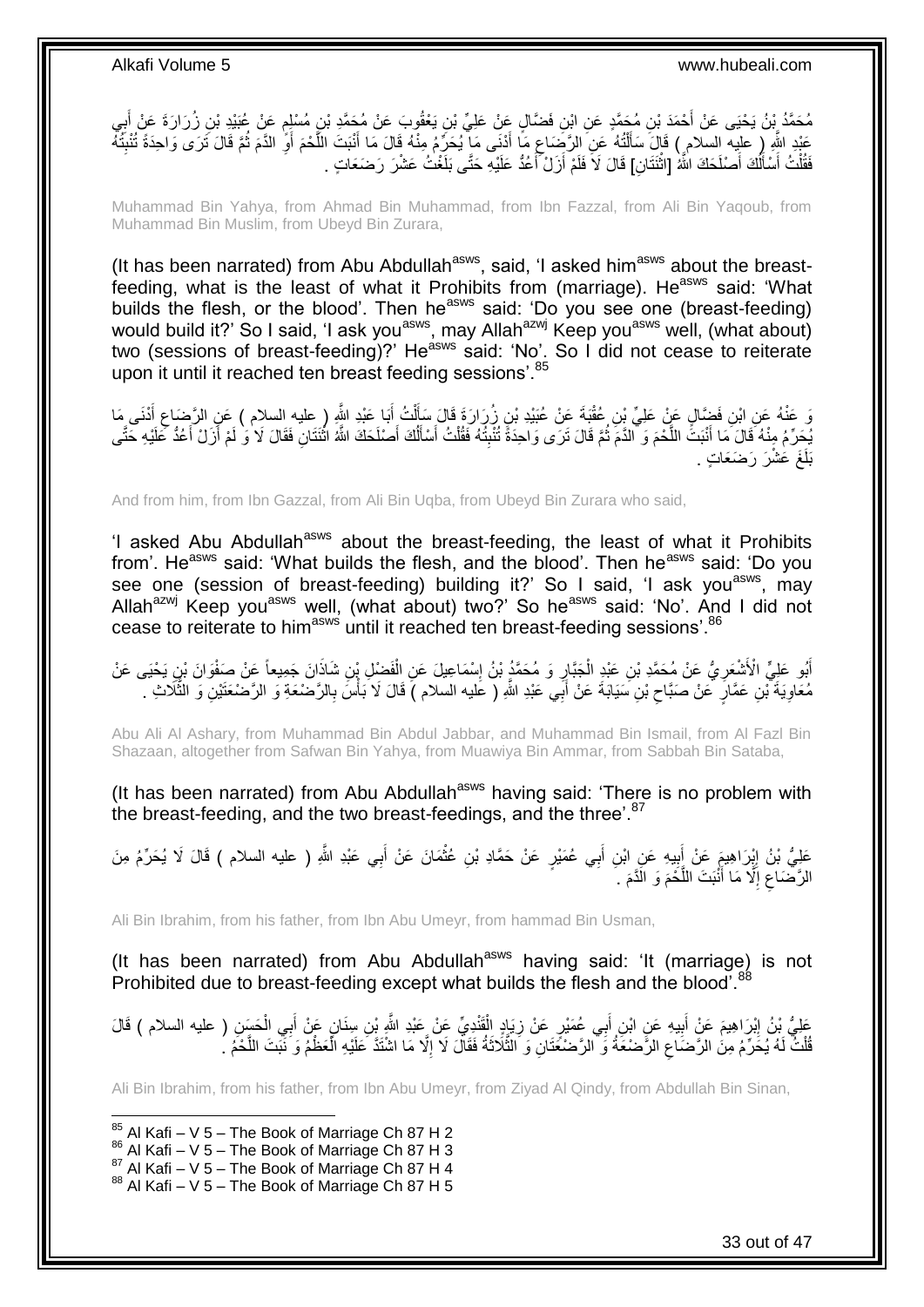مُحَمَّدُ بْنُ يَحْيَى عَنْ أَحْمَدَ بْنِ مُحَمَّدٍ عَنِ ابْنِ فَضَّالٍ عَنْ عَلِيِّ بْنِ يَعْقُوبَ عَنْ مُحَمَّدِ بْنِ مُسْلِمٍ عَنْ عُبَيْدِ بْنِ زُرَارَةَ عَنْ أَبِي عَبْدِ اللَّهِ ( عليه السلام ) قَالَ سَأَلْتُهُ عَنِ الرَّضَاعِ مَا أَدْنَى مَا يُحَرِّمُ مِنْهُ قَالَ مَا أَنْبَتَ اللَّحْمَ أَوِ الدَّمَ ثُمَّ قَالَ تَرَى وَاحِدَةً تُنْبِتُهُ فَقُلْتُ أَسْأَلُكَ أَصْلَحَكَ اللَّهُ [اثْنَتَانِ] قَالَ لَا فَلَمْ أَزَلْ أَعُدُّ عَلَيْهِ حَتَّى بَلَغْتُ عَشْرَ رَضَعَاتٍ .

Muhammad Bin Yahya, from Ahmad Bin Muhammad, from Ibn Fazzal, from Ali Bin Yaqoub, from Muhammad Bin Muslim, from Ubeyd Bin Zurara,

(It has been narrated) from Abu Abdullah[asws], said, 'I asked him[asws] about the breast-feeding, what is the least of what it Prohibits from (marriage). He[asws] said: 'What builds the flesh, or the blood'. Then he[asws] said: 'Do you see one (breast-feeding) would build it?' So I said, 'I ask you[asws], may Allah[azwj] Keep you[asws] well, (what about) two (sessions of breast-feeding)?' He[asws] said: 'No'. So I did not cease to reiterate upon it until it reached ten breast feeding sessions'.[85]

وَ عَنْهُ عَنِ ابْنِ فَضَّالٍ عَنْ عَلِيِّ بْنِ عُقْبَةَ عَنْ عُبَيْدِ بْنِ زُرَارَةَ قَالَ سَأَلْتُ أَبَا عَبْدِ اللَّهِ ( عليه السلام ) عَنِ الرَّضَاعِ أَدْنَى مَا يُحَرِّمُ مِنْهُ قَالَ مَا أَنْبَتَ اللَّحْمَ وَ الدَّمَ ثُمَّ قَالَ تَرَى وَاحِدَةً تُنْبِتُهُ فَقُلْتُ أَسْأَلُكَ أَصْلَحَكَ اللَّهُ اثْنَتَانِ فَقَالَ لَا وَ لَمْ أَزَلْ أَعُدُّ عَلَيْهِ حَتَّى بَلَغَ عَشْرَ رَضَعَاتٍ .

And from him, from Ibn Gazzal, from Ali Bin Uqba, from Ubeyd Bin Zurara who said,

'I asked Abu Abdullah[asws] about the breast-feeding, the least of what it Prohibits from'. He[asws] said: 'What builds the flesh, and the blood'. Then he[asws] said: 'Do you see one (session of breast-feeding) building it?' So I said, 'I ask you[asws], may Allah[azwj] Keep you[asws] well, (what about) two?' So he[asws] said: 'No'. And I did not cease to reiterate to him[asws] until it reached ten breast-feeding sessions'.[86]

أَبُو عَلِيٍّ الْأَشْعَرِيُّ عَنْ مُحَمَّدِ بْنِ عَبْدِ الْجَبَّارِ وَ مُحَمَّدُ بْنُ إِسْمَاعِيلَ عَنِ الْفَضْلِ بْنِ شَاذَانَ جَمِيعاً عَنْ صَفْوَانَ بْنِ يَحْيَى عَنْ مُعَاوِيَةَ بْنِ عَمَّارٍ عَنْ صَبَّاحِ بْنِ سَيَابَةَ عَنْ أَبِي عَبْدِ اللَّهِ ( عليه السلام ) قَالَ لَا بَأْسَ بِالرَّضْعَةِ وَ الرَّضْعَتَيْنِ وَ الثَّلَاثِ .

Abu Ali Al Ashary, from Muhammad Bin Abdul Jabbar, and Muhammad Bin Ismail, from Al Fazl Bin Shazaan, altogether from Safwan Bin Yahya, from Muawiya Bin Ammar, from Sabbah Bin Sataba,

(It has been narrated) from Abu Abdullah[asws] having said: 'There is no problem with the breast-feeding, and the two breast-feedings, and the three'.[87]

عَلِيُّ بْنُ إِبْرَاهِيمَ عَنْ أَبِيهِ عَنِ ابْنِ أَبِي عُمَيْرٍ عَنْ حَمَّادِ بْنِ عُثْمَانَ عَنْ أَبِي عَبْدِ اللَّهِ ( عليه السلام ) قَالَ لَا يُحَرِّمُ مِنَ الرَّضَاعِ إِلَّا مَا أَنْبَتَ اللَّحْمَ وَ الدَّمَ .

Ali Bin Ibrahim, from his father, from Ibn Abu Umeyr, from hammad Bin Usman,

(It has been narrated) from Abu Abdullah[asws] having said: 'It (marriage) is not Prohibited due to breast-feeding except what builds the flesh and the blood'.[88]

عَلِيُّ بْنُ إِبْرَاهِيمَ عَنْ أَبِيهِ عَنِ ابْنِ أَبِي عُمَيْرٍ عَنْ زِيَادٍ الْقَنْدِيِّ عَنْ عَبْدِ اللَّهِ بْنِ سِنَانٍ عَنْ أَبِي الْحَسَنِ ( عليه السلام ) قَالَ قُلْتُ لَهُ يُحَرِّمُ مِنَ الرَّضَاعِ الرَّضْعَةُ وَ الرَّضْعَتَانِ وَ الثَّلَاثَةُ فَقَالَ لَا إِلَّا مَا اشْتَدَّ عَلَيْهِ الْعَظْمُ وَ نَبَتَ اللَّحْمُ .

Ali Bin Ibrahim, from his father, from Ibn Abu Umeyr, from Ziyad Al Qindy, from Abdullah Bin Sinan,

---

[85] Al Kafi – V 5 – The Book of Marriage Ch 87 H 2
[86] Al Kafi – V 5 – The Book of Marriage Ch 87 H 3
[87] Al Kafi – V 5 – The Book of Marriage Ch 87 H 4
[88] Al Kafi – V 5 – The Book of Marriage Ch 87 H 5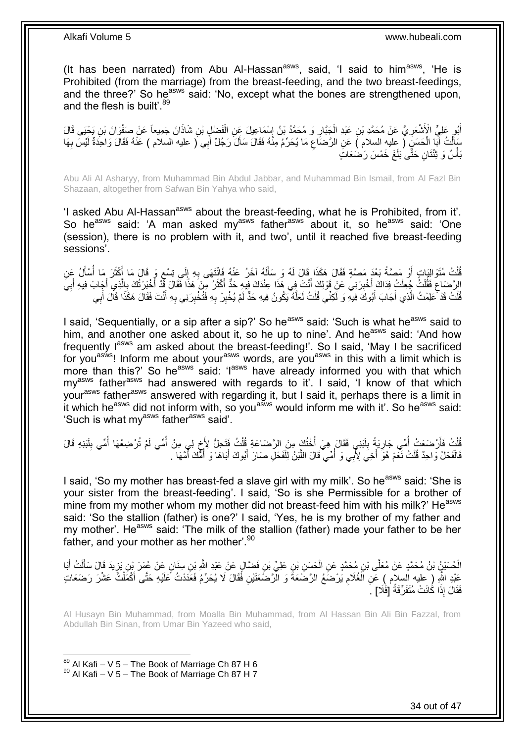(It has been narrated) from Abu Al-Hassan[asws], said, 'I said to him[asws], 'He is Prohibited (from the marriage) from the breast-feeding, and the two breast-feedings, and the three?' So he[asws] said: 'No, except what the bones are strengthened upon, and the flesh is built'.[89]

أَبُو عَلِيٍّ الْأَشْعَرِيُّ عَنْ مُحَمَّدِ بْنِ عَبْدِ الْجَبَّارِ وَ مُحَمَّدُ بْنُ إِسْمَاعِيلَ عَنِ الْفَضْلِ بْنِ شَاذَانَ جَمِيعاً عَنْ صَفْوَانَ بْنِ يَحْيَى قَالَ سَأَلْتُ أَبَا الْحَسَنِ ( عليه السلام ) عَنِ الرَّضَاعِ مَا يُحَرِّمُ مِنْهُ فَقَالَ سَأَلَ رَجُلٌ أَبِي ( عليه السلام ) عَنْهُ فَقَالَ وَاحِدَةٌ لَيْسَ بِهَا بَأْسٌ وَ ثِنْتَانِ حَتَّى بَلَغَ خَمْسَ رَضَعَاتٍ

Abu Ali Al Asharyy, from Muhammad Bin Abdul Jabbar, and Muhammad Bin Ismail, from Al Fazl Bin Shazaan, altogether from Safwan Bin Yahya who said,

'I asked Abu Al-Hassan[asws] about the breast-feeding, what he is Prohibited, from it'. So he[asws] said: 'A man asked my[asws] father[asws] about it, so he[asws] said: 'One (session), there is no problem with it, and two', until it reached five breast-feeding sessions'.

قُلْتُ مُتَوَالِيَاتٍ أَوْ مَصَّةً بَعْدَ مَصَّةٍ فَقَالَ هَكَذَا قَالَ لَهُ وَ سَأَلَهُ آخَرُ عَنْهُ فَانْتَهَى بِهِ إِلَى تِسْعٍ وَ قَالَ مَا أَكْثَرَ مَا أُسْأَلُ عَنِ الرَّضَاعِ فَقُلْتُ جُعِلْتُ فِدَاكَ أَخْبِرْنِي عَنْ قَوْلِكَ أَنْتَ فِي هَذَا عِنْدَكَ فِيهِ حَدٌّ أَكْثَرُ مِنْ هَذَا فَقَالَ قَدْ أَخْبَرْتُكَ بِالَّذِي أَجَابَ فِيهِ أَبِي قُلْتُ قَدْ عَلِمْتُ الَّذِي أَجَابَ أَبُوكَ فِيهِ وَ لَكِنِّي قُلْتُ لَعَلَّهُ يَكُونُ فِيهِ حَدٌّ لَمْ يُخْبِرْ بِهِ فَتُخْبِرَنِي بِهِ أَنْتَ فَقَالَ هَكَذَا قَالَ أَبِي

I said, 'Sequentially, or a sip after a sip?' So he[asws] said: 'Such is what he[asws] said to him, and another one asked about it, so he up to nine'. And he[asws] said: 'And how frequently I[asws] am asked about the breast-feeding!'. So I said, 'May I be sacrificed for you[asws]! Inform me about your[asws] words, are you[asws] in this with a limit which is more than this?' So he[asws] said: 'I[asws] have already informed you with that which my[asws] father[asws] had answered with regards to it'. I said, 'I know of that which your[asws] father[asws] answered with regarding it, but I said it, perhaps there is a limit in it which he[asws] did not inform with, so you[asws] would inform me with it'. So he[asws] said: 'Such is what my[asws] father[asws] said'.

قُلْتُ فَأَرْضَعَتْ أُمِّي جَارِيَةً بِلَبَنِي فَقَالَ هِيَ أُخْتُكَ مِنَ الرَّضَاعَةِ قُلْتُ فَتَحِلُّ لِأَخٍ لِي مِنْ أُمِّي لَمْ تُرْضِعْهَا أُمِّي بِلَبَنِهِ قَالَ فَالْفَحْلُ وَاحِدٌ قُلْتُ نَعَمْ هُوَ أَخِي لِأَبِي وَ أُمِّي قَالَ اللَّبَنُ لِلْفَحْلِ صَارَ أَبُوكَ أَبَاهَا وَ أُمُّكَ أُمَّهَا .

I said, 'So my mother has breast-fed a slave girl with my milk'. So he[asws] said: 'She is your sister from the breast-feeding'. I said, 'So is she Permissible for a brother of mine from my mother whom my mother did not breast-feed him with his milk?' He[asws] said: 'So the stallion (father) is one?' I said, 'Yes, he is my brother of my father and my mother'. He[asws] said: 'The milk of the stallion (father) made your father to be her father, and your mother as her mother'.[90]

الْحُسَيْنُ بْنُ مُحَمَّدٍ عَنْ مُعَلَّى بْنِ مُحَمَّدٍ عَنِ الْحَسَنِ بْنِ عَلِيِّ بْنِ فَضَّالٍ عَنْ عَبْدِ اللَّهِ بْنِ سِنَانٍ عَنْ عُمَرَ بْنِ يَزِيدَ قَالَ سَأَلْتُ أَبَا عَبْدِ اللَّهِ ( عليه السلام ) عَنِ الْغُلَامِ يَرْضَعُ الرَّضْعَةَ وَ الرَّضْعَتَيْنِ فَقَالَ لَا يُحَرِّمُ فَعَدَدْتُ عَلَيْهِ حَتَّى أَكْمَلْتُ عَشْرَ رَضَعَاتٍ فَقَالَ إِذَا كَانَتْ مُتَفَرِّقَةً [فَلَا] .

Al Husayn Bin Muhammad, from Moalla Bin Muhammad, from Al Hassan Bin Ali Bin Fazzal, from Abdullah Bin Sinan, from Umar Bin Yazeed who said,

---
[89] Al Kafi – V 5 – The Book of Marriage Ch 87 H 6
[90] Al Kafi – V 5 – The Book of Marriage Ch 87 H 7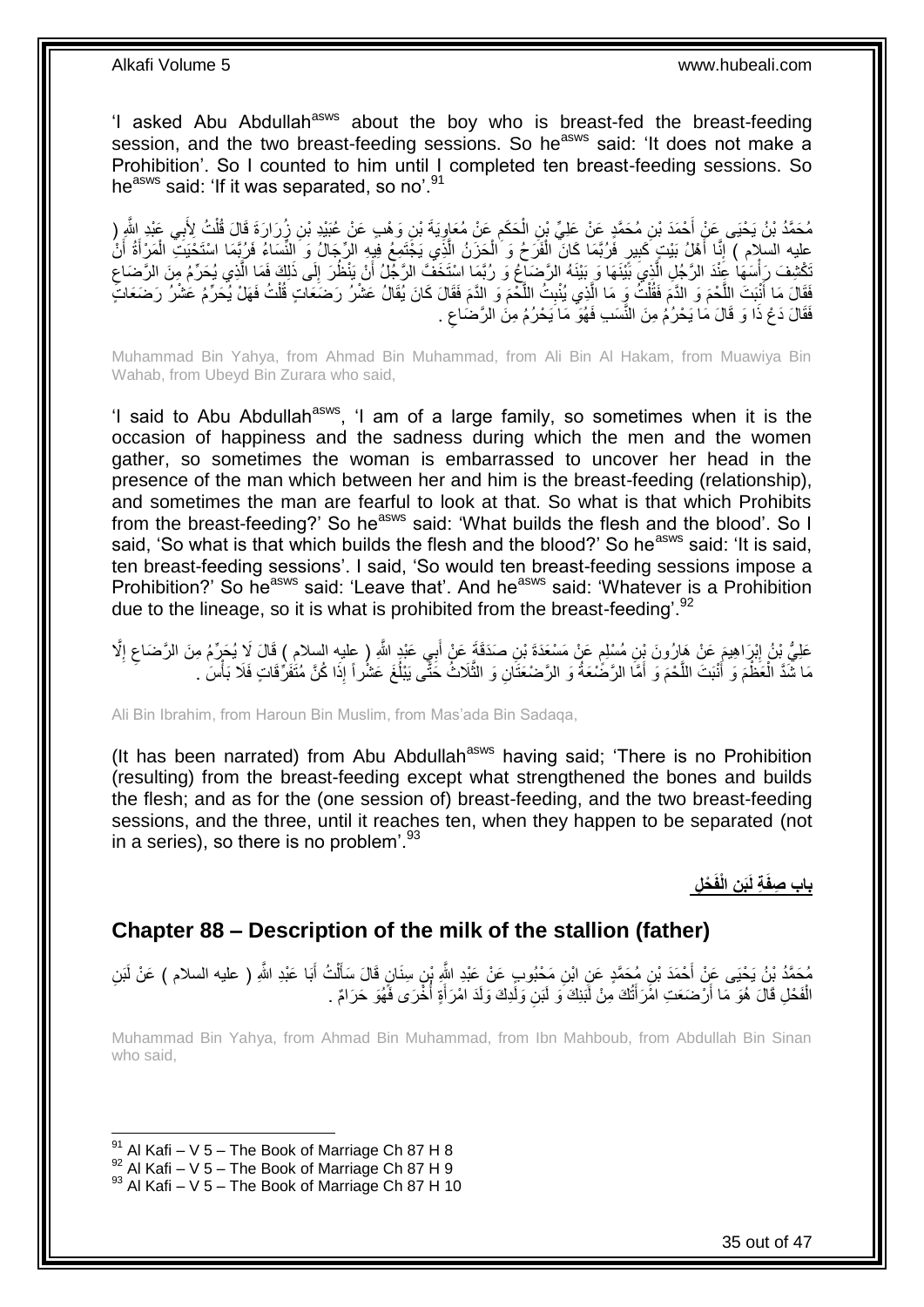'I asked Abu Abdullah[asws] about the boy who is breast-fed the breast-feeding session, and the two breast-feeding sessions. So he[asws] said: 'It does not make a Prohibition'. So I counted to him until I completed ten breast-feeding sessions. So he[asws] said: 'If it was separated, so no'.[91]

مُحَمَّدُ بْنُ يَحْيَى عَنْ أَحْمَدَ بْنِ مُحَمَّدٍ عَنْ عَلِيِّ بْنِ الْحَكَمِ عَنْ مُعَاوِيَةَ بْنِ وَهْبٍ عَنْ عُبَيْدِ بْنِ زُرَارَةَ قَالَ قُلْتُ لِأَبِي عَبْدِ اللَّهِ ( عليه السلام ) إِنَّا أَهْلُ بَيْتٍ كَبِيرٍ فَرُبَّمَا كَانَ الْفَرَحُ وَ الْحَزَنُ الَّذِي يَجْتَمِعُ فِيهِ الرِّجَالُ وَ النِّسَاءُ فَرُبَّمَا اسْتَحْيَتِ الْمَرْأَةُ أَنْ تَكْشِفَ رَأْسَهَا عِنْدَ الرَّجُلِ الَّذِي بَيْنَهَا وَ بَيْنَهُ الرَّضَاعُ وَ رُبَّمَا اسْتَخَفَّ الرَّجُلُ أَنْ يَنْظُرَ إِلَى ذَلِكَ فَمَا الَّذِي يُحَرِّمُ مِنَ الرَّضَاعِ فَقَالَ مَا أَنْبَتَ اللَّحْمَ وَ الدَّمَ فَقُلْتُ وَ مَا الَّذِي يُنْبِتُ اللَّحْمَ وَ الدَّمَ فَقَالَ كَانَ يُقَالُ عَشْرُ رَضَعَاتٍ قُلْتُ فَهَلْ يُحَرِّمُ عَشْرُ رَضَعَاتٍ فَقَالَ دَعْ ذَا وَ قَالَ مَا يَحْرُمُ مِنَ النَّسَبِ فَهُوَ مَا يَحْرُمُ مِنَ الرَّضَاعِ .

Muhammad Bin Yahya, from Ahmad Bin Muhammad, from Ali Bin Al Hakam, from Muawiya Bin Wahab, from Ubeyd Bin Zurara who said,

'I said to Abu Abdullah[asws], 'I am of a large family, so sometimes when it is the occasion of happiness and the sadness during which the men and the women gather, so sometimes the woman is embarrassed to uncover her head in the presence of the man which between her and him is the breast-feeding (relationship), and sometimes the man are fearful to look at that. So what is that which Prohibits from the breast-feeding?' So he[asws] said: 'What builds the flesh and the blood'. So I said, 'So what is that which builds the flesh and the blood?' So he[asws] said: 'It is said, ten breast-feeding sessions'. I said, 'So would ten breast-feeding sessions impose a Prohibition?' So he[asws] said: 'Leave that'. And he[asws] said: 'Whatever is a Prohibition due to the lineage, so it is what is prohibited from the breast-feeding'.[92]

عَلِيُّ بْنُ إِبْرَاهِيمَ عَنْ هَارُونَ بْنِ مُسْلِمٍ عَنْ مَسْعَدَةَ بْنِ صَدَقَةَ عَنْ أَبِي عَبْدِ اللَّهِ ( عليه السلام ) قَالَ لَا يُحَرِّمُ مِنَ الرَّضَاعِ إِلَّا مَا شَدَّ الْعَظْمَ وَ أَنْبَتَ اللَّحْمَ وَ أَمَّا الرَّضْعَةُ وَ الرَّضْعَتَانِ وَ الثَّلَاثُ حَتَّى يَبْلُغَ عَشْراً إِذَا كُنَّ مُتَفَرِّقَاتٍ فَلَا بَأْسَ .

Ali Bin Ibrahim, from Haroun Bin Muslim, from Mas'ada Bin Sadaqa,

(It has been narrated) from Abu Abdullah[asws] having said; 'There is no Prohibition (resulting) from the breast-feeding except what strengthened the bones and builds the flesh; and as for the (one session of) breast-feeding, and the two breast-feeding sessions, and the three, until it reaches ten, when they happen to be separated (not in a series), so there is no problem'.[93]

## بَابُ صِفَةِ لَبَنِ الْفَحْلِ

## Chapter 88 – Description of the milk of the stallion (father)

مُحَمَّدُ بْنُ يَحْيَى عَنْ أَحْمَدَ بْنِ مُحَمَّدٍ عَنِ ابْنِ مَحْبُوبٍ عَنْ عَبْدِ اللَّهِ بْنِ سِنَانٍ قَالَ سَأَلْتُ أَبَا عَبْدِ اللَّهِ ( عليه السلام ) عَنْ لَبَنِ الْفَحْلِ قَالَ هُوَ مَا أَرْضَعَتِ امْرَأَتُكَ مِنْ لَبَنِكَ وَ لَبَنِ وَلَدِكَ وَلَدَ امْرَأَةٍ أُخْرَى فَهُوَ حَرَامٌ .

Muhammad Bin Yahya, from Ahmad Bin Muhammad, from Ibn Mahboub, from Abdullah Bin Sinan who said,

[91] Al Kafi – V 5 – The Book of Marriage Ch 87 H 8
[92] Al Kafi – V 5 – The Book of Marriage Ch 87 H 9
[93] Al Kafi – V 5 – The Book of Marriage Ch 87 H 10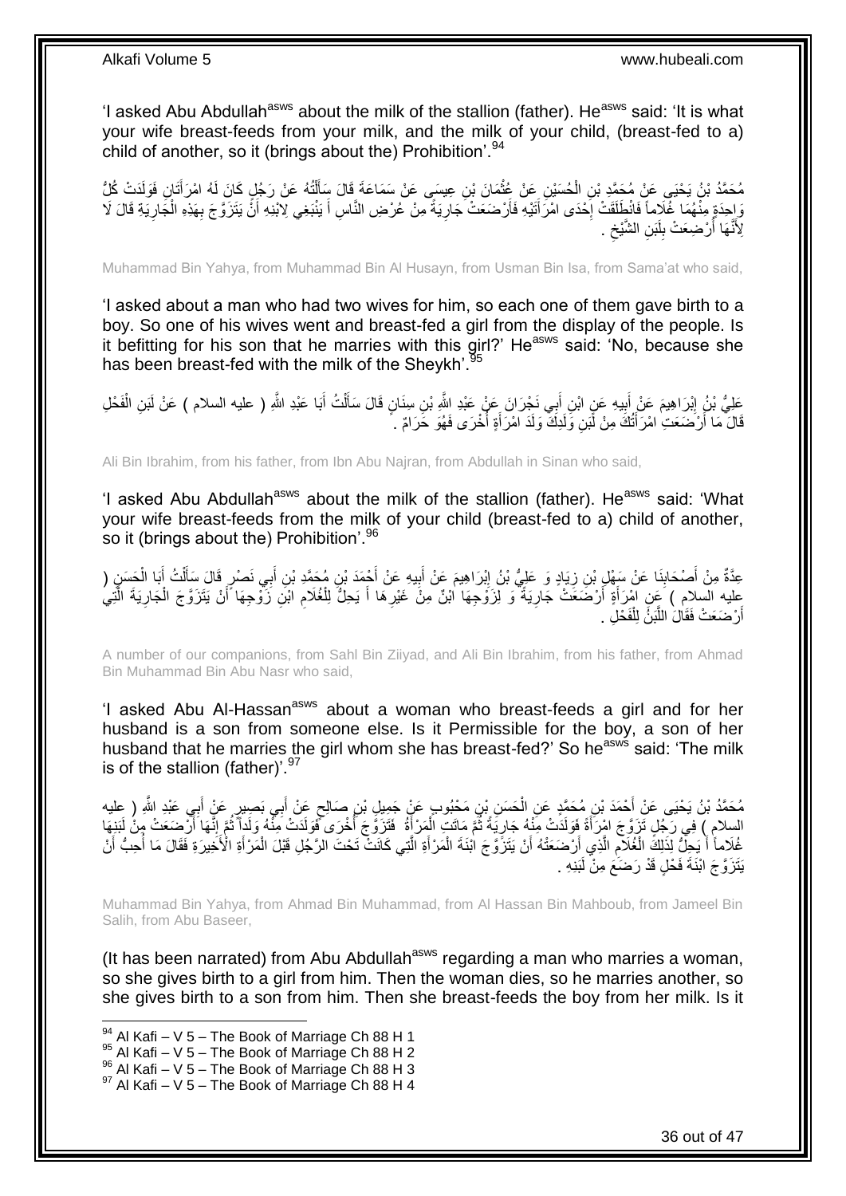'I asked Abu Abdullah[asws] about the milk of the stallion (father). He[asws] said: 'It is what your wife breast-feeds from your milk, and the milk of your child, (breast-fed to a) child of another, so it (brings about the) Prohibition'.[94]

مُحَمَّدُ بْنُ يَحْيَى عَنْ مُحَمَّدِ بْنِ الْحُسَيْنِ عَنْ عُثْمَانَ بْنِ عِيسَى عَنْ سَمَاعَةَ قَالَ سَأَلْتُهُ عَنْ رَجُلٍ كَانَ لَهُ امْرَأَتَانِ فَوَلَدَتْ كُلُّ وَاحِدَةٍ مِنْهُمَا غُلَاماً فَانْطَلَقَتْ إِحْدَى امْرَأَتَيْهِ فَأَرْضَعَتْ جَارِيَةً مِنْ عُرْضِ النَّاسِ أَ يَنْبَغِي لِابْنِهِ أَنْ يَتَزَوَّجَ بِهَذِهِ الْجَارِيَةِ قَالَ لَا لِأَنَّهَا أُرْضِعَتْ بِلَبَنِ الشَّيْخِ .

Muhammad Bin Yahya, from Muhammad Bin Al Husayn, from Usman Bin Isa, from Sama'at who said,

'I asked about a man who had two wives for him, so each one of them gave birth to a boy. So one of his wives went and breast-fed a girl from the display of the people. Is it befitting for his son that he marries with this girl?' He[asws] said: 'No, because she has been breast-fed with the milk of the Sheykh'.[95]

عَلِيُّ بْنُ إِبْرَاهِيمَ عَنْ أَبِيهِ عَنِ ابْنِ أَبِي نَجْرَانَ عَنْ عَبْدِ اللَّهِ بْنِ سِنَانٍ قَالَ سَأَلْتُ أَبَا عَبْدِ اللَّهِ ( عليه السلام ) عَنْ لَبَنِ الْفَحْلِ قَالَ مَا أَرْضَعَتِ امْرَأَتُكَ مِنْ لَبَنِ وَلَدِكَ وَلَدَ امْرَأَةٍ أُخْرَى فَهُوَ حَرَامٌ .

Ali Bin Ibrahim, from his father, from Ibn Abu Najran, from Abdullah in Sinan who said,

'I asked Abu Abdullah[asws] about the milk of the stallion (father). He[asws] said: 'What your wife breast-feeds from the milk of your child (breast-fed to a) child of another, so it (brings about the) Prohibition'.[96]

عِدَّةٌ مِنْ أَصْحَابِنَا عَنْ سَهْلِ بْنِ زِيَادٍ وَ عَلِيُّ بْنُ إِبْرَاهِيمَ عَنْ أَبِيهِ عَنْ أَحْمَدَ بْنِ مُحَمَّدِ بْنِ أَبِي نَصْرٍ قَالَ سَأَلْتُ أَبَا الْحَسَنِ ( عليه السلام ) عَنِ امْرَأَةٍ أَرْضَعَتْ جَارِيَةً وَ لِزَوْجِهَا ابْنٌ مِنْ غَيْرِهَا أَ يَحِلُّ لِلْغُلَامِ ابْنِ زَوْجِهَا أَنْ يَتَزَوَّجَ الْجَارِيَةَ الَّتِي أَرْضَعَتْ فَقَالَ اللَّبَنُ لِلْفَحْلِ .

A number of our companions, from Sahl Bin Ziiyad, and Ali Bin Ibrahim, from his father, from Ahmad Bin Muhammad Bin Abu Nasr who said,

'I asked Abu Al-Hassan[asws] about a woman who breast-feeds a girl and for her husband is a son from someone else. Is it Permissible for the boy, a son of her husband that he marries the girl whom she has breast-fed?' So he[asws] said: 'The milk is of the stallion (father)'.[97]

مُحَمَّدُ بْنُ يَحْيَى عَنْ أَحْمَدَ بْنِ مُحَمَّدٍ عَنِ الْحَسَنِ بْنِ مَحْبُوبٍ عَنْ جَمِيلِ بْنِ صَالِحٍ عَنْ أَبِي بَصِيرٍ عَنْ أَبِي عَبْدِ اللَّهِ ( عليه السلام ) فِي رَجُلٍ تَزَوَّجَ امْرَأَةً فَوَلَدَتْ مِنْهُ جَارِيَةً ثُمَّ مَاتَتِ الْمَرْأَةُ فَتَزَوَّجَ أُخْرَى فَوَلَدَتْ مِنْهُ وَلَداً ثُمَّ إِنَّهَا أَرْضَعَتْ مِنْ لَبَنِهَا غُلَاماً أَ يَحِلُّ لِذَلِكَ الْغُلَامِ الَّذِي أَرْضَعَتْهُ أَنْ يَتَزَوَّجَ ابْنَةَ الْمَرْأَةِ الَّتِي كَانَتْ تَحْتَ الرَّجُلِ قَبْلَ الْمَرْأَةِ الْأَخِيرَةِ فَقَالَ مَا أُحِبُّ أَنْ يَتَزَوَّجَ ابْنَةَ فَحْلٍ قَدْ رَضَعَ مِنْ لَبَنِهِ .

Muhammad Bin Yahya, from Ahmad Bin Muhammad, from Al Hassan Bin Mahboub, from Jameel Bin Salih, from Abu Baseer,

(It has been narrated) from Abu Abdullah[asws] regarding a man who marries a woman, so she gives birth to a girl from him. Then the woman dies, so he marries another, so she gives birth to a son from him. Then she breast-feeds the boy from her milk. Is it

---

[94] Al Kafi – V 5 – The Book of Marriage Ch 88 H 1
[95] Al Kafi – V 5 – The Book of Marriage Ch 88 H 2
[96] Al Kafi – V 5 – The Book of Marriage Ch 88 H 3
[97] Al Kafi – V 5 – The Book of Marriage Ch 88 H 4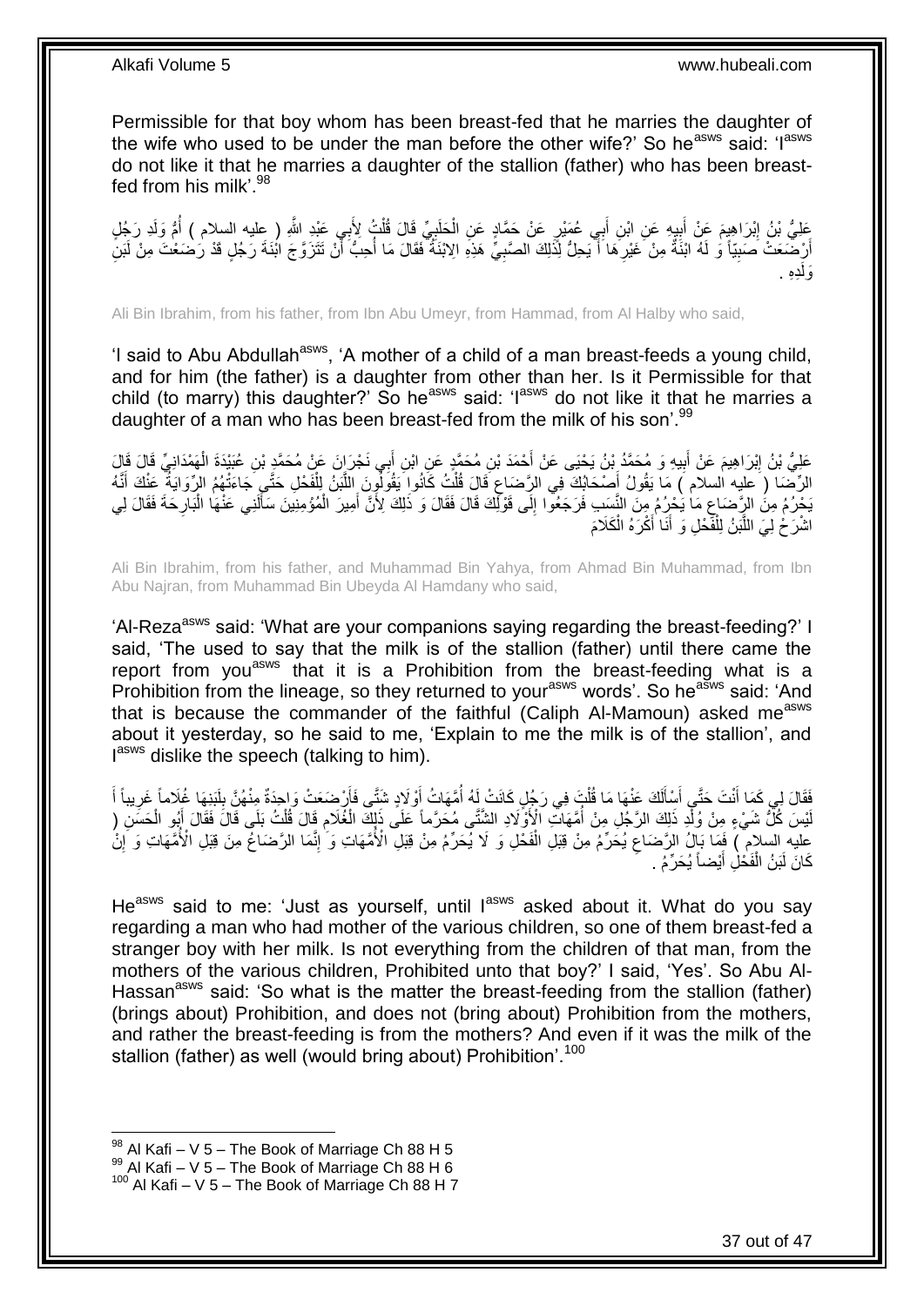Permissible for that boy whom has been breast-fed that he marries the daughter of the wife who used to be under the man before the other wife?' So he[asws] said: 'I[asws] do not like it that he marries a daughter of the stallion (father) who has been breast-fed from his milk'.[98]

عَلِيُّ بْنُ إِبْرَاهِيمَ عَنْ أَبِيهِ عَنِ ابْنِ أَبِي عُمَيْرٍ عَنْ حَمَّادٍ عَنِ الْحَلَبِيِّ قَالَ قُلْتُ لِأَبِي عَبْدِ اللَّهِ ( عليه السلام ) أُمُّ وَلَدِ رَجُلٍ أَرْضَعَتْ صَبِيّاً وَ لَهُ ابْنَةٌ مِنْ غَيْرِهَا أَ يَحِلُّ لِذَلِكَ الصَّبِيِّ هَذِهِ الِابْنَةُ فَقَالَ مَا أُحِبُّ أَنْ تَتَزَوَّجَ ابْنَةَ رَجُلٍ قَدْ رَضَعْتَ مِنْ لَبَنِ وَلَدِهِ .

Ali Bin Ibrahim, from his father, from Ibn Abu Umeyr, from Hammad, from Al Halby who said,

'I said to Abu Abdullah[asws], 'A mother of a child of a man breast-feeds a young child, and for him (the father) is a daughter from other than her. Is it Permissible for that child (to marry) this daughter?' So he[asws] said: 'I[asws] do not like it that he marries a daughter of a man who has been breast-fed from the milk of his son'.[99]

عَلِيُّ بْنُ إِبْرَاهِيمَ عَنْ أَبِيهِ وَ مُحَمَّدُ بْنُ يَحْيَى عَنْ أَحْمَدَ بْنِ مُحَمَّدٍ عَنِ ابْنِ أَبِي نَجْرَانَ عَنْ مُحَمَّدِ بْنِ عُبَيْدَةَ الْهَمْدَانِيِّ قَالَ قَالَ الرِّضَا ( عليه السلام ) مَا يَقُولُ أَصْحَابُكَ فِي الرَّضَاعِ قَالَ قُلْتُ كَانُوا يَقُولُونَ اللَّبَنُ لِلْفَحْلِ حَتَّى جَاءَتْهُمُ الرِّوَايَةُ عَنْكَ أَنَّهُ يَحْرُمُ مِنَ الرَّضَاعِ مَا يَحْرُمُ مِنَ النَّسَبِ فَرَجَعُوا إِلَى قَوْلِكَ قَالَ فَقَالَ وَ ذَلِكَ لِأَنَّ أَمِيرَ الْمُؤْمِنِينَ سَأَلَنِي عَنْهَا الْبَارِحَةَ فَقَالَ لِي اشْرَحْ لِيَ اللَّبَنُ لِلْفَحْلِ وَ أَنَا أَكْرَهُ الْكَلَامَ

Ali Bin Ibrahim, from his father, and Muhammad Bin Yahya, from Ahmad Bin Muhammad, from Ibn Abu Najran, from Muhammad Bin Ubeyda Al Hamdany who said,

'Al-Reza[asws] said: 'What are your companions saying regarding the breast-feeding?' I said, 'The used to say that the milk is of the stallion (father) until there came the report from you[asws] that it is a Prohibition from the breast-feeding what is a Prohibition from the lineage, so they returned to your[asws] words'. So he[asws] said: 'And that is because the commander of the faithful (Caliph Al-Mamoun) asked me[asws] about it yesterday, so he said to me, 'Explain to me the milk is of the stallion', and I[asws] dislike the speech (talking to him).

فَقَالَ لِي كَمَا أَنْتَ حَتَّى أَسْأَلَكَ عَنْهَا مَا قُلْتَ فِي رَجُلٍ كَانَتْ لَهُ أُمَّهَاتُ أَوْلَادٍ شَتَّى فَأَرْضَعَتْ وَاحِدَةٌ مِنْهُنَّ بِلَبَنِهَا غُلَاماً غَرِيباً أَ لَيْسَ كُلُّ شَيْءٍ مِنْ وُلْدِ ذَلِكَ الرَّجُلِ مِنْ أُمَّهَاتِ الْأَوْلَادِ الشَّتَّى مُحَرَّماً عَلَى ذَلِكَ الْغُلَامِ قَالَ قُلْتُ بَلَى قَالَ فَقَالَ أَبُو الْحَسَنِ ( عليه السلام ) فَمَا بَالُ الرَّضَاعِ يُحَرِّمُ مِنْ قِبَلِ الْفَحْلِ وَ لَا يُحَرِّمُ مِنْ قِبَلِ الْأُمَّهَاتِ وَ إِنَّمَا الرَّضَاعُ مِنْ قِبَلِ الْأُمَّهَاتِ وَ إِنْ كَانَ لَبَنُ الْفَحْلِ أَيْضاً يُحَرِّمُ .

He[asws] said to me: 'Just as yourself, until I[asws] asked about it. What do you say regarding a man who had mother of the various children, so one of them breast-fed a stranger boy with her milk. Is not everything from the children of that man, from the mothers of the various children, Prohibited unto that boy?' I said, 'Yes'. So Abu Al-Hassan[asws] said: 'So what is the matter the breast-feeding from the stallion (father) (brings about) Prohibition, and does not (bring about) Prohibition from the mothers, and rather the breast-feeding is from the mothers? And even if it was the milk of the stallion (father) as well (would bring about) Prohibition'.[100]

[98] Al Kafi – V 5 – The Book of Marriage Ch 88 H 5
[99] Al Kafi – V 5 – The Book of Marriage Ch 88 H 6
[100] Al Kafi – V 5 – The Book of Marriage Ch 88 H 7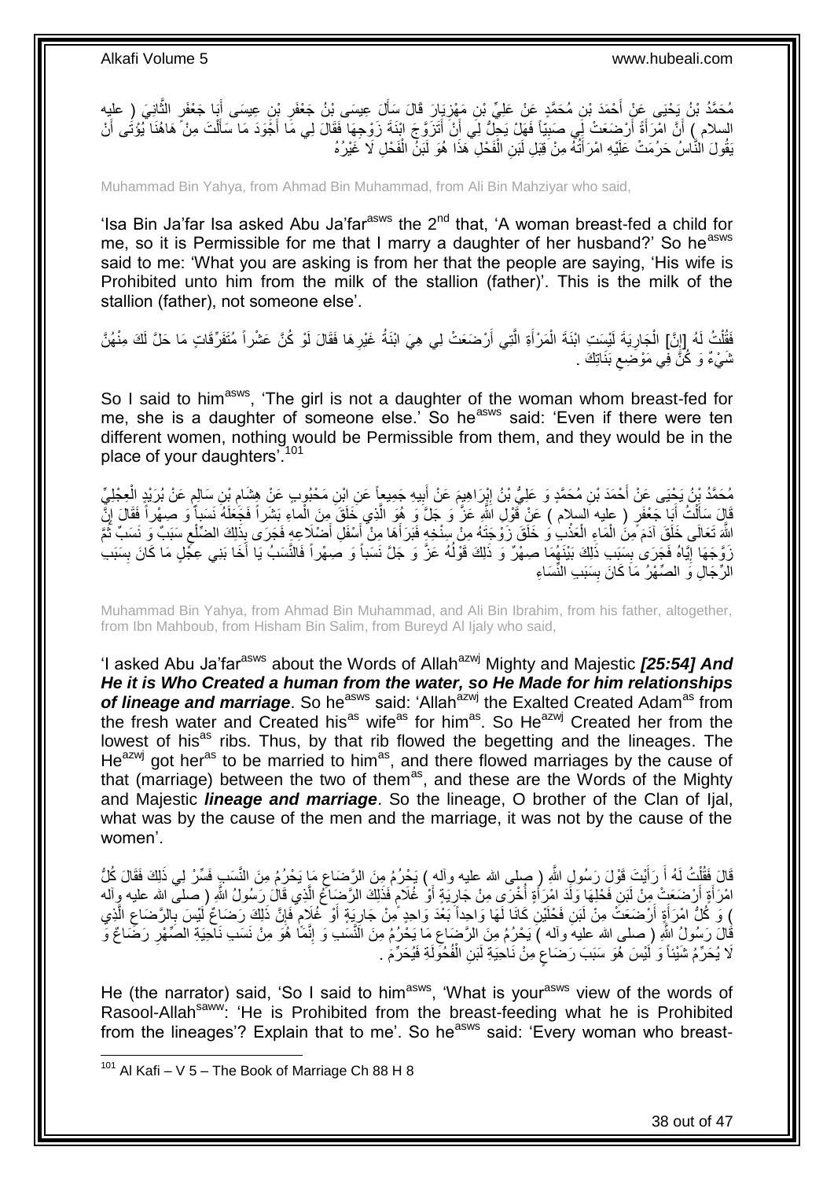مُحَمَّدُ بْنُ يَحْيَى عَنْ أَحْمَدَ بْنِ مُحَمَّدٍ عَنْ عَلِيِّ بْنِ مَهْزِيَارَ قَالَ سَأَلَ عِيسَى بْنُ جَعْفَرِ بْنِ عِيسَى أَبَا جَعْفَرٍ الثَّانِيَ ( عليه السلام ) أَنَّ امْرَأَةً أَرْضَعَتْ لِي صَبِيّاً فَهَلْ يَحِلُّ لِي أَنْ أَتَزَوَّجَ ابْنَةَ زَوْجِهَا فَقَالَ لِي مَا أَجْوَدَ مَا سَأَلْتَ مِنْ هَاهُنَا يُؤْتَى أَنْ يَقُولَ النَّاسُ حَرُمَتْ عَلَيْهِ امْرَأَتُهُ مِنْ قِبَلِ لَبَنِ الْفَحْلِ هَذَا هُوَ لَبَنُ الْفَحْلِ لَا غَيْرُهُ

Muhammad Bin Yahya, from Ahmad Bin Muhammad, from Ali Bin Mahziyar who said,

'Isa Bin Ja'far Isa asked Abu Ja'far[asws] the 2[nd] that, 'A woman breast-fed a child for me, so it is Permissible for me that I marry a daughter of her husband?' So he[asws] said to me: 'What you are asking is from her that the people are saying, 'His wife is Prohibited unto him from the milk of the stallion (father)'. This is the milk of the stallion (father), not someone else'.

فَقُلْتُ لَهُ إِنَّ الْجَارِيَةَ لَيْسَتِ ابْنَةَ الْمَرْأَةِ الَّتِي أَرْضَعَتْ لِي هِيَ ابْنَةُ غَيْرِهَا فَقَالَ لَوْ كُنَّ عَشْراً مُتَفَرِّقَاتٍ مَا حَلَّ لَكَ مِنْهُنَّ شَيْءٌ وَ كُنَّ فِي مَوْضِعِ بَنَاتِكَ .

So I said to him[asws], 'The girl is not a daughter of the woman whom breast-fed for me, she is a daughter of someone else.' So he[asws] said: 'Even if there were ten different women, nothing would be Permissible from them, and they would be in the place of your daughters'.[101]

مُحَمَّدُ بْنُ يَحْيَى عَنْ أَحْمَدَ بْنِ مُحَمَّدٍ وَ عَلِيُّ بْنُ إِبْرَاهِيمَ عَنْ أَبِيهِ جَمِيعاً عَنِ ابْنِ مَحْبُوبٍ عَنْ هِشَامِ بْنِ سَالِمٍ عَنْ بُرَيْدٍ الْعِجْلِيِّ قَالَ سَأَلْتُ أَبَا جَعْفَرٍ ( عليه السلام ) عَنْ قَوْلِ اللَّهِ عَزَّ وَ جَلَّ وَ هُوَ الَّذِي خَلَقَ مِنَ الْماءِ بَشَراً فَجَعَلَهُ نَسَباً وَ صِهْراً فَقَالَ إِنَّ اللَّهَ تَعَالَى خَلَقَ آدَمَ مِنَ الْمَاءِ الْعَذْبِ وَ خَلَقَ زَوْجَتَهُ مِنْ سِنْخِهِ فَبَرَأَهَا مِنْ أَسْفَلِ أَضْلَاعِهِ فَجَرَى بِذَلِكَ الضِّلْعِ سَبَبٌ وَ نَسَبٌ ثُمَّ زَوَّجَهَا إِيَّاهُ فَجَرَى بِسَبَبِ ذَلِكَ بَيْنَهُمَا صِهْرٌ وَ ذَلِكَ قَوْلُهُ عَزَّ وَ جَلَّ نَسَباً وَ صِهْراً فَالنَّسَبُ يَا أَخَا بَنِي عِجْلٍ مَا كَانَ بِسَبَبِ الرِّجَالِ وَ الصِّهْرُ مَا كَانَ بِسَبَبِ النِّسَاءِ

Muhammad Bin Yahya, from Ahmad Bin Muhammad, and Ali Bin Ibrahim, from his father, altogether, from Ibn Mahboub, from Hisham Bin Salim, from Bureyd Al Ijaly who said,

'I asked Abu Ja'far[asws] about the Words of Allah[azwj] Mighty and Majestic *[25:54] And He it is Who Created a human from the water, so He Made for him relationships of lineage and marriage*. So he[asws] said: 'Allah[azwj] the Exalted Created Adam[as] from the fresh water and Created his[as] wife[as] for him[as]. So He[azwj] Created her from the lowest of his[as] ribs. Thus, by that rib flowed the begetting and the lineages. The He[azwj] got her[as] to be married to him[as], and there flowed marriages by the cause of that (marriage) between the two of them[as], and these are the Words of the Mighty and Majestic *lineage and marriage*. So the lineage, O brother of the Clan of Ijal, what was by the cause of the men and the marriage, it was not by the cause of the women'.

قَالَ فَقُلْتُ لَهُ أَ رَأَيْتَ قَوْلَ رَسُولِ اللَّهِ ( صلى الله عليه وآله ) يَحْرُمُ مِنَ الرَّضَاعِ مَا يَحْرُمُ مِنَ النَّسَبِ فَسِّرْ لِي ذَلِكَ فَقَالَ كُلُّ امْرَأَةٍ أَرْضَعَتْ مِنْ لَبَنِ فَحْلِهَا وَلَدَ امْرَأَةٍ أُخْرَى مِنْ جَارِيَةٍ أَوْ غُلَامٍ فَذَلِكَ الرَّضَاعُ الَّذِي قَالَ رَسُولُ اللَّهِ ( صلى الله عليه وآله ) وَ كُلُّ امْرَأَةٍ أَرْضَعَتْ مِنْ لَبَنِ فَحْلَيْنِ كَانَا لَهَا وَاحِداً بَعْدَ وَاحِدٍ مِنْ جَارِيَةٍ أَوْ غُلَامٍ فَإِنَّ ذَلِكَ رَضَاعٌ لَيْسَ بِالرَّضَاعِ الَّذِي قَالَ رَسُولُ اللَّهِ ( صلى الله عليه وآله ) يَحْرُمُ مِنَ الرَّضَاعِ مَا يَحْرُمُ مِنَ النَّسَبِ وَ إِنَّمَا هُوَ مِنْ نَسَبِ نَاحِيَةِ الصِّهْرِ رَضَاعٌ وَ لَا يُحَرِّمُ شَيْئاً وَ لَيْسَ هُوَ سَبَبَ رَضَاعٍ مِنْ نَاحِيَةِ لَبَنِ الْفُحُولَةِ فَيُحَرِّمَ .

He (the narrator) said, 'So I said to him[asws], 'What is your[asws] view of the words of Rasool-Allah[saww]: 'He is Prohibited from the breast-feeding what he is Prohibited from the lineages'? Explain that to me'. So he[asws] said: 'Every woman who breast-

[101] Al Kafi – V 5 – The Book of Marriage Ch 88 H 8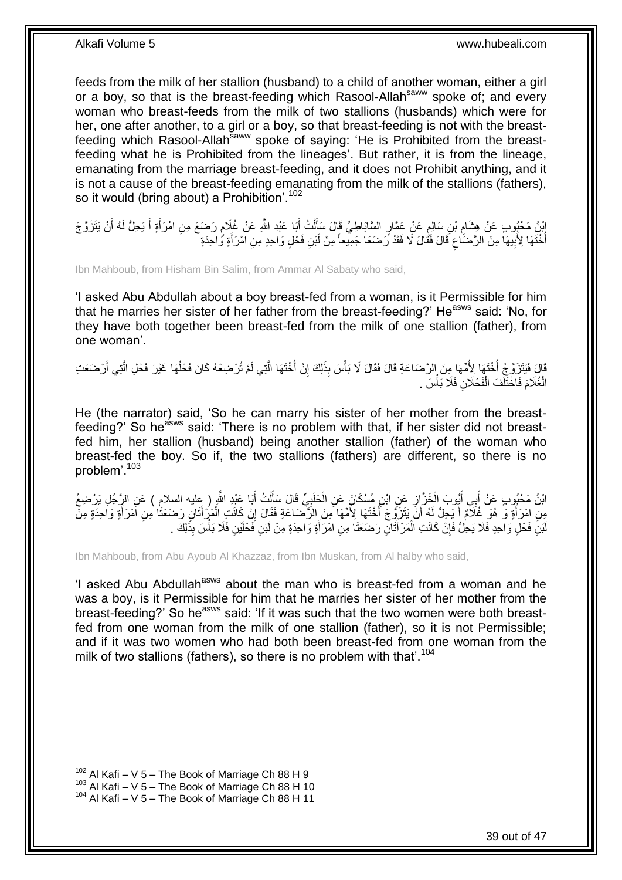feeds from the milk of her stallion (husband) to a child of another woman, either a girl or a boy, so that is the breast-feeding which Rasool-Allah[saww] spoke of; and every woman who breast-feeds from the milk of two stallions (husbands) which were for her, one after another, to a girl or a boy, so that breast-feeding is not with the breast-feeding which Rasool-Allah[saww] spoke of saying: 'He is Prohibited from the breast-feeding what he is Prohibited from the lineages'. But rather, it is from the lineage, emanating from the marriage breast-feeding, and it does not Prohibit anything, and it is not a cause of the breast-feeding emanating from the milk of the stallions (fathers), so it would (bring about) a Prohibition'.[102]

ابْنُ مَحْبُوبٍ عَنْ هِشَامِ بْنِ سَالِمٍ عَنْ عَمَّارٍ السَّابَاطِيِّ قَالَ سَأَلْتُ أَبَا عَبْدِ اللَّهِ عَنْ غُلَامٍ رَضَعَ مِنِ امْرَأَةٍ أَ يَحِلُّ لَهُ أَنْ يَتَزَوَّجَ أُخْتَهَا لِأَبِيهَا مِنَ الرَّضَاعِ قَالَ فَقَالَ لَا فَقَدْ رَضَعَا جَمِيعاً مِنْ لَبَنِ فَحْلٍ وَاحِدٍ مِنِ امْرَأَةٍ وَاحِدَةٍ

Ibn Mahboub, from Hisham Bin Salim, from Ammar Al Sabaty who said,

'I asked Abu Abdullah about a boy breast-fed from a woman, is it Permissible for him that he marries her sister of her father from the breast-feeding?' He[asws] said: 'No, for they have both together been breast-fed from the milk of one stallion (father), from one woman'.

قَالَ فَيَتَزَوَّجُ أُخْتَهَا لِأُمِّهَا مِنَ الرَّضَاعَةِ قَالَ فَقَالَ لَا بَأْسَ بِذَلِكَ إِنَّ أُخْتَهَا الَّتِي لَمْ تُرْضِعْهُ كَانَ فَحْلُهَا غَيْرَ فَحْلِ الَّتِي أَرْضَعَتِ الْغُلَامَ فَاخْتَلَفَ الْفَحْلَانِ فَلَا بَأْسَ .

He (the narrator) said, 'So he can marry his sister of her mother from the breast-feeding?' So he[asws] said: 'There is no problem with that, if her sister did not breast-fed him, her stallion (husband) being another stallion (father) of the woman who breast-fed the boy. So if, the two stallions (fathers) are different, so there is no problem'.[103]

ابْنُ مَحْبُوبٍ عَنْ أَبِي أَيُّوبَ الْخَزَّازِ عَنِ ابْنِ مُسْكَانَ عَنِ الْحَلَبِيِّ قَالَ سَأَلْتُ أَبَا عَبْدِ اللَّهِ ( عليه السلام ) عَنِ الرَّجُلِ يَرْضِعُ مِنِ امْرَأَةٍ وَ هُوَ غُلَامٌ أَ يَحِلُّ لَهُ أَنْ يَتَزَوَّجَ أُخْتَهَا لِأُمِّهَا مِنَ الرَّضَاعَةِ فَقَالَ إِنْ كَانَتِ الْمَرْأَتَانِ رَضَعَتَا مِنِ امْرَأَةٍ وَاحِدَةٍ مِنْ لَبَنِ فَحْلٍ وَاحِدٍ فَلَا يَحِلُّ فَإِنْ كَانَتِ الْمَرْأَتَانِ رَضَعَتَا مِنِ امْرَأَةٍ وَاحِدَةٍ مِنْ لَبَنِ فَحْلَيْنِ فَلَا بَأْسَ بِذَلِكَ .

Ibn Mahboub, from Abu Ayoub Al Khazzaz, from Ibn Muskan, from Al halby who said,

'I asked Abu Abdullah[asws] about the man who is breast-fed from a woman and he was a boy, is it Permissible for him that he marries her sister of her mother from the breast-feeding?' So he[asws] said: 'If it was such that the two women were both breast-fed from one woman from the milk of one stallion (father), so it is not Permissible; and if it was two women who had both been breast-fed from one woman from the milk of two stallions (fathers), so there is no problem with that'.[104]

[102] Al Kafi – V 5 – The Book of Marriage Ch 88 H 9
[103] Al Kafi – V 5 – The Book of Marriage Ch 88 H 10
[104] Al Kafi – V 5 – The Book of Marriage Ch 88 H 11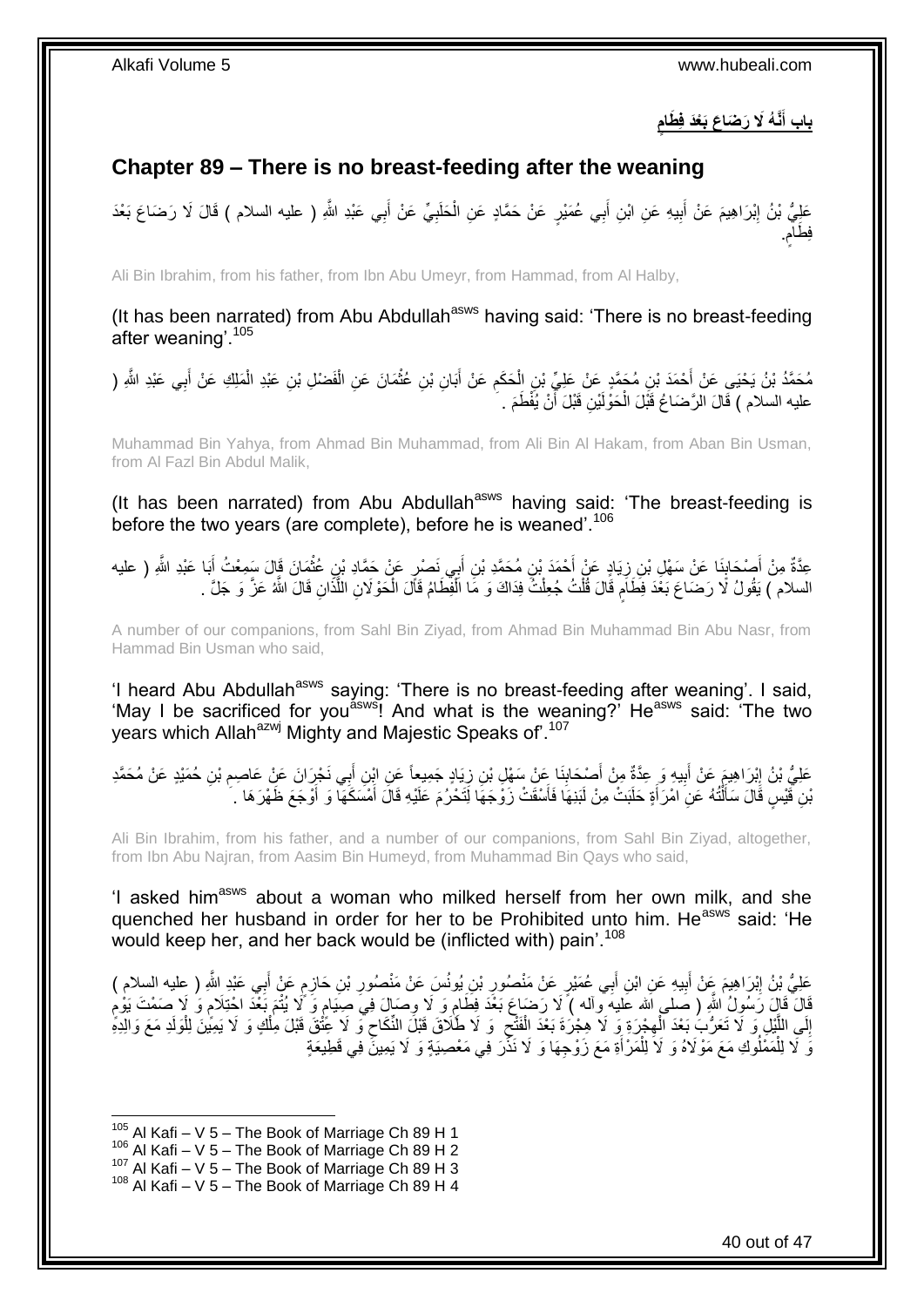## باب أَنَّهُ لَا رَضَاعَ بَعْدَ فِطَامٍ

## Chapter 89 – There is no breast-feeding after the weaning

عَلِيُّ بْنُ إِبْرَاهِيمَ عَنْ أَبِيهِ عَنِ ابْنِ أَبِي عُمَيْرٍ عَنْ حَمَّادٍ عَنِ الْحَلَبِيِّ عَنْ أَبِي عَبْدِ اللَّهِ ( عليه السلام ) قَالَ لَا رَضَاعَ بَعْدَ فِطَامٍ.

Ali Bin Ibrahim, from his father, from Ibn Abu Umeyr, from Hammad, from Al Halby,

(It has been narrated) from Abu Abdullah[asws] having said: 'There is no breast-feeding after weaning'.[105]

مُحَمَّدُ بْنُ يَحْيَى عَنْ أَحْمَدَ بْنِ مُحَمَّدٍ عَنْ عَلِيِّ بْنِ الْحَكَمِ عَنْ أَبَانِ بْنِ عُثْمَانَ عَنِ الْفَضْلِ بْنِ عَبْدِ الْمَلِكِ عَنْ أَبِي عَبْدِ اللَّهِ ( عليه السلام ) قَالَ الرَّضَاعُ قَبْلَ الْحَوْلَيْنِ قَبْلَ أَنْ يُفْطَمَ .

Muhammad Bin Yahya, from Ahmad Bin Muhammad, from Ali Bin Al Hakam, from Aban Bin Usman, from Al Fazl Bin Abdul Malik,

(It has been narrated) from Abu Abdullah[asws] having said: 'The breast-feeding is before the two years (are complete), before he is weaned'.[106]

عِدَّةٌ مِنْ أَصْحَابِنَا عَنْ سَهْلِ بْنِ زِيَادٍ عَنْ أَحْمَدَ بْنِ مُحَمَّدِ بْنِ أَبِي نَصْرٍ عَنْ حَمَّادِ بْنِ عُثْمَانَ قَالَ سَمِعْتُ أَبَا عَبْدِ اللَّهِ ( عليه السلام ) يَقُولُ لَا رَضَاعَ بَعْدَ فِطَامٍ قَالَ قُلْتُ جُعِلْتُ فِدَاكَ وَ مَا الْفِطَامُ قَالَ الْحَوْلَانِ اللَّذَانِ قَالَ اللَّهُ عَزَّ وَ جَلَّ .

A number of our companions, from Sahl Bin Ziyad, from Ahmad Bin Muhammad Bin Abu Nasr, from Hammad Bin Usman who said,

'I heard Abu Abdullah[asws] saying: 'There is no breast-feeding after weaning'. I said, 'May I be sacrificed for you[asws]! And what is the weaning?' He[asws] said: 'The two years which Allah[azwj] Mighty and Majestic Speaks of'.[107]

عَلِيُّ بْنُ إِبْرَاهِيمَ عَنْ أَبِيهِ وَ عِدَّةٌ مِنْ أَصْحَابِنَا عَنْ سَهْلِ بْنِ زِيَادٍ جَمِيعاً عَنِ ابْنِ أَبِي نَجْرَانَ عَنْ عَاصِمِ بْنِ حُمَيْدٍ عَنْ مُحَمَّدِ بْنِ قَيْسٍ قَالَ سَأَلْتُهُ عَنِ امْرَأَةٍ حَلَبَتْ مِنْ لَبَنِهَا فَأَسْقَتْ زَوْجَهَا لِتَحْرُمَ عَلَيْهِ قَالَ أَمْسَكَهَا وَ أَوْجَعَ ظَهْرَهَا .

Ali Bin Ibrahim, from his father, and a number of our companions, from Sahl Bin Ziyad, altogether, from Ibn Abu Najran, from Aasim Bin Humeyd, from Muhammad Bin Qays who said,

'I asked him[asws] about a woman who milked herself from her own milk, and she quenched her husband in order for her to be Prohibited unto him. He[asws] said: 'He would keep her, and her back would be (inflicted with) pain'.[108]

عَلِيُّ بْنُ إِبْرَاهِيمَ عَنْ أَبِيهِ عَنِ ابْنِ أَبِي عُمَيْرٍ عَنْ مَنْصُورِ بْنِ يُونُسَ عَنْ مَنْصُورِ بْنِ حَازِمٍ عَنْ أَبِي عَبْدِ اللَّهِ ( عليه السلام ) قَالَ قَالَ رَسُولُ اللَّهِ ( صلى الله عليه وآله ) لَا رَضَاعَ بَعْدَ فِطَامٍ وَ لَا وِصَالَ فِي صِيَامٍ وَ لَا يُتْمَ بَعْدَ احْتِلَامٍ وَ لَا صَمْتَ يَوْمٍ إِلَى اللَّيْلِ وَ لَا تَعَرُّبَ بَعْدَ الْهِجْرَةِ وَ لَا هِجْرَةَ بَعْدَ الْفَتْحِ وَ لَا طَلَاقَ قَبْلَ النِّكَاحِ وَ لَا عِتْقَ قَبْلَ مِلْكٍ وَ لَا يَمِينَ لِلْوَلَدِ مَعَ وَالِدِهِ وَ لَا لِلْمَمْلُوكِ مَعَ مَوْلَاهُ وَ لَا لِلْمَرْأَةِ مَعَ زَوْجِهَا وَ لَا نَذْرَ فِي مَعْصِيَةٍ وَ لَا يَمِينَ فِي قَطِيعَةٍ

[105] Al Kafi – V 5 – The Book of Marriage Ch 89 H 1
[106] Al Kafi – V 5 – The Book of Marriage Ch 89 H 2
[107] Al Kafi – V 5 – The Book of Marriage Ch 89 H 3
[108] Al Kafi – V 5 – The Book of Marriage Ch 89 H 4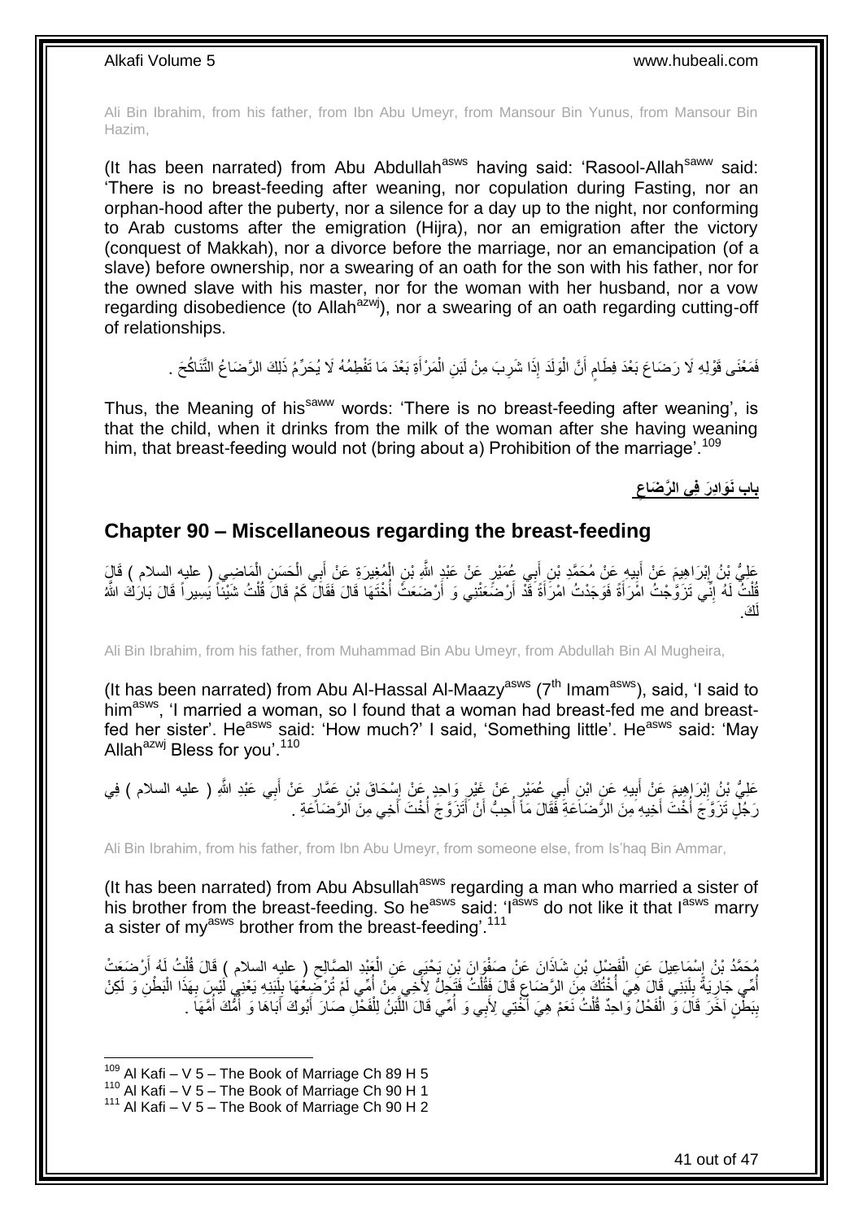Ali Bin Ibrahim, from his father, from Ibn Abu Umeyr, from Mansour Bin Yunus, from Mansour Bin Hazim,

(It has been narrated) from Abu Abdullah[asws] having said: 'Rasool-Allah[saww] said: 'There is no breast-feeding after weaning, nor copulation during Fasting, nor an orphan-hood after the puberty, nor a silence for a day up to the night, nor conforming to Arab customs after the emigration (Hijra), nor an emigration after the victory (conquest of Makkah), nor a divorce before the marriage, nor an emancipation (of a slave) before ownership, nor a swearing of an oath for the son with his father, nor for the owned slave with his master, nor for the woman with her husband, nor a vow regarding disobedience (to Allah[azwj]), nor a swearing of an oath regarding cutting-off of relationships.

فَمَعْنَى قَوْلِهِ لَا رَضَاعَ بَعْدَ فِطَامٍ أَنَّ الْوَلَدَ إِذَا شَرِبَ مِنْ لَبَنِ الْمَرْأَةِ بَعْدَ مَا تَفْطِمُهُ لَا يُحَرِّمُ ذَلِكَ الرَّضَاعُ التَّنَاكُحَ .

Thus, the Meaning of his[saww] words: 'There is no breast-feeding after weaning', is that the child, when it drinks from the milk of the woman after she having weaning him, that breast-feeding would not (bring about a) Prohibition of the marriage'.[109]

## باب نَوَادِرَ فِي الرَّضَاعِ

## Chapter 90 – Miscellaneous regarding the breast-feeding

عَلِيُّ بْنُ إِبْرَاهِيمَ عَنْ أَبِيهِ عَنْ مُحَمَّدِ بْنِ أَبِي عُمَيْرٍ عَنْ عَبْدِ اللَّهِ بْنِ الْمُغِيرَةِ عَنْ أَبِي الْحَسَنِ الْمَاضِي ( عليه السلام ) قَالَ قُلْتُ لَهُ إِنِّي تَزَوَّجْتُ امْرَأَةً فَوَجَدْتُ امْرَأَةً قَدْ أَرْضَعَتْنِي وَ أَرْضَعَتْ أُخْتَهَا قَالَ فَقَالَ كَمْ قَالَ قُلْتُ شَيْئاً يَسِيراً قَالَ بَارَكَ اللَّهُ لَكَ .

Ali Bin Ibrahim, from his father, from Muhammad Bin Abu Umeyr, from Abdullah Bin Al Mugheira,

(It has been narrated) from Abu Al-Hassal Al-Maazy[asws] (7th Imam[asws]), said, 'I said to him[asws], 'I married a woman, so I found that a woman had breast-fed me and breast-fed her sister'. He[asws] said: 'How much?' I said, 'Something little'. He[asws] said: 'May Allah[azwj] Bless for you'.[110]

عَلِيُّ بْنُ إِبْرَاهِيمَ عَنْ أَبِيهِ عَنِ ابْنِ أَبِي عُمَيْرٍ عَنْ غَيْرِ وَاحِدٍ عَنْ إِسْحَاقَ بْنِ عَمَّارٍ عَنْ أَبِي عَبْدِ اللَّهِ ( عليه السلام ) فِي رَجُلٍ تَزَوَّجَ أُخْتَ أَخِيهِ مِنَ الرَّضَاعَةِ فَقَالَ مَا أُحِبُّ أَنْ أَتَزَوَّجَ أُخْتَ أَخِي مِنَ الرَّضَاعَةِ .

Ali Bin Ibrahim, from his father, from Ibn Abu Umeyr, from someone else, from Is'haq Bin Ammar,

(It has been narrated) from Abu Absullah[asws] regarding a man who married a sister of his brother from the breast-feeding. So he[asws] said: 'I[asws] do not like it that I[asws] marry a sister of my[asws] brother from the breast-feeding'.[111]

مُحَمَّدُ بْنُ إِسْمَاعِيلَ عَنِ الْفَضْلِ بْنِ شَاذَانَ عَنْ صَفْوَانَ بْنِ يَحْيَى عَنِ الْعَبْدِ الصَّالِحِ ( عليه السلام ) قَالَ قُلْتُ لَهُ أَرْضَعَتْ أُمِّي جَارِيَةً بِلَبَنِي قَالَ هِيَ أُخْتُكَ مِنَ الرَّضَاعِ قَالَ فَقُلْتُ فَتَحِلُّ لِأَخِي مِنْ أُمِّي لَمْ تُرْضِعْهُ بِلَبَنِهِ يَعْنِي لَيْسَ بِهَذَا الْبَطْنِ وَ لَكِنْ بِبَطْنٍ آخَرَ قَالَ وَ الْفَحْلُ وَاحِدٌ قُلْتُ نَعَمْ هِيَ أُخْتِي لِأَبِي وَ أُمِّي قَالَ اللَّبَنُ لِلْفَحْلِ صَارَ أَبُوكَ أَبَاهَا وَ أُمُّكَ أُمَّهَا .

[109] Al Kafi – V 5 – The Book of Marriage Ch 89 H 5
[110] Al Kafi – V 5 – The Book of Marriage Ch 90 H 1
[111] Al Kafi – V 5 – The Book of Marriage Ch 90 H 2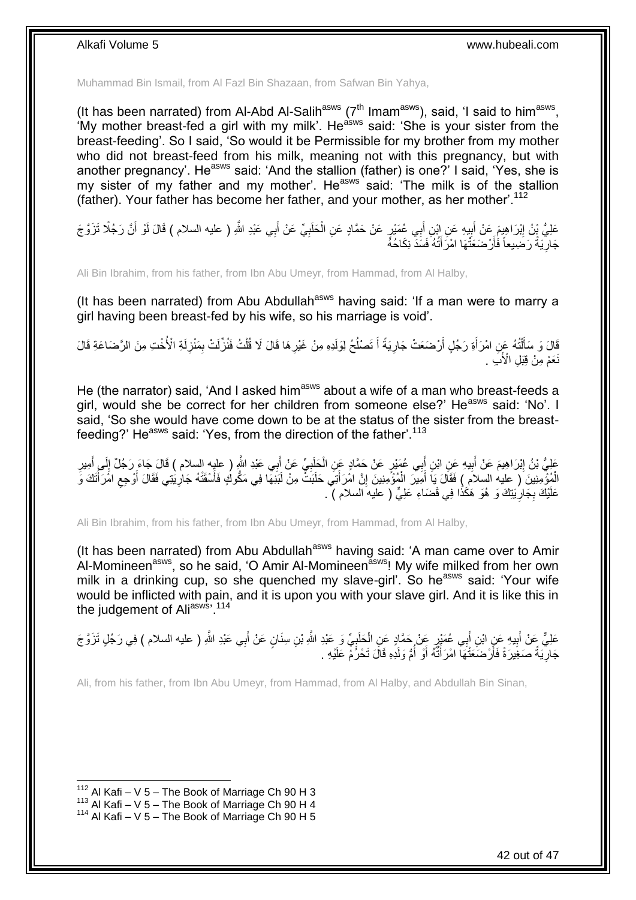Muhammad Bin Ismail, from Al Fazl Bin Shazaan, from Safwan Bin Yahya,

(It has been narrated) from Al-Abd Al-Salih[asws] (7[th] Imam[asws]), said, 'I said to him[asws], 'My mother breast-fed a girl with my milk'. He[asws] said: 'She is your sister from the breast-feeding'. So I said, 'So would it be Permissible for my brother from my mother who did not breast-feed from his milk, meaning not with this pregnancy, but with another pregnancy'. He[asws] said: 'And the stallion (father) is one?' I said, 'Yes, she is my sister of my father and my mother'. He[asws] said: 'The milk is of the stallion (father). Your father has become her father, and your mother, as her mother'.[112]

عَلِيُّ بْنُ إِبْرَاهِيمَ عَنْ أَبِيهِ عَنِ ابْنِ أَبِي عُمَيْرٍ عَنْ حَمَّادٍ عَنِ الْحَلَبِيِّ عَنْ أَبِي عَبْدِ اللَّهِ ( عليه السلام ) قَالَ لَوْ أَنَّ رَجُلًا تَزَوَّجَ جَارِيَةً رَضِيعاً فَأَرْضَعَتْهَا امْرَأَتُهُ فَسَدَ نِكَاحُهُ

Ali Bin Ibrahim, from his father, from Ibn Abu Umeyr, from Hammad, from Al Halby,

(It has been narrated) from Abu Abdullah[asws] having said: 'If a man were to marry a girl having been breast-fed by his wife, so his marriage is void'.

قَالَ وَ سَأَلْتُهُ عَنِ امْرَأَةِ رَجُلٍ أَرْضَعَتْ جَارِيَةً أَ تَصْلُحُ لِوَلَدِهِ مِنْ غَيْرِهَا قَالَ لَا قُلْتُ فَنُزِّلَتْ بِمَنْزِلَةِ الْأُخْتِ مِنَ الرَّضَاعَةِ قَالَ نَعَمْ مِنْ قِبَلِ الْأَبِ .

He (the narrator) said, 'And I asked him[asws] about a wife of a man who breast-feeds a girl, would she be correct for her children from someone else?' He[asws] said: 'No'. I said, 'So she would have come down to be at the status of the sister from the breast-feeding?' He[asws] said: 'Yes, from the direction of the father'.[113]

عَلِيُّ بْنُ إِبْرَاهِيمَ عَنْ أَبِيهِ عَنِ ابْنِ أَبِي عُمَيْرٍ عَنْ حَمَّادٍ عَنِ الْحَلَبِيِّ عَنْ أَبِي عَبْدِ اللَّهِ ( عليه السلام ) قَالَ جَاءَ رَجُلٌ إِلَى أَمِيرِ الْمُؤْمِنِينَ ( عليه السلام ) فَقَالَ يَا أَمِيرَ الْمُؤْمِنِينَ إِنَّ امْرَأَتِي حَلَبَتْ مِنْ لَبَنِهَا فِي مَكُّوكٍ فَأَسْقَتْهُ جَارِيَتِي فَقَالَ أَوْجِعِ امْرَأَتَكَ وَ عَلَيْكَ بِجَارِيَتِكَ وَ هُوَ هَكَذَا فِي قَضَاءِ عَلِيٍّ ( عليه السلام ) .

Ali Bin Ibrahim, from his father, from Ibn Abu Umeyr, from Hammad, from Al Halby,

(It has been narrated) from Abu Abdullah[asws] having said: 'A man came over to Amir Al-Momineen[asws], so he said, 'O Amir Al-Momineen[asws]! My wife milked from her own milk in a drinking cup, so she quenched my slave-girl'. So he[asws] said: 'Your wife would be inflicted with pain, and it is upon you with your slave girl. And it is like this in the judgement of Ali[asws]'.[114]

عَلِيٌّ عَنْ أَبِيهِ عَنِ ابْنِ أَبِي عُمَيْرٍ عَنْ حَمَّادٍ عَنِ الْحَلَبِيِّ وَ عَبْدِ اللَّهِ بْنِ سِنَانٍ عَنْ أَبِي عَبْدِ اللَّهِ ( عليه السلام ) فِي رَجُلٍ تَزَوَّجَ جَارِيَةً صَغِيرَةً فَأَرْضَعَتْهَا امْرَأَتُهُ أَوْ أُمُّ وَلَدِهِ قَالَ تَحْرُمُ عَلَيْهِ .

Ali, from his father, from Ibn Abu Umeyr, from Hammad, from Al Halby, and Abdullah Bin Sinan,

[112] Al Kafi – V 5 – The Book of Marriage Ch 90 H 3
[113] Al Kafi – V 5 – The Book of Marriage Ch 90 H 4
[114] Al Kafi – V 5 – The Book of Marriage Ch 90 H 5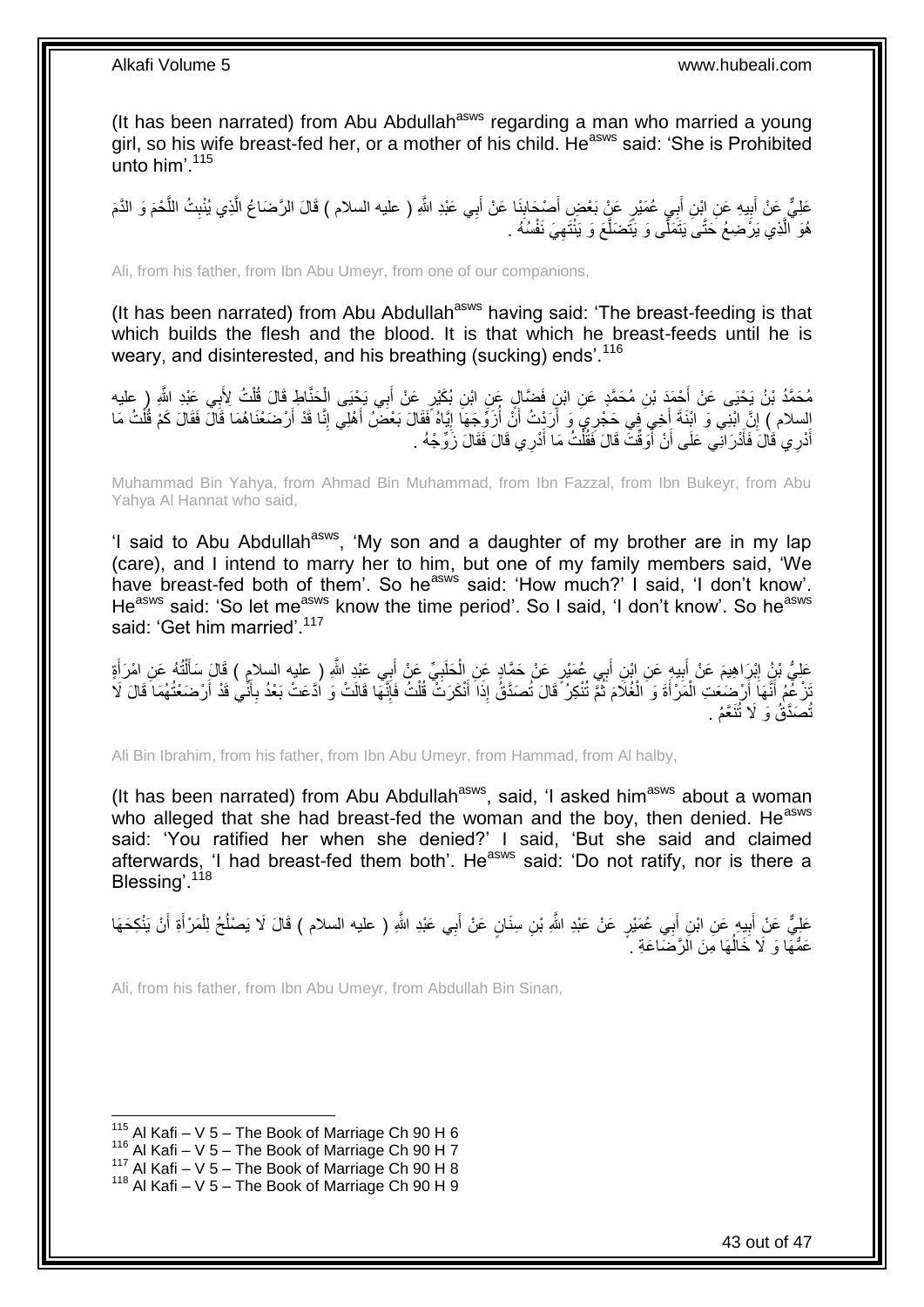(It has been narrated) from Abu Abdullah[asws] regarding a man who married a young girl, so his wife breast-fed her, or a mother of his child. He[asws] said: 'She is Prohibited unto him'.[115]

عَلِيٌّ عَنْ أَبِيهِ عَنِ ابْنِ أَبِي عُمَيْرٍ عَنْ بَعْضِ أَصْحَابِنَا عَنْ أَبِي عَبْدِ اللَّهِ ( عليه السلام ) قَالَ الرَّضَاعُ الَّذِي يُنْبِتُ اللَّحْمَ وَ الدَّمَ هُوَ الَّذِي يَرْضِعُ حَتَّى يَتَمَلَّى وَ يَتَضَلَّعَ وَ يَنْتَهِيَ نَفْسُهُ .

Ali, from his father, from Ibn Abu Umeyr, from one of our companions,

(It has been narrated) from Abu Abdullah[asws] having said: 'The breast-feeding is that which builds the flesh and the blood. It is that which he breast-feeds until he is weary, and disinterested, and his breathing (sucking) ends'.[116]

مُحَمَّدُ بْنُ يَحْيَى عَنْ أَحْمَدَ بْنِ مُحَمَّدٍ عَنِ ابْنِ فَضَّالٍ عَنِ ابْنِ بُكَيْرٍ عَنْ أَبِي يَحْيَى الْحَنَّاطِ قَالَ قُلْتُ لِأَبِي عَبْدِ اللَّهِ ( عليه السلام ) إِنَّ ابْنِي وَ ابْنَةَ أَخِي فِي حَجْرِي وَ أَرَدْتُ أَنْ أُزَوِّجَهَا إِيَّاهُ فَقَالَ بَعْضُ أَهْلِي إِنَّا قَدْ أَرْضَعْنَاهُمَا قَالَ فَقَالَ كَمْ قُلْتُ مَا أَدْرِي قَالَ فَأَدْرَانِي عَلَى أَنْ أُوَقِّتَ قَالَ فَقُلْتُ مَا أَدْرِي قَالَ فَقَالَ زَوِّجْهُ .

Muhammad Bin Yahya, from Ahmad Bin Muhammad, from Ibn Fazzal, from Ibn Bukeyr, from Abu Yahya Al Hannat who said,

'I said to Abu Abdullah[asws], 'My son and a daughter of my brother are in my lap (care), and I intend to marry her to him, but one of my family members said, 'We have breast-fed both of them'. So he[asws] said: 'How much?' I said, 'I don't know'. He[asws] said: 'So let me[asws] know the time period'. So I said, 'I don't know'. So he[asws] said: 'Get him married'.[117]

عَلِيُّ بْنُ إِبْرَاهِيمَ عَنْ أَبِيهِ عَنِ ابْنِ أَبِي عُمَيْرٍ عَنْ حَمَّادٍ عَنِ الْحَلَبِيِّ عَنْ أَبِي عَبْدِ اللَّهِ ( عليه السلام ) قَالَ سَأَلْتُهُ عَنِ امْرَأَةٍ تَزْعُمُ أَنَّهَا أَرْضَعَتِ الْمَرْأَةَ وَ الْغُلَامَ ثُمَّ تُنْكِرُ قَالَ تُصَدَّقُ إِذَا أَنْكَرَتْ قُلْتُ فَإِنَّهَا قَالَتْ وَ ادَّعَتْ بَعْدُ بِأَنِّي قَدْ أَرْضَعْتُهُمَا قَالَ لَا تُصَدَّقُ وَ لَا تُنَعَّمُ .

Ali Bin Ibrahim, from his father, from Ibn Abu Umeyr, from Hammad, from Al halby,

(It has been narrated) from Abu Abdullah[asws], said, 'I asked him[asws] about a woman who alleged that she had breast-fed the woman and the boy, then denied. He[asws] said: 'You ratified her when she denied?' I said, 'But she said and claimed afterwards, 'I had breast-fed them both'. He[asws] said: 'Do not ratify, nor is there a Blessing'.[118]

عَلِيٌّ عَنْ أَبِيهِ عَنِ ابْنِ أَبِي عُمَيْرٍ عَنْ عَبْدِ اللَّهِ بْنِ سِنَانٍ عَنْ أَبِي عَبْدِ اللَّهِ ( عليه السلام ) قَالَ لَا يَصْلُحُ لِلْمَرْأَةِ أَنْ يَنْكِحَهَا عَمُّهَا وَ لَا خَالُهَا مِنَ الرَّضَاعَةِ .

Ali, from his father, from Ibn Abu Umeyr, from Abdullah Bin Sinan,

[115] Al Kafi – V 5 – The Book of Marriage Ch 90 H 6
[116] Al Kafi – V 5 – The Book of Marriage Ch 90 H 7
[117] Al Kafi – V 5 – The Book of Marriage Ch 90 H 8
[118] Al Kafi – V 5 – The Book of Marriage Ch 90 H 9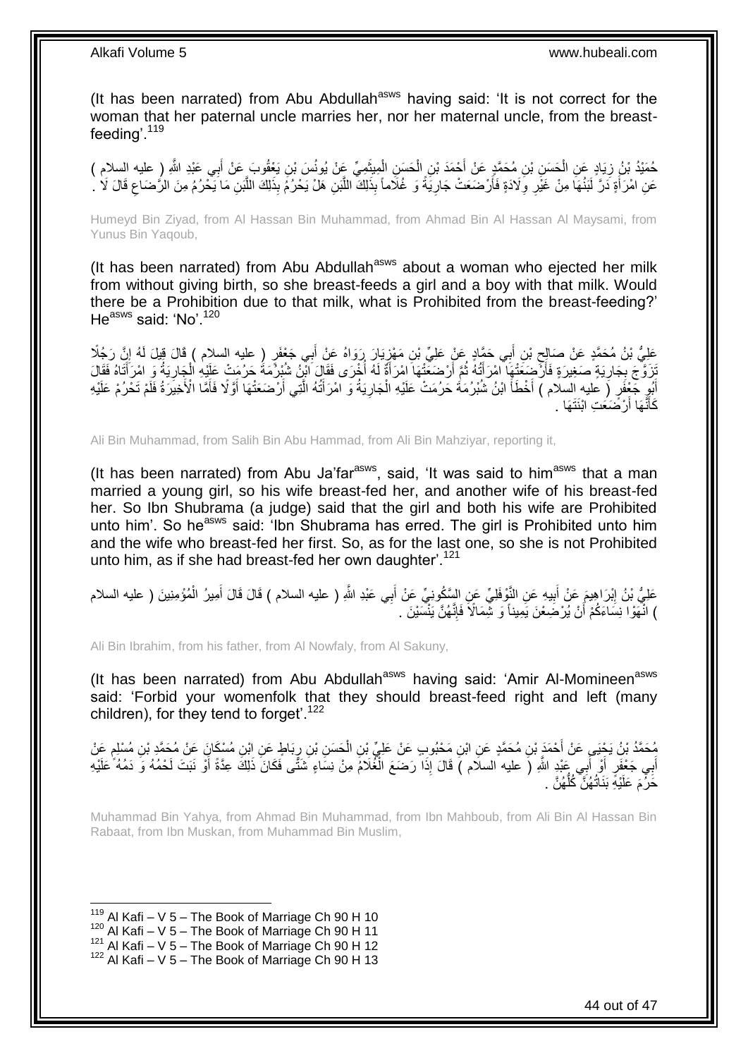(It has been narrated) from Abu Abdullah[asws] having said: 'It is not correct for the woman that her paternal uncle marries her, nor her maternal uncle, from the breast-feeding'.[119]

حُمَيْدُ بْنُ زِيَادٍ عَنِ الْحَسَنِ بْنِ مُحَمَّدٍ عَنْ أَحْمَدَ بْنِ الْحَسَنِ الْمِيثَمِيِّ عَنْ يُونُسَ بْنِ يَعْقُوبَ عَنْ أَبِي عَبْدِ اللَّهِ ( عليه السلام ) عَنِ امْرَأَةٍ دَرَّ لَبَنُهَا مِنْ غَيْرِ وِلَادَةٍ فَأَرْضَعَتْ جَارِيَةً وَ غُلَاماً بِذَلِكَ اللَّبَنِ هَلْ يَحْرُمُ بِذَلِكَ اللَّبَنِ مَا يَحْرُمُ مِنَ الرَّضَاعِ قَالَ لَا .

Humeyd Bin Ziyad, from Al Hassan Bin Muhammad, from Ahmad Bin Al Hassan Al Maysami, from Yunus Bin Yaqoub,

(It has been narrated) from Abu Abdullah[asws] about a woman who ejected her milk from without giving birth, so she breast-feeds a girl and a boy with that milk. Would there be a Prohibition due to that milk, what is Prohibited from the breast-feeding?' He[asws] said: 'No'.[120]

عَلِيُّ بْنُ مُحَمَّدٍ عَنْ صَالِحِ بْنِ أَبِي حَمَّادٍ عَنْ عَلِيِّ بْنِ مَهْزِيَارَ رَوَاهُ عَنْ أَبِي جَعْفَرٍ ( عليه السلام ) قَالَ قِيلَ لَهُ إِنَّ رَجُلًا تَزَوَّجَ بِجَارِيَةٍ صَغِيرَةٍ فَأَرْضَعَتْهَا امْرَأَتُهُ ثُمَّ أَرْضَعَتْهَا امْرَأَةٌ لَهُ أُخْرَى فَقَالَ ابْنُ شُبْرُمَةَ حَرُمَتْ عَلَيْهِ الْجَارِيَةُ وَ امْرَأَتَاهُ فَقَالَ أَبُو جَعْفَرٍ ( عليه السلام ) أَخْطَأَ ابْنُ شُبْرُمَةَ حَرُمَتْ عَلَيْهِ الْجَارِيَةُ وَ امْرَأَتُهُ الَّتِي أَرْضَعَتْهَا أَوَّلًا فَأَمَّا الْأَخِيرَةُ فَلَمْ تَحْرُمْ عَلَيْهِ كَأَنَّهَا أَرْضَعَتِ ابْنَتَهَا .

Ali Bin Muhammad, from Salih Bin Abu Hammad, from Ali Bin Mahziyar, reporting it,

(It has been narrated) from Abu Ja'far[asws], said, 'It was said to him[asws] that a man married a young girl, so his wife breast-fed her, and another wife of his breast-fed her. So Ibn Shubrama (a judge) said that the girl and both his wife are Prohibited unto him'. So he[asws] said: 'Ibn Shubrama has erred. The girl is Prohibited unto him and the wife who breast-fed her first. So, as for the last one, so she is not Prohibited unto him, as if she had breast-fed her own daughter'.[121]

عَلِيُّ بْنُ إِبْرَاهِيمَ عَنْ أَبِيهِ عَنِ النَّوْفَلِيِّ عَنِ السَّكُونِيِّ عَنْ أَبِي عَبْدِ اللَّهِ ( عليه السلام ) قَالَ قَالَ أَمِيرُ الْمُؤْمِنِينَ ( عليه السلام ) انْهَوْا نِسَاءَكُمْ أَنْ يُرْضِعْنَ يَمِيناً وَ شِمَالًا فَإِنَّهُنَّ يَنْسَيْنَ .

Ali Bin Ibrahim, from his father, from Al Nowfaly, from Al Sakuny,

(It has been narrated) from Abu Abdullah[asws] having said: 'Amir Al-Momineen[asws] said: 'Forbid your womenfolk that they should breast-feed right and left (many children), for they tend to forget'.[122]

مُحَمَّدُ بْنُ يَحْيَى عَنْ أَحْمَدَ بْنِ مُحَمَّدٍ عَنِ ابْنِ مَحْبُوبٍ عَنْ عَلِيِّ بْنِ الْحَسَنِ بْنِ رِبَاطٍ عَنِ ابْنِ مُسْكَانَ عَنْ مُحَمَّدِ بْنِ مُسْلِمٍ عَنْ أَبِي جَعْفَرٍ أَوْ أَبِي عَبْدِ اللَّهِ ( عليه السلام ) قَالَ إِذَا رَضَعَ الْغُلَامُ مِنْ نِسَاءٍ شَتَّى فَكَانَ ذَلِكَ عِدَّةً أَوْ نَبَتَ لَحْمُهُ وَ دَمُهُ عَلَيْهِ حَرُمَ عَلَيْهِ بَنَاتُهُنَّ كُلُّهُنَّ .

Muhammad Bin Yahya, from Ahmad Bin Muhammad, from Ibn Mahboub, from Ali Bin Al Hassan Bin Rabaat, from Ibn Muskan, from Muhammad Bin Muslim,

[119] Al Kafi – V 5 – The Book of Marriage Ch 90 H 10
[120] Al Kafi – V 5 – The Book of Marriage Ch 90 H 11
[121] Al Kafi – V 5 – The Book of Marriage Ch 90 H 12
[122] Al Kafi – V 5 – The Book of Marriage Ch 90 H 13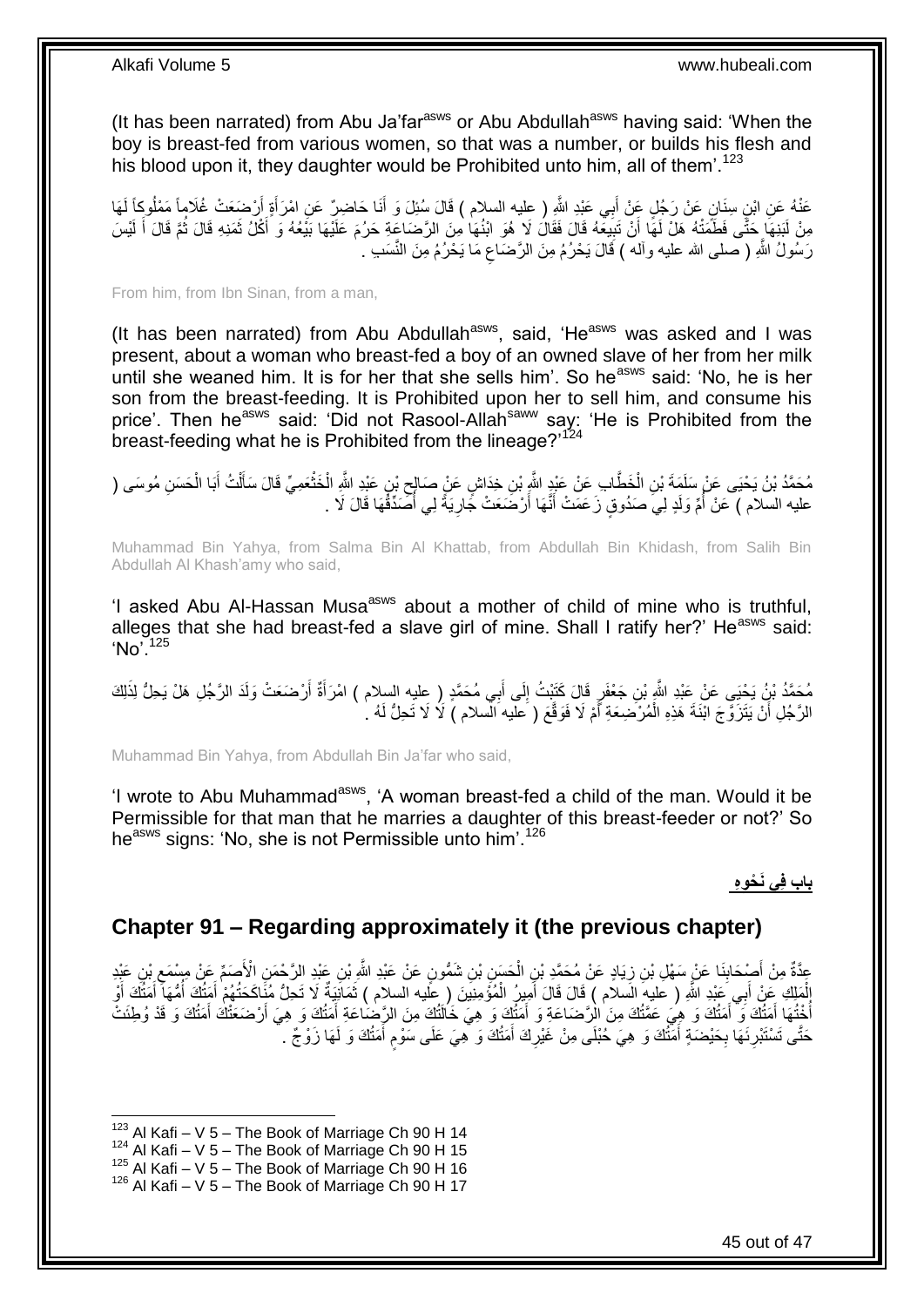(It has been narrated) from Abu Ja'far[asws] or Abu Abdullah[asws] having said: 'When the boy is breast-fed from various women, so that was a number, or builds his flesh and his blood upon it, they daughter would be Prohibited unto him, all of them'.[123]

عَنْهُ عَنِ ابْنِ سِنَانٍ عَنْ رَجُلٍ عَنْ أَبِي عَبْدِ اللَّهِ ( عليه السلام ) قَالَ سُئِلَ وَ أَنَا حَاضِرٌ عَنِ امْرَأَةٍ أَرْضَعَتْ غُلَاماً مَمْلُوكاً لَهَا مِنْ لَبَنِهَا حَتَّى فَطَمَتْهُ هَلْ لَهَا أَنْ تَبِيعَهُ قَالَ فَقَالَ لَا هُوَ ابْنُهَا مِنَ الرَّضَاعَةِ حَرُمَ عَلَيْهَا بَيْعُهُ وَ أَكْلُ ثَمَنِهِ قَالَ ثُمَّ قَالَ أَ لَيْسَ رَسُولُ اللَّهِ ( صلى الله عليه وآله ) قَالَ يَحْرُمُ مِنَ الرَّضَاعِ مَا يَحْرُمُ مِنَ النَّسَبِ .

From him, from Ibn Sinan, from a man,

(It has been narrated) from Abu Abdullah[asws], said, 'He[asws] was asked and I was present, about a woman who breast-fed a boy of an owned slave of her from her milk until she weaned him. It is for her that she sells him'. So he[asws] said: 'No, he is her son from the breast-feeding. It is Prohibited upon her to sell him, and consume his price'. Then he[asws] said: 'Did not Rasool-Allah[saww] say: 'He is Prohibited from the breast-feeding what he is Prohibited from the lineage?'[124]

مُحَمَّدُ بْنُ يَحْيَى عَنْ سَلَمَةَ بْنِ الْخَطَّابِ عَنْ عَبْدِ اللَّهِ بْنِ خِدَاشٍ عَنْ صَالِحِ بْنِ عَبْدِ اللَّهِ الْخَثْعَمِيِّ قَالَ سَأَلْتُ أَبَا الْحَسَنِ مُوسَى ( عليه السلام ) عَنْ أُمِّ وَلَدٍ لِي صَدُوقٍ زَعَمَتْ أَنَّهَا أَرْضَعَتْ جَارِيَةً لِي أُصَدِّقُهَا قَالَ لَا .

Muhammad Bin Yahya, from Salma Bin Al Khattab, from Abdullah Bin Khidash, from Salih Bin Abdullah Al Khash'amy who said,

'I asked Abu Al-Hassan Musa[asws] about a mother of child of mine who is truthful, alleges that she had breast-fed a slave girl of mine. Shall I ratify her?' He[asws] said: 'No'.[125]

مُحَمَّدُ بْنُ يَحْيَى عَنْ عَبْدِ اللَّهِ بْنِ جَعْفَرٍ قَالَ كَتَبْتُ إِلَى أَبِي مُحَمَّدٍ ( عليه السلام ) امْرَأَةٌ أَرْضَعَتْ وَلَدَ الرَّجُلِ هَلْ يَحِلُّ لِذَلِكَ الرَّجُلِ أَنْ يَتَزَوَّجَ ابْنَةَ هَذِهِ الْمُرْضِعَةِ أَمْ لَا فَوَقَّعَ ( عليه السلام ) لَا لَا تَحِلُّ لَهُ .

Muhammad Bin Yahya, from Abdullah Bin Ja'far who said,

'I wrote to Abu Muhammad[asws], 'A woman breast-fed a child of the man. Would it be Permissible for that man that he marries a daughter of this breast-feeder or not?' So he[asws] signs: 'No, she is not Permissible unto him'.[126]

## باب فِي نَحْوِهِ

## Chapter 91 – Regarding approximately it (the previous chapter)

عِدَّةٌ مِنْ أَصْحَابِنَا عَنْ سَهْلِ بْنِ زِيَادٍ عَنْ مُحَمَّدِ بْنِ الْحَسَنِ بْنِ شَمُّونٍ عَنْ عَبْدِ اللَّهِ بْنِ عَبْدِ الرَّحْمَنِ الْأَصَمِّ عَنْ مِسْمَعِ بْنِ عَبْدِ الْمَلِكِ عَنْ أَبِي عَبْدِ اللَّهِ ( عليه السلام ) قَالَ قَالَ أَمِيرُ الْمُؤْمِنِينَ ( عليه السلام ) ثَمَانِيَةٌ لَا تَحِلُّ مُنَاكَحَتُهُمْ أَمَتُكَ أُمُّهَا أَمَتُكَ أَوْ أُخْتُهَا أَمَتُكَ وَ أَمَتُكَ وَ هِيَ عَمَّتُكَ مِنَ الرَّضَاعَةِ وَ أَمَتُكَ وَ هِيَ خَالَتُكَ مِنَ الرَّضَاعَةِ أَمَتُكَ وَ هِيَ أَرْضَعَتْكَ أَمَتُكَ وَ قَدْ وُطِئَتْ حَتَّى تَسْتَبْرِئَهَا بِحَيْضَةٍ أَمَتُكَ وَ هِيَ حُبْلَى مِنْ غَيْرِكَ أَمَتُكَ وَ هِيَ عَلَى سَوْمٍ أَمَتُكَ وَ لَهَا زَوْجٌ .

---

[123] Al Kafi – V 5 – The Book of Marriage Ch 90 H 14
[124] Al Kafi – V 5 – The Book of Marriage Ch 90 H 15
[125] Al Kafi – V 5 – The Book of Marriage Ch 90 H 16
[126] Al Kafi – V 5 – The Book of Marriage Ch 90 H 17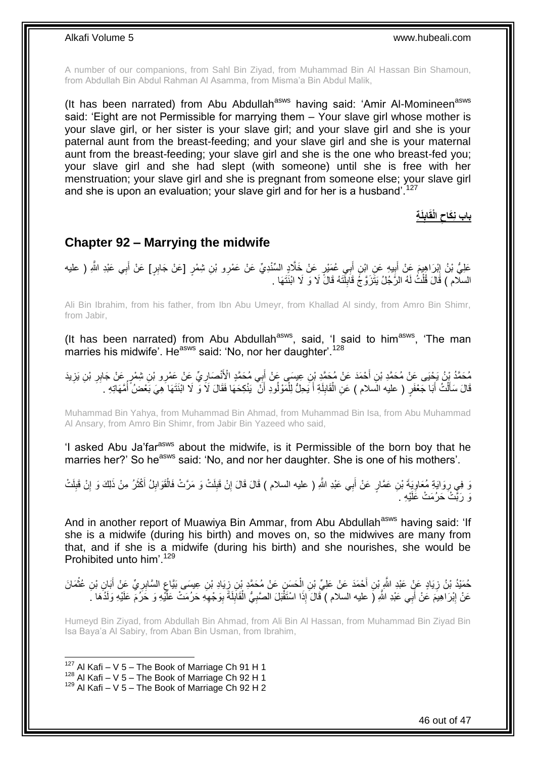A number of our companions, from Sahl Bin Ziyad, from Muhammad Bin Al Hassan Bin Shamoun, from Abdullah Bin Abdul Rahman Al Asamma, from Misma'a Bin Abdul Malik,

(It has been narrated) from Abu Abdullah[asws] having said: 'Amir Al-Momineen[asws] said: 'Eight are not Permissible for marrying them – Your slave girl whose mother is your slave girl, or her sister is your slave girl; and your slave girl and she is your paternal aunt from the breast-feeding; and your slave girl and she is your maternal aunt from the breast-feeding; your slave girl and she is the one who breast-fed you; your slave girl and she had slept (with someone) until she is free with her menstruation; your slave girl and she is pregnant from someone else; your slave girl and she is upon an evaluation; your slave girl and for her is a husband'.[127]

## باب نِكَاحِ الْقَابِلَةِ

## Chapter 92 – Marrying the midwife

عَلِيُّ بْنُ إِبْرَاهِيمَ عَنْ أَبِيهِ عَنِ ابْنِ أَبِي عُمَيْرٍ عَنْ خَلَّادٍ السِّنْدِيِّ عَنْ عَمْرِو بْنِ شِمْرٍ [عَنْ جَابِرٍ] عَنْ أَبِي عَبْدِ اللَّهِ ( عليه السلام ) قَالَ قُلْتُ لَهُ الرَّجُلُ يَتَزَوَّجُ قَابِلَتَهُ قَالَ لَا وَ لَا ابْنَتَهَا .

Ali Bin Ibrahim, from his father, from Ibn Abu Umeyr, from Khallad Al sindy, from Amro Bin Shimr, from Jabir,

(It has been narrated) from Abu Abdullah[asws], said, 'I said to him[asws], 'The man marries his midwife'. He[asws] said: 'No, nor her daughter'.[128]

مُحَمَّدُ بْنُ يَحْيَى عَنْ مُحَمَّدِ بْنِ أَحْمَدَ عَنْ مُحَمَّدِ بْنِ عِيسَى عَنْ أَبِي مُحَمَّدٍ الْأَنْصَارِيِّ عَنْ عَمْرِو بْنِ شِمْرٍ عَنْ جَابِرِ بْنِ يَزِيدَ قَالَ سَأَلْتُ أَبَا جَعْفَرٍ ( عليه السلام ) عَنِ الْقَابِلَةِ أَ يَحِلُّ لِلْمَوْلُودِ أَنْ يَنْكِحَهَا فَقَالَ لَا وَ لَا ابْنَتَهَا هِيَ بَعْضُ أُمَّهَاتِهِ .

Muhammad Bin Yahya, from Muhammad Bin Ahmad, from Muhammad Bin Isa, from Abu Muhammad Al Ansary, from Amro Bin Shimr, from Jabir Bin Yazeed who said,

'I asked Abu Ja'far[asws] about the midwife, is it Permissible of the born boy that he marries her?' So he[asws] said: 'No, and nor her daughter. She is one of his mothers'.

وَ فِي رِوَايَةِ مُعَاوِيَةَ بْنِ عَمَّارٍ عَنْ أَبِي عَبْدِ اللَّهِ ( عليه السلام ) قَالَ قَالَ إِنْ قَبِلَتْ وَ مَرَّتْ فَالْقَوَابِلُ أَكْثَرُ مِنْ ذَلِكَ وَ إِنْ قَبِلَتْ وَ رَبَّتْ حَرُمَتْ عَلَيْهِ .

And in another report of Muawiya Bin Ammar, from Abu Abdullah[asws] having said: 'If she is a midwife (during his birth) and moves on, so the midwives are many from that, and if she is a midwife (during his birth) and she nourishes, she would be Prohibited unto him'.[129]

حُمَيْدُ بْنُ زِيَادٍ عَنْ عَبْدِ اللَّهِ بْنِ أَحْمَدَ عَنْ عَلِيِّ بْنِ الْحَسَنِ عَنْ مُحَمَّدِ بْنِ زِيَادِ بْنِ عِيسَى بَيَّاعِ السَّابِرِيِّ عَنْ أَبَانِ بْنِ عُثْمَانَ عَنْ إِبْرَاهِيمَ عَنْ أَبِي عَبْدِ اللَّهِ ( عليه السلام ) قَالَ إِذَا اسْتَقْبَلَ الصَّبِيُّ الْقَابِلَةَ بِوَجْهِهِ حَرُمَتْ عَلَيْهِ وَ حَرُمَ عَلَيْهِ وَلَدُهَا .

Humeyd Bin Ziyad, from Abdullah Bin Ahmad, from Ali Bin Al Hassan, from Muhammad Bin Ziyad Bin Isa Baya'a Al Sabiry, from Aban Bin Usman, from Ibrahim,

[127] Al Kafi – V 5 – The Book of Marriage Ch 91 H 1
[128] Al Kafi – V 5 – The Book of Marriage Ch 92 H 1
[129] Al Kafi – V 5 – The Book of Marriage Ch 92 H 2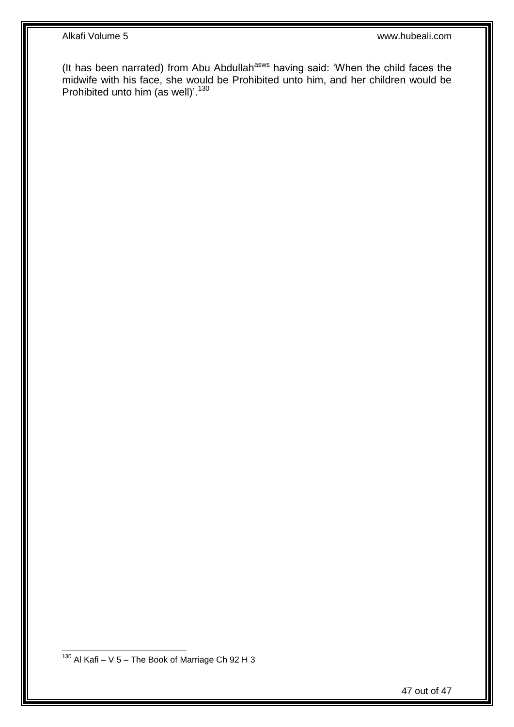(It has been narrated) from Abu Abdullah[asws] having said: 'When the child faces the midwife with his face, she would be Prohibited unto him, and her children would be Prohibited unto him (as well)'.[130]

[130] Al Kafi – V 5 – The Book of Marriage Ch 92 H 3